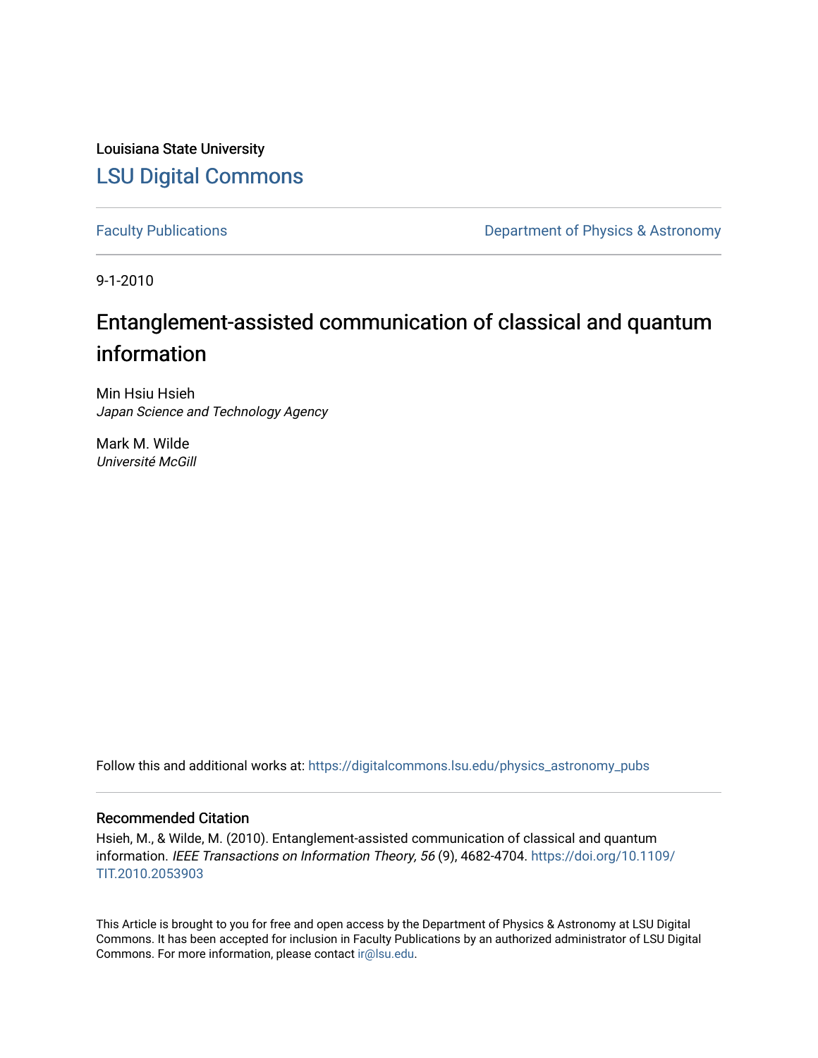Louisiana State University

LSU Digital Commons

Faculty Publications

Department of Physics & Astronomy

9-1-2010

# Entanglement-assisted communication of classical and quantum information

Min Hsiu Hsieh
*Japan Science and Technology Agency*

Mark M. Wilde
*Université McGill*

Follow this and additional works at: https://digitalcommons.lsu.edu/physics_astronomy_pubs

## Recommended Citation

Hsieh, M., & Wilde, M. (2010). Entanglement-assisted communication of classical and quantum information. *IEEE Transactions on Information Theory, 56* (9), 4682-4704. https://doi.org/10.1109/TIT.2010.2053903

This Article is brought to you for free and open access by the Department of Physics & Astronomy at LSU Digital Commons. It has been accepted for inclusion in Faculty Publications by an authorized administrator of LSU Digital Commons. For more information, please contact ir@lsu.edu.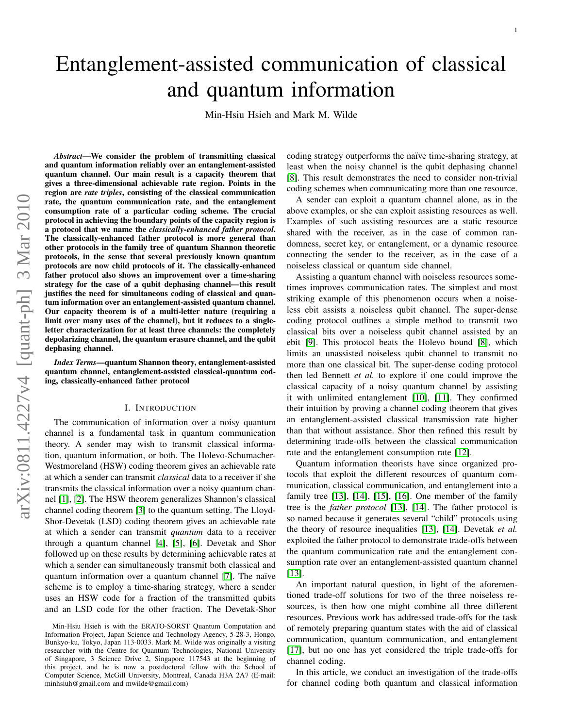# Entanglement-assisted communication of classical and quantum information

Min-Hsiu Hsieh and Mark M. Wilde

***Abstract*—We consider the problem of transmitting classical and quantum information reliably over an entanglement-assisted quantum channel. Our main result is a capacity theorem that gives a three-dimensional achievable rate region. Points in the region are *rate triples*, consisting of the classical communication rate, the quantum communication rate, and the entanglement consumption rate of a particular coding scheme. The crucial protocol in achieving the boundary points of the capacity region is a protocol that we name the *classically-enhanced father protocol*. The classically-enhanced father protocol is more general than other protocols in the family tree of quantum Shannon theoretic protocols, in the sense that several previously known quantum protocols are now child protocols of it. The classically-enhanced father protocol also shows an improvement over a time-sharing strategy for the case of a qubit dephasing channel—this result justifies the need for simultaneous coding of classical and quantum information over an entanglement-assisted quantum channel. Our capacity theorem is of a multi-letter nature (requiring a limit over many uses of the channel), but it reduces to a single-letter characterization for at least three channels: the completely depolarizing channel, the quantum erasure channel, and the qubit dephasing channel.**

***Index Terms*—quantum Shannon theory, entanglement-assisted quantum channel, entanglement-assisted classical-quantum coding, classically-enhanced father protocol**

## I. Introduction

The communication of information over a noisy quantum channel is a fundamental task in quantum communication theory. A sender may wish to transmit classical information, quantum information, or both. The Holevo-Schumacher-Westmoreland (HSW) coding theorem gives an achievable rate at which a sender can transmit *classical* data to a receiver if she transmits the classical information over a noisy quantum channel [1], [2]. The HSW theorem generalizes Shannon's classical channel coding theorem [3] to the quantum setting. The Lloyd-Shor-Devetak (LSD) coding theorem gives an achievable rate at which a sender can transmit *quantum* data to a receiver through a quantum channel [4], [5], [6]. Devetak and Shor followed up on these results by determining achievable rates at which a sender can simultaneously transmit both classical and quantum information over a quantum channel [7]. The naïve scheme is to employ a time-sharing strategy, where a sender uses an HSW code for a fraction of the transmitted qubits and an LSD code for the other fraction. The Devetak-Shor coding strategy outperforms the naïve time-sharing strategy, at least when the noisy channel is the qubit dephasing channel [8]. This result demonstrates the need to consider non-trivial coding schemes when communicating more than one resource.

A sender can exploit a quantum channel alone, as in the above examples, or she can exploit assisting resources as well. Examples of such assisting resources are a static resource shared with the receiver, as in the case of common randomness, secret key, or entanglement, or a dynamic resource connecting the sender to the receiver, as in the case of a noiseless classical or quantum side channel.

Assisting a quantum channel with noiseless resources sometimes improves communication rates. The simplest and most striking example of this phenomenon occurs when a noiseless ebit assists a noiseless qubit channel. The super-dense coding protocol outlines a simple method to transmit two classical bits over a noiseless qubit channel assisted by an ebit [9]. This protocol beats the Holevo bound [8], which limits an unassisted noiseless qubit channel to transmit no more than one classical bit. The super-dense coding protocol then led Bennett *et al.* to explore if one could improve the classical capacity of a noisy quantum channel by assisting it with unlimited entanglement [10], [11]. They confirmed their intuition by proving a channel coding theorem that gives an entanglement-assisted classical transmission rate higher than that without assistance. Shor then refined this result by determining trade-offs between the classical communication rate and the entanglement consumption rate [12].

Quantum information theorists have since organized protocols that exploit the different resources of quantum communication, classical communication, and entanglement into a family tree [13], [14], [15], [16]. One member of the family tree is the *father protocol* [13], [14]. The father protocol is so named because it generates several "child" protocols using the theory of resource inequalities [13], [14]. Devetak *et al.* exploited the father protocol to demonstrate trade-offs between the quantum communication rate and the entanglement consumption rate over an entanglement-assisted quantum channel [13].

An important natural question, in light of the aforementioned trade-off solutions for two of the three noiseless resources, is then how one might combine all three different resources. Previous work has addressed trade-offs for the task of remotely preparing quantum states with the aid of classical communication, quantum communication, and entanglement [17], but no one has yet considered the triple trade-offs for channel coding.

In this article, we conduct an investigation of the trade-offs for channel coding both quantum and classical information

Min-Hsiu Hsieh is with the ERATO-SORST Quantum Computation and Information Project, Japan Science and Technology Agency, 5-28-3, Hongo, Bunkyo-ku, Tokyo, Japan 113-0033. Mark M. Wilde was originally a visiting researcher with the Centre for Quantum Technologies, National University of Singapore, 3 Science Drive 2, Singapore 117543 at the beginning of this project, and he is now a postdoctoral fellow with the School of Computer Science, McGill University, Montreal, Canada H3A 2A7 (E-mail: minhsiuh@gmail.com and mwilde@gmail.com)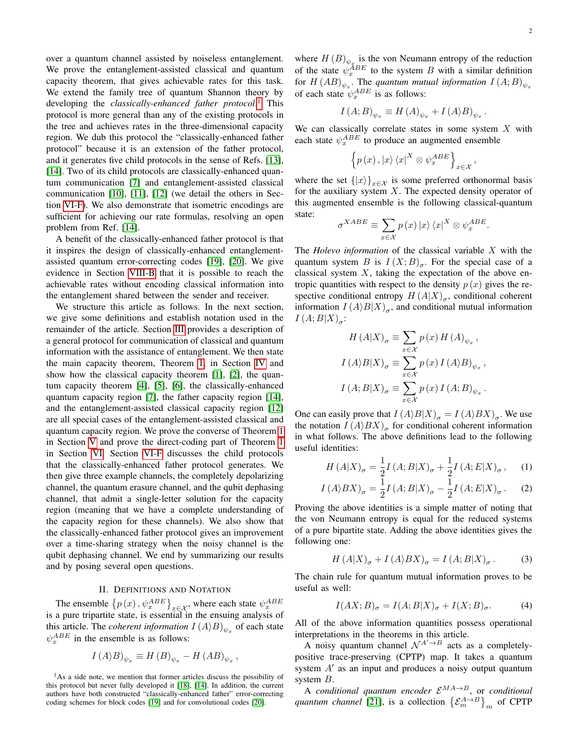over a quantum channel assisted by noiseless entanglement. We prove the entanglement-assisted classical and quantum capacity theorem, that gives achievable rates for this task. We extend the family tree of quantum Shannon theory by developing the *classically-enhanced father protocol*.[1] This protocol is more general than any of the existing protocols in the tree and achieves rates in the three-dimensional capacity region. We dub this protocol the "classically-enhanced father protocol" because it is an extension of the father protocol, and it generates five child protocols in the sense of Refs. [13], [14]. Two of its child protocols are classically-enhanced quantum communication [7] and entanglement-assisted classical communication [10], [11], [12] (we detail the others in Section VI-F). We also demonstrate that isometric encodings are sufficient for achieving our rate formulas, resolving an open problem from Ref. [14].

A benefit of the classically-enhanced father protocol is that it inspires the design of classically-enhanced entanglement-assisted quantum error-correcting codes [19], [20]. We give evidence in Section VIII-B that it is possible to reach the achievable rates without encoding classical information into the entanglement shared between the sender and receiver.

We structure this article as follows. In the next section, we give some definitions and establish notation used in the remainder of the article. Section III provides a description of a general protocol for communication of classical and quantum information with the assistance of entanglement. We then state the main capacity theorem, Theorem 1, in Section IV and show how the classical capacity theorem [1], [2], the quantum capacity theorem [4], [5], [6], the classically-enhanced quantum capacity region [7], the father capacity region [14], and the entanglement-assisted classical capacity region [12] are all special cases of the entanglement-assisted classical and quantum capacity region. We prove the converse of Theorem 1 in Section V and prove the direct-coding part of Theorem 1 in Section VI. Section VI-F discusses the child protocols that the classically-enhanced father protocol generates. We then give three example channels, the completely depolarizing channel, the quantum erasure channel, and the qubit dephasing channel, that admit a single-letter solution for the capacity region (meaning that we have a complete understanding of the capacity region for these channels). We also show that the classically-enhanced father protocol gives an improvement over a time-sharing strategy when the noisy channel is the qubit dephasing channel. We end by summarizing our results and by posing several open questions.

## II. Definitions and Notation

The ensemble $\left\{p\left(x\right), \psi_x^{ABE}\right\}_{x\in\mathcal{X}}$, where each state $\psi_x^{ABE}$ is a pure tripartite state, is essential in the ensuing analysis of this article. The *coherent information* $I\left(A\rangle B\right)_{\psi_x}$ of each state $\psi_x^{ABE}$ in the ensemble is as follows:

$$I\left(A\rangle B\right)_{\psi_x} \equiv H\left(B\right)_{\psi_x} - H\left(AB\right)_{\psi_x},$$

where $H\left(B\right)_{\psi_x}$ is the von Neumann entropy of the reduction of the state $\psi_x^{ABE}$ to the system $B$ with a similar definition for $H\left(AB\right)_{\psi_x}$. The *quantum mutual information* $I\left(A;B\right)_{\psi_x}$ of each state $\psi_x^{ABE}$ is as follows:

$$I\left(A;B\right)_{\psi_x} \equiv H\left(A\right)_{\psi_x} + I\left(A\rangle B\right)_{\psi_x}.$$

We can classically correlate states in some system $X$ with each state $\psi_x^{ABE}$ to produce an augmented ensemble

$$\left\{p\left(x\right), \left|x\right\rangle\left\langle x\right|^X \otimes \psi_x^{ABE}\right\}_{x\in\mathcal{X}},$$

where the set $\left\{\left|x\right\rangle\right\}_{x\in\mathcal{X}}$ is some preferred orthonormal basis for the auxiliary system $X$. The expected density operator of this augmented ensemble is the following classical-quantum state:

$$\sigma^{XABE} \equiv \sum_{x\in\mathcal{X}} p\left(x\right)\left|x\right\rangle\left\langle x\right|^X \otimes \psi_x^{ABE}.$$

The *Holevo information* of the classical variable $X$ with the quantum system $B$ is $I\left(X;B\right)_\sigma$. For the special case of a classical system $X$, taking the expectation of the above entropic quantities with respect to the density $p\left(x\right)$ gives the respective conditional entropy $H\left(A|X\right)_\sigma$, conditional coherent information $I\left(A\rangle B|X\right)_\sigma$, and conditional mutual information $I\left(A;B|X\right)_\sigma$:

$$H\left(A|X\right)_\sigma \equiv \sum_{x\in\mathcal{X}} p\left(x\right) H\left(A\right)_{\psi_x},$$

$$I\left(A\rangle B|X\right)_\sigma \equiv \sum_{x\in\mathcal{X}} p\left(x\right) I\left(A\rangle B\right)_{\psi_x},$$

$$I\left(A;B|X\right)_\sigma \equiv \sum_{x\in\mathcal{X}} p\left(x\right) I\left(A;B\right)_{\psi_x}.$$

One can easily prove that $I\left(A\rangle B|X\right)_\sigma = I\left(A\rangle BX\right)_\sigma$. We use the notation $I\left(A\rangle BX\right)_\sigma$ for conditional coherent information in what follows. The above definitions lead to the following useful identities:

$$H\left(A|X\right)_\sigma = \frac{1}{2}I\left(A;B|X\right)_\sigma + \frac{1}{2}I\left(A;E|X\right)_\sigma, \tag{1}$$

$$I\left(A\rangle BX\right)_\sigma = \frac{1}{2}I\left(A;B|X\right)_\sigma - \frac{1}{2}I\left(A;E|X\right)_\sigma. \tag{2}$$

Proving the above identities is a simple matter of noting that the von Neumann entropy is equal for the reduced systems of a pure bipartite state. Adding the above identities gives the following one:

$$H\left(A|X\right)_\sigma + I\left(A\rangle BX\right)_\sigma = I\left(A;B|X\right)_\sigma. \tag{3}$$

The chain rule for quantum mutual information proves to be useful as well:

$$I(AX;B)_\sigma = I(A;B|X)_\sigma + I(X;B)_\sigma. \tag{4}$$

All of the above information quantities possess operational interpretations in the theorems in this article.

A noisy quantum channel $\mathcal{N}^{A'\to B}$ acts as a completely-positive trace-preserving (CPTP) map. It takes a quantum system $A'$ as an input and produces a noisy output quantum system $B$.

A *conditional quantum encoder* $\mathcal{E}^{MA\to B}$, or *conditional quantum channel* [21], is a collection $\left\{\mathcal{E}_m^{A\to B}\right\}_m$ of CPTP

[1] As a side note, we mention that former articles discuss the possibility of this protocol but never fully developed it [18], [14]. In addition, the current authors have both constructed "classically-enhanced father" error-correcting coding schemes for block codes [19] and for convolutional codes [20].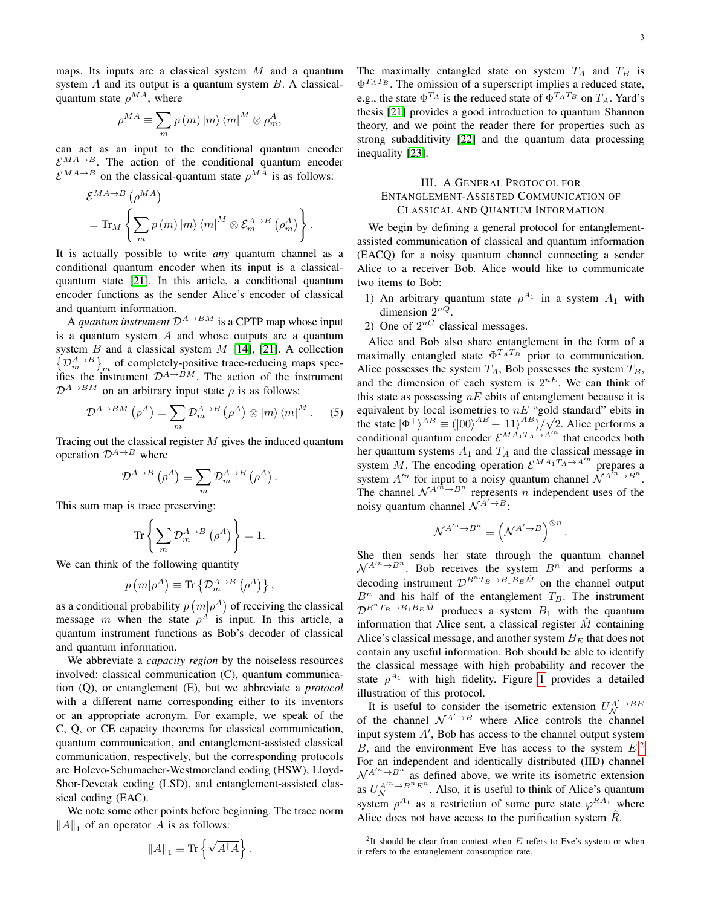maps. Its inputs are a classical system $M$ and a quantum system $A$ and its output is a quantum system $B$. A classical-quantum state $\rho^{MA}$, where

$$\rho^{MA} \equiv \sum_m p(m) |m\rangle \langle m|^M \otimes \rho_m^A,$$

can act as an input to the conditional quantum encoder $\mathcal{E}^{MA\to B}$. The action of the conditional quantum encoder $\mathcal{E}^{MA\to B}$ on the classical-quantum state $\rho^{MA}$ is as follows:

$$\mathcal{E}^{MA\to B}\left(\rho^{MA}\right) = \mathrm{Tr}_M \left\{ \sum_m p(m) |m\rangle \langle m|^M \otimes \mathcal{E}_m^{A\to B}\left(\rho_m^A\right) \right\}.$$

It is actually possible to write *any* quantum channel as a conditional quantum encoder when its input is a classical-quantum state [21]. In this article, a conditional quantum encoder functions as the sender Alice's encoder of classical and quantum information.

A *quantum instrument* $\mathcal{D}^{A\to BM}$ is a CPTP map whose input is a quantum system $A$ and whose outputs are a quantum system $B$ and a classical system $M$ [14], [21]. A collection $\left\{\mathcal{D}_m^{A\to B}\right\}_m$ of completely-positive trace-reducing maps specifies the instrument $\mathcal{D}^{A\to BM}$. The action of the instrument $\mathcal{D}^{A\to BM}$ on an arbitrary input state $\rho$ is as follows:

$$\mathcal{D}^{A\to BM}\left(\rho^A\right) = \sum_m \mathcal{D}_m^{A\to B}\left(\rho^A\right) \otimes |m\rangle \langle m|^M. \quad (5)$$

Tracing out the classical register $M$ gives the induced quantum operation $\mathcal{D}^{A\to B}$ where

$$\mathcal{D}^{A\to B}\left(\rho^A\right) \equiv \sum_m \mathcal{D}_m^{A\to B}\left(\rho^A\right).$$

This sum map is trace preserving:

$$\mathrm{Tr}\left\{ \sum_m \mathcal{D}_m^{A\to B}\left(\rho^A\right) \right\} = 1.$$

We can think of the following quantity

$$p\left(m|\rho^A\right) \equiv \mathrm{Tr}\left\{ \mathcal{D}_m^{A\to B}\left(\rho^A\right) \right\},$$

as a conditional probability $p\left(m|\rho^A\right)$ of receiving the classical message $m$ when the state $\rho^A$ is input. In this article, a quantum instrument functions as Bob's decoder of classical and quantum information.

We abbreviate a *capacity region* by the noiseless resources involved: classical communication (C), quantum communication (Q), or entanglement (E), but we abbreviate a *protocol* with a different name corresponding either to its inventors or an appropriate acronym. For example, we speak of the C, Q, or CE capacity theorems for classical communication, quantum communication, and entanglement-assisted classical communication, respectively, but the corresponding protocols are Holevo-Schumacher-Westmoreland coding (HSW), Lloyd-Shor-Devetak coding (LSD), and entanglement-assisted classical coding (EAC).

We note some other points before beginning. The trace norm $\|A\|_1$ of an operator $A$ is as follows:

$$\|A\|_1 \equiv \mathrm{Tr}\left\{ \sqrt{A^\dagger A} \right\}.$$

The maximally entangled state on system $T_A$ and $T_B$ is $\Phi^{T_A T_B}$. The omission of a superscript implies a reduced state, e.g., the state $\Phi^{T_A}$ is the reduced state of $\Phi^{T_A T_B}$ on $T_A$. Yard's thesis [21] provides a good introduction to quantum Shannon theory, and we point the reader there for properties such as strong subadditivity [22] and the quantum data processing inequality [23].

## III. A General Protocol for Entanglement-Assisted Communication of Classical and Quantum Information

We begin by defining a general protocol for entanglement-assisted communication of classical and quantum information (EACQ) for a noisy quantum channel connecting a sender Alice to a receiver Bob. Alice would like to communicate two items to Bob:

1) An arbitrary quantum state $\rho^{A_1}$ in a system $A_1$ with dimension $2^{nQ}$.
2) One of $2^{nC}$ classical messages.

Alice and Bob also share entanglement in the form of a maximally entangled state $\Phi^{T_A T_B}$ prior to communication. Alice possesses the system $T_A$, Bob possesses the system $T_B$, and the dimension of each system is $2^{nE}$. We can think of this state as possessing $nE$ ebits of entanglement because it is equivalent by local isometries to $nE$ "gold standard" ebits in the state $|\Phi^+\rangle^{AB} \equiv (|00\rangle^{AB} + |11\rangle^{AB})/\sqrt{2}$. Alice performs a conditional quantum encoder $\mathcal{E}^{MA_1T_A\to A'^n}$ that encodes both her quantum systems $A_1$ and $T_A$ and the classical message in system $M$. The encoding operation $\mathcal{E}^{MA_1T_A\to A'^n}$ prepares a system $A'^n$ for input to a noisy quantum channel $\mathcal{N}^{A'^n\to B^n}$. The channel $\mathcal{N}^{A'^n\to B^n}$ represents $n$ independent uses of the noisy quantum channel $\mathcal{N}^{A'\to B}$:

$$\mathcal{N}^{A'^n\to B^n} \equiv \left(\mathcal{N}^{A'\to B}\right)^{\otimes n}.$$

She then sends her state through the quantum channel $\mathcal{N}^{A'^n\to B^n}$. Bob receives the system $B^n$ and performs a decoding instrument $\mathcal{D}^{B^nT_B\to B_1B_E\hat{M}}$ on the channel output $B^n$ and his half of the entanglement $T_B$. The instrument $\mathcal{D}^{B^nT_B\to B_1B_E\hat{M}}$ produces a system $B_1$ with the quantum information that Alice sent, a classical register $\hat{M}$ containing Alice's classical message, and another system $B_E$ that does not contain any useful information. Bob should be able to identify the classical message with high probability and recover the state $\rho^{A_1}$ with high fidelity. Figure 1 provides a detailed illustration of this protocol.

It is useful to consider the isometric extension $U_{\mathcal{N}}^{A'\to BE}$ of the channel $\mathcal{N}^{A'\to B}$ where Alice controls the channel input system $A'$, Bob has access to the channel output system $B$, and the environment Eve has access to the system $E$.[2] For an independent and identically distributed (IID) channel $\mathcal{N}^{A'^n\to B^n}$ as defined above, we write its isometric extension as $U_{\mathcal{N}}^{A'^n\to B^nE^n}$. Also, it is useful to think of Alice's quantum system $\rho^{A_1}$ as a restriction of some pure state $\varphi^{\hat{R}A_1}$ where Alice does not have access to the purification system $\hat{R}$.

[2] It should be clear from context when $E$ refers to Eve's system or when it refers to the entanglement consumption rate.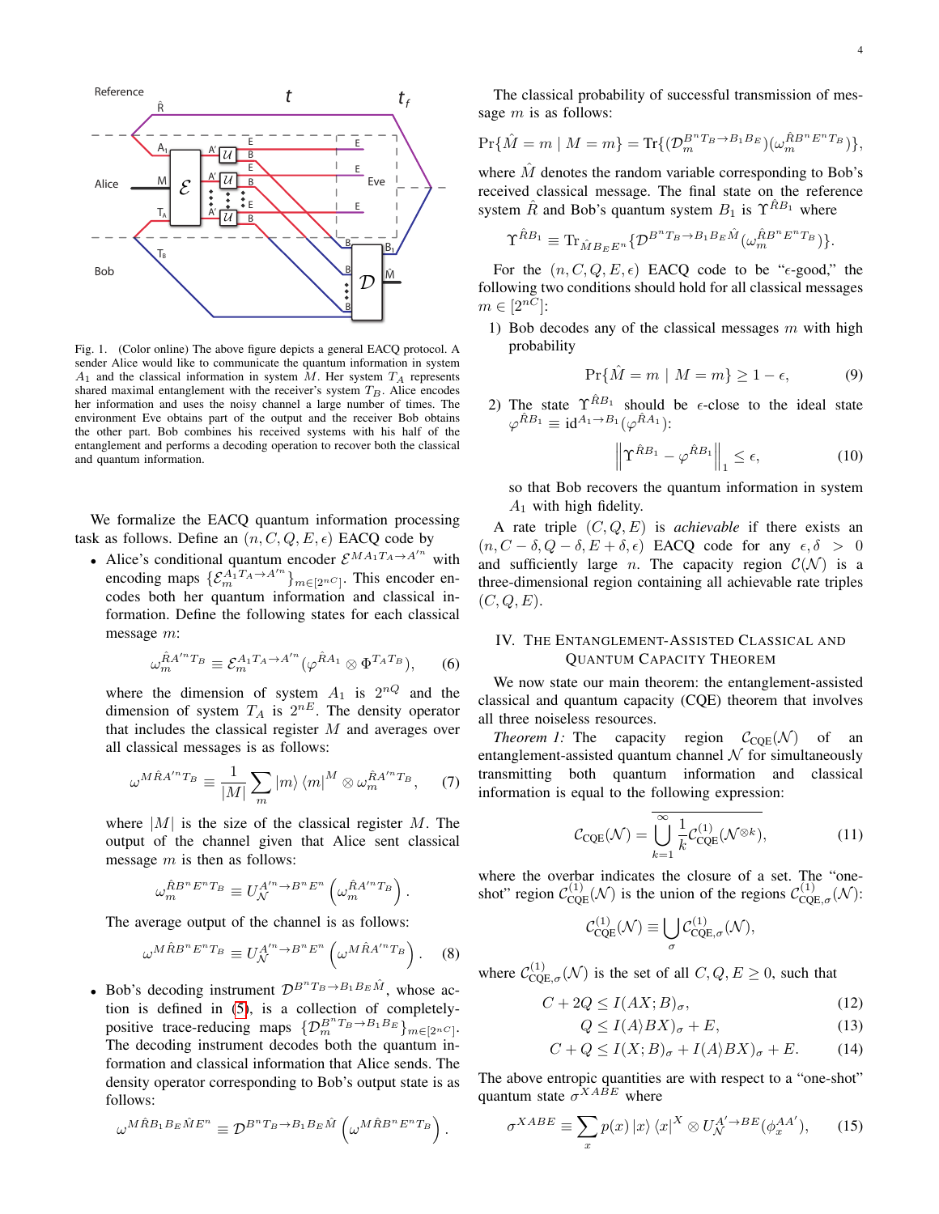Reference

$\hat{R}$

$t$

$t_f$

Alice

$A_1$

$M$

$T_A$

$\mathcal{E}$

$A'$

$\mathcal{U}$

E

B

Eve

Bob

$T_B$

$B_1$

$\mathcal{D}$

$\hat{M}$

Fig. 1. (Color online) The above figure depicts a general EACQ protocol. A sender Alice would like to communicate the quantum information in system $A_1$ and the classical information in system $M$. Her system $T_A$ represents shared maximal entanglement with the receiver's system $T_B$. Alice encodes her information and uses the noisy channel a large number of times. The environment Eve obtains part of the output and the receiver Bob obtains the other part. Bob combines his received systems with his half of the entanglement and performs a decoding operation to recover both the classical and quantum information.

We formalize the EACQ quantum information processing task as follows. Define an $(n, C, Q, E, \epsilon)$ EACQ code by

- Alice's conditional quantum encoder $\mathcal{E}^{MA_1T_A\to A'^n}$ with encoding maps $\{\mathcal{E}_m^{A_1T_A\to A'^n}\}_{m\in[2^{nC}]}$. This encoder encodes both her quantum information and classical information. Define the following states for each classical message $m$:

$$\omega_m^{\hat{R}A'^nT_B} \equiv \mathcal{E}_m^{A_1T_A\to A'^n}(\varphi^{\hat{R}A_1}\otimes\Phi^{T_AT_B}), \tag{6}$$

where the dimension of system $A_1$ is $2^{nQ}$ and the dimension of system $T_A$ is $2^{nE}$. The density operator that includes the classical register $M$ and averages over all classical messages is as follows:

$$\omega^{M\hat{R}A'^nT_B} \equiv \frac{1}{|M|}\sum_m |m\rangle\langle m|^M \otimes \omega_m^{\hat{R}A'^nT_B}, \tag{7}$$

where $|M|$ is the size of the classical register $M$. The output of the channel given that Alice sent classical message $m$ is then as follows:

$$\omega_m^{\hat{R}B^nE^nT_B} \equiv U_{\mathcal{N}}^{A'^n\to B^nE^n}\left(\omega_m^{\hat{R}A'^nT_B}\right).$$

The average output of the channel is as follows:

$$\omega^{M\hat{R}B^nE^nT_B} \equiv U_{\mathcal{N}}^{A'^n\to B^nE^n}\left(\omega^{M\hat{R}A'^nT_B}\right). \tag{8}$$

- Bob's decoding instrument $\mathcal{D}^{B^nT_B\to B_1B_E\hat{M}}$, whose action is defined in (5), is a collection of completely-positive trace-reducing maps $\{\mathcal{D}_m^{B^nT_B\to B_1B_E}\}_{m\in[2^{nC}]}$. The decoding instrument decodes both the quantum information and classical information that Alice sends. The density operator corresponding to Bob's output state is as follows:

$$\omega^{M\hat{R}B_1B_E\hat{M}E^n} \equiv \mathcal{D}^{B^nT_B\to B_1B_E\hat{M}}\left(\omega^{M\hat{R}B^nE^nT_B}\right).$$

The classical probability of successful transmission of message $m$ is as follows:

$$\Pr\{\hat{M}=m\mid M=m\} = \text{Tr}\{(\mathcal{D}_m^{B^nT_B\to B_1B_E})(\omega_m^{\hat{R}B^nE^nT_B})\},$$

where $\hat{M}$ denotes the random variable corresponding to Bob's received classical message. The final state on the reference system $\hat{R}$ and Bob's quantum system $B_1$ is $\Upsilon^{\hat{R}B_1}$ where

$$\Upsilon^{\hat{R}B_1} \equiv \text{Tr}_{\hat{M}B_EE^n}\{\mathcal{D}^{B^nT_B\to B_1B_E\hat{M}}(\omega_m^{\hat{R}B^nE^nT_B})\}.$$

For the $(n, C, Q, E, \epsilon)$ EACQ code to be "$\epsilon$-good," the following two conditions should hold for all classical messages $m \in [2^{nC}]$:

1) Bob decodes any of the classical messages $m$ with high probability

$$\Pr\{\hat{M}=m\mid M=m\} \geq 1-\epsilon, \tag{9}$$

2) The state $\Upsilon^{\hat{R}B_1}$ should be $\epsilon$-close to the ideal state $\varphi^{\hat{R}B_1} \equiv \text{id}^{A_1\to B_1}(\varphi^{\hat{R}A_1})$:

$$\left\|\Upsilon^{\hat{R}B_1} - \varphi^{\hat{R}B_1}\right\|_1 \leq \epsilon, \tag{10}$$

so that Bob recovers the quantum information in system $A_1$ with high fidelity.

A rate triple $(C, Q, E)$ is *achievable* if there exists an $(n, C-\delta, Q-\delta, E+\delta, \epsilon)$ EACQ code for any $\epsilon, \delta > 0$ and sufficiently large $n$. The capacity region $\mathcal{C}(\mathcal{N})$ is a three-dimensional region containing all achievable rate triples $(C, Q, E)$.

## IV. The Entanglement-Assisted Classical and Quantum Capacity Theorem

We now state our main theorem: the entanglement-assisted classical and quantum capacity (CQE) theorem that involves all three noiseless resources.

*Theorem 1:* The capacity region $\mathcal{C}_{\text{CQE}}(\mathcal{N})$ of an entanglement-assisted quantum channel $\mathcal{N}$ for simultaneously transmitting both quantum information and classical information is equal to the following expression:

$$\mathcal{C}_{\text{CQE}}(\mathcal{N}) = \overline{\bigcup_{k=1}^{\infty}\frac{1}{k}\mathcal{C}_{\text{CQE}}^{(1)}(\mathcal{N}^{\otimes k})}, \tag{11}$$

where the overbar indicates the closure of a set. The "one-shot" region $\mathcal{C}_{\text{CQE}}^{(1)}(\mathcal{N})$ is the union of the regions $\mathcal{C}_{\text{CQE},\sigma}^{(1)}(\mathcal{N})$:

$$\mathcal{C}_{\text{CQE}}^{(1)}(\mathcal{N}) \equiv \bigcup_{\sigma}\mathcal{C}_{\text{CQE},\sigma}^{(1)}(\mathcal{N}),$$

where $\mathcal{C}_{\text{CQE},\sigma}^{(1)}(\mathcal{N})$ is the set of all $C, Q, E \geq 0$, such that

$$C + 2Q \leq I(AX;B)_\sigma, \tag{12}$$

$$Q \leq I(A\rangle BX)_\sigma + E, \tag{13}$$

$$C + Q \leq I(X;B)_\sigma + I(A\rangle BX)_\sigma + E. \tag{14}$$

The above entropic quantities are with respect to a "one-shot" quantum state $\sigma^{XABE}$ where

$$\sigma^{XABE} \equiv \sum_x p(x)\,|x\rangle\langle x|^X \otimes U_{\mathcal{N}}^{A'\to BE}(\phi_x^{AA'}), \tag{15}$$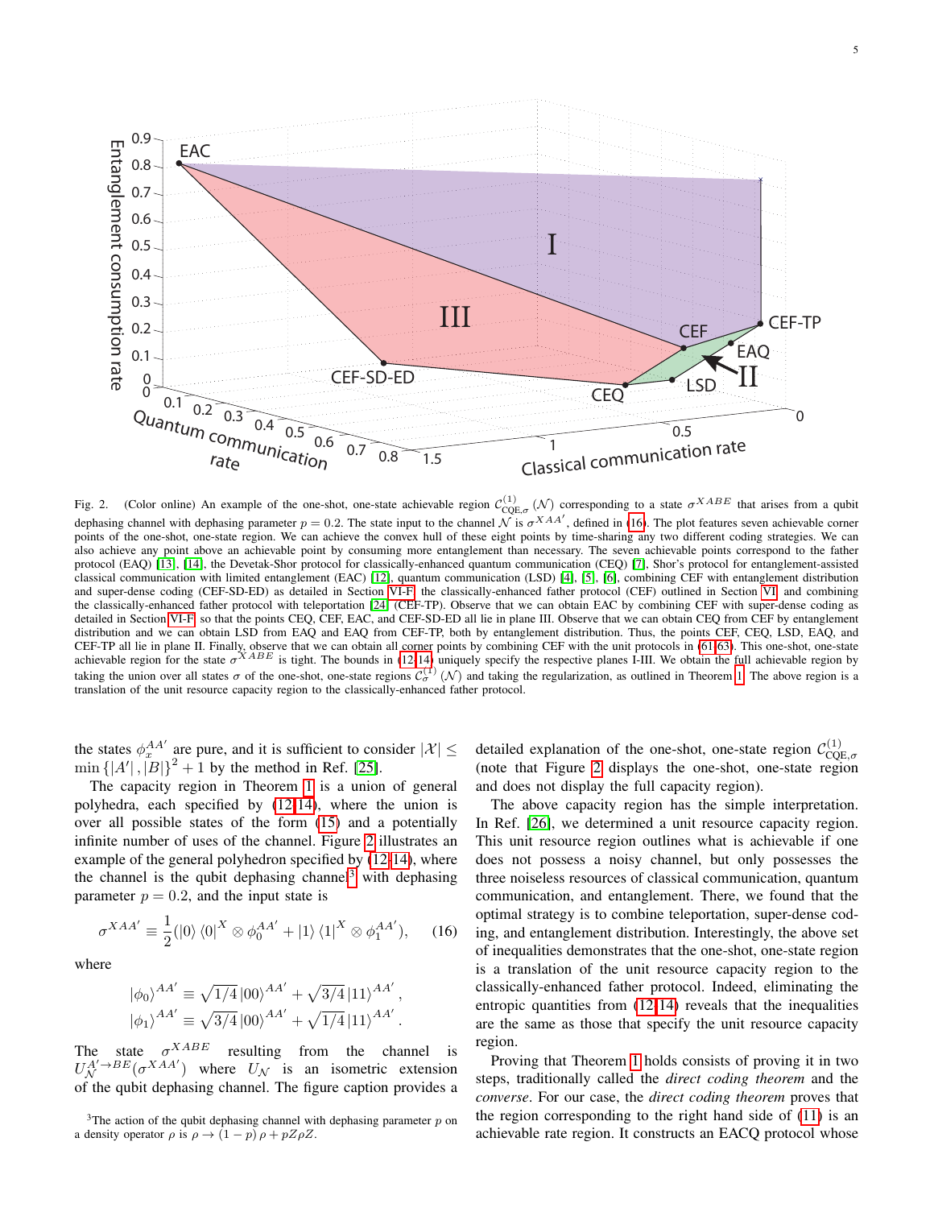EAC

I

III

II

CEF

CEF-TP

EAQ

LSD

CEQ

CEF-SD-ED

Entanglement consumption rate

0.9 0.8 0.7 0.6 0.5 0.4 0.3 0.2 0.1 0

Quantum communication rate

0 0.1 0.2 0.3 0.4 0.5 0.6 0.7 0.8

Classical communication rate

1.5 1 0.5 0

Fig. 2. (Color online) An example of the one-shot, one-state achievable region $\mathcal{C}^{(1)}_{\text{CQE},\sigma}(\mathcal{N})$ corresponding to a state $\sigma^{XABE}$ that arises from a qubit dephasing channel with dephasing parameter $p = 0.2$. The state input to the channel $\mathcal{N}$ is $\sigma^{XAA'}$, defined in (16). The plot features seven achievable corner points of the one-shot, one-state region. We can achieve the convex hull of these eight points by time-sharing any two different coding strategies. We can also achieve any point above an achievable point by consuming more entanglement than necessary. The seven achievable points correspond to the father protocol (EAQ) [13], [14], the Devetak-Shor protocol for classically-enhanced quantum communication (CEQ) [7], Shor's protocol for entanglement-assisted classical communication with limited entanglement (EAC) [12], quantum communication (LSD) [4], [5], [6], combining CEF with entanglement distribution and super-dense coding (CEF-SD-ED) as detailed in Section VI-F, the classically-enhanced father protocol (CEF) outlined in Section VI, and combining the classically-enhanced father protocol with teleportation [24] (CEF-TP). Observe that we can obtain EAC by combining CEF with super-dense coding as detailed in Section VI-F so that the points CEQ, CEF, EAC, and CEF-SD-ED all lie in plane III. Observe that we can obtain CEQ from CEF by entanglement distribution and we can obtain LSD from EAQ and EAQ from CEF-TP, both by entanglement distribution. Thus, the points CEF, CEQ, LSD, EAQ, and CEF-TP all lie in plane II. Finally, observe that we can obtain all corner points by combining CEF with the unit protocols in (61-63). This one-shot, one-state achievable region for the state $\sigma^{XABE}$ is tight. The bounds in (12-14) uniquely specify the respective planes I-III. We obtain the full achievable region by taking the union over all states $\sigma$ of the one-shot, one-state regions $\mathcal{C}^{(1)}_{\sigma}(\mathcal{N})$ and taking the regularization, as outlined in Theorem 1. The above region is a translation of the unit resource capacity region to the classically-enhanced father protocol.

the states $\phi_x^{AA'}$ are pure, and it is sufficient to consider $|\mathcal{X}| \leq \min\{|A'|, |B|\}^2 + 1$ by the method in Ref. [25].

The capacity region in Theorem 1 is a union of general polyhedra, each specified by (12-14), where the union is over all possible states of the form (15) and a potentially infinite number of uses of the channel. Figure 2 illustrates an example of the general polyhedron specified by (12-14), where the channel is the qubit dephasing channel[3] with dephasing parameter $p = 0.2$, and the input state is

$$\sigma^{XAA'} \equiv \frac{1}{2}(|0\rangle\langle 0|^X \otimes \phi_0^{AA'} + |1\rangle\langle 1|^X \otimes \phi_1^{AA'}), \qquad (16)$$

where

$$|\phi_0\rangle^{AA'} \equiv \sqrt{1/4}\,|00\rangle^{AA'} + \sqrt{3/4}\,|11\rangle^{AA'},$$
$$|\phi_1\rangle^{AA'} \equiv \sqrt{3/4}\,|00\rangle^{AA'} + \sqrt{1/4}\,|11\rangle^{AA'}.$$

The state $\sigma^{XABE}$ resulting from the channel is $U_{\mathcal{N}}^{A'\to BE}(\sigma^{XAA'})$ where $U_{\mathcal{N}}$ is an isometric extension of the qubit dephasing channel. The figure caption provides a detailed explanation of the one-shot, one-state region $\mathcal{C}^{(1)}_{\text{CQE},\sigma}$ (note that Figure 2 displays the one-shot, one-state region and does not display the full capacity region).

[3]The action of the qubit dephasing channel with dephasing parameter $p$ on a density operator $\rho$ is $\rho \to (1-p)\rho + pZ\rho Z$.

The above capacity region has the simple interpretation. In Ref. [26], we determined a unit resource capacity region. This unit resource region outlines what is achievable if one does not possess a noisy channel, but only possesses the three noiseless resources of classical communication, quantum communication, and entanglement. There, we found that the optimal strategy is to combine teleportation, super-dense coding, and entanglement distribution. Interestingly, the above set of inequalities demonstrates that the one-shot, one-state region is a translation of the unit resource capacity region to the classically-enhanced father protocol. Indeed, eliminating the entropic quantities from (12-14) reveals that the inequalities are the same as those that specify the unit resource capacity region.

Proving that Theorem 1 holds consists of proving it in two steps, traditionally called the *direct coding theorem* and the *converse*. For our case, the *direct coding theorem* proves that the region corresponding to the right hand side of (11) is an achievable rate region. It constructs an EACQ protocol whose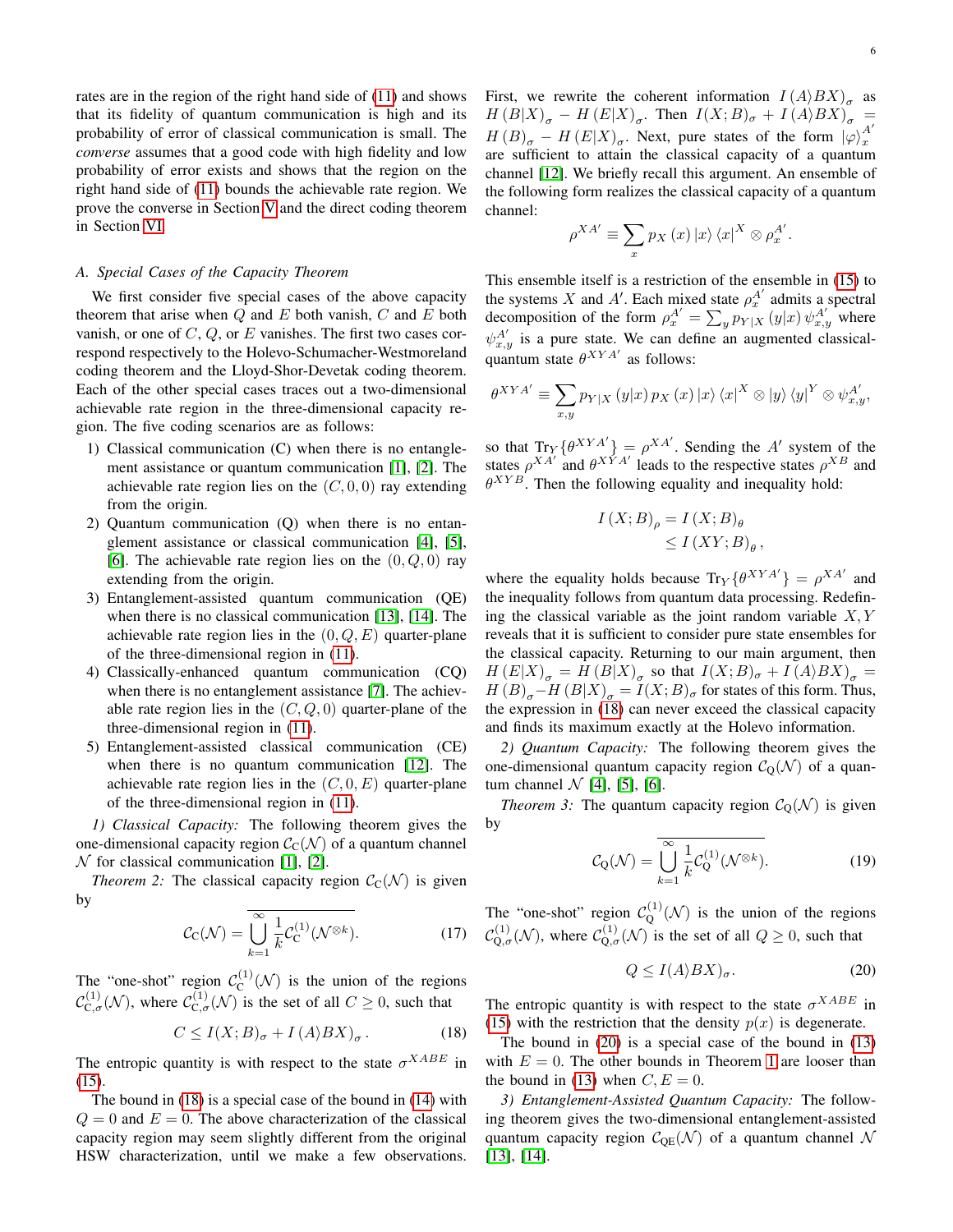rates are in the region of the right hand side of (11) and shows that its fidelity of quantum communication is high and its probability of error of classical communication is small. The *converse* assumes that a good code with high fidelity and low probability of error exists and shows that the region on the right hand side of (11) bounds the achievable rate region. We prove the converse in Section V and the direct coding theorem in Section VI.

### A. Special Cases of the Capacity Theorem

We first consider five special cases of the above capacity theorem that arise when $Q$ and $E$ both vanish, $C$ and $E$ both vanish, or one of $C$, $Q$, or $E$ vanishes. The first two cases correspond respectively to the Holevo-Schumacher-Westmoreland coding theorem and the Lloyd-Shor-Devetak coding theorem. Each of the other special cases traces out a two-dimensional achievable rate region in the three-dimensional capacity region. The five coding scenarios are as follows:

1) Classical communication (C) when there is no entanglement assistance or quantum communication [1], [2]. The achievable rate region lies on the $(C, 0, 0)$ ray extending from the origin.
2) Quantum communication (Q) when there is no entanglement assistance or classical communication [4], [5], [6]. The achievable rate region lies on the $(0, Q, 0)$ ray extending from the origin.
3) Entanglement-assisted quantum communication (QE) when there is no classical communication [13], [14]. The achievable rate region lies in the $(0, Q, E)$ quarter-plane of the three-dimensional region in (11).
4) Classically-enhanced quantum communication (CQ) when there is no entanglement assistance [7]. The achievable rate region lies in the $(C, Q, 0)$ quarter-plane of the three-dimensional region in (11).
5) Entanglement-assisted classical communication (CE) when there is no quantum communication [12]. The achievable rate region lies in the $(C, 0, E)$ quarter-plane of the three-dimensional region in (11).

*1) Classical Capacity:* The following theorem gives the one-dimensional capacity region $\mathcal{C}_{\text{C}}(\mathcal{N})$ of a quantum channel $\mathcal{N}$ for classical communication [1], [2].

*Theorem 2:* The classical capacity region $\mathcal{C}_{\text{C}}(\mathcal{N})$ is given by

$$\mathcal{C}_{\text{C}}(\mathcal{N}) = \overline{\bigcup_{k=1}^{\infty} \frac{1}{k} \mathcal{C}_{\text{C}}^{(1)}(\mathcal{N}^{\otimes k})}. \tag{17}$$

The "one-shot" region $\mathcal{C}_{\text{C}}^{(1)}(\mathcal{N})$ is the union of the regions $\mathcal{C}_{\text{C},\sigma}^{(1)}(\mathcal{N})$, where $\mathcal{C}_{\text{C},\sigma}^{(1)}(\mathcal{N})$ is the set of all $C \geq 0$, such that

$$C \leq I(X;B)_{\sigma} + I\left(A\rangle BX\right)_{\sigma}. \tag{18}$$

The entropic quantity is with respect to the state $\sigma^{XABE}$ in (15).

The bound in (18) is a special case of the bound in (14) with $Q = 0$ and $E = 0$. The above characterization of the classical capacity region may seem slightly different from the original HSW characterization, until we make a few observations. First, we rewrite the coherent information $I\left(A\rangle BX\right)_{\sigma}$ as $H\left(B|X\right)_{\sigma} - H\left(E|X\right)_{\sigma}$. Then $I(X;B)_{\sigma} + I\left(A\rangle BX\right)_{\sigma} = H\left(B\right)_{\sigma} - H\left(E|X\right)_{\sigma}$. Next, pure states of the form $|\varphi\rangle_x^{A'}$ are sufficient to attain the classical capacity of a quantum channel [12]. We briefly recall this argument. An ensemble of the following form realizes the classical capacity of a quantum channel:

$$\rho^{XA'} \equiv \sum_x p_X\left(x\right) |x\rangle\langle x|^X \otimes \rho_x^{A'}.$$

This ensemble itself is a restriction of the ensemble in (15) to the systems $X$ and $A'$. Each mixed state $\rho_x^{A'}$ admits a spectral decomposition of the form $\rho_x^{A'} = \sum_y p_{Y|X}\left(y|x\right) \psi_{x,y}^{A'}$ where $\psi_{x,y}^{A'}$ is a pure state. We can define an augmented classical-quantum state $\theta^{XYA'}$ as follows:

$$\theta^{XYA'} \equiv \sum_{x,y} p_{Y|X}\left(y|x\right) p_X\left(x\right) |x\rangle\langle x|^X \otimes |y\rangle\langle y|^Y \otimes \psi_{x,y}^{A'},$$

so that $\text{Tr}_Y\{\theta^{XYA'}\} = \rho^{XA'}$. Sending the $A'$ system of the states $\rho^{XA'}$ and $\theta^{XYA'}$ leads to the respective states $\rho^{XB}$ and $\theta^{XYB}$. Then the following equality and inequality hold:

$$\begin{aligned} I\left(X;B\right)_{\rho} &= I\left(X;B\right)_{\theta} \\ &\leq I\left(XY;B\right)_{\theta}, \end{aligned}$$

where the equality holds because $\text{Tr}_Y\{\theta^{XYA'}\} = \rho^{XA'}$ and the inequality follows from quantum data processing. Redefining the classical variable as the joint random variable $X, Y$ reveals that it is sufficient to consider pure state ensembles for the classical capacity. Returning to our main argument, then $H\left(E|X\right)_{\sigma} = H\left(B|X\right)_{\sigma}$ so that $I(X;B)_{\sigma} + I\left(A\rangle BX\right)_{\sigma} = H\left(B\right)_{\sigma} - H\left(B|X\right)_{\sigma} = I(X;B)_{\sigma}$ for states of this form. Thus, the expression in (18) can never exceed the classical capacity and finds its maximum exactly at the Holevo information.

*2) Quantum Capacity:* The following theorem gives the one-dimensional quantum capacity region $\mathcal{C}_{\text{Q}}(\mathcal{N})$ of a quantum channel $\mathcal{N}$ [4], [5], [6].

*Theorem 3:* The quantum capacity region $\mathcal{C}_{\text{Q}}(\mathcal{N})$ is given by

$$\mathcal{C}_{\text{Q}}(\mathcal{N}) = \overline{\bigcup_{k=1}^{\infty} \frac{1}{k} \mathcal{C}_{\text{Q}}^{(1)}(\mathcal{N}^{\otimes k})}. \tag{19}$$

The "one-shot" region $\mathcal{C}_{\text{Q}}^{(1)}(\mathcal{N})$ is the union of the regions $\mathcal{C}_{\text{Q},\sigma}^{(1)}(\mathcal{N})$, where $\mathcal{C}_{\text{Q},\sigma}^{(1)}(\mathcal{N})$ is the set of all $Q \geq 0$, such that

$$Q \leq I(A\rangle BX)_{\sigma}. \tag{20}$$

The entropic quantity is with respect to the state $\sigma^{XABE}$ in (15) with the restriction that the density $p(x)$ is degenerate.

The bound in (20) is a special case of the bound in (13) with $E = 0$. The other bounds in Theorem 1 are looser than the bound in (13) when $C, E = 0$.

*3) Entanglement-Assisted Quantum Capacity:* The following theorem gives the two-dimensional entanglement-assisted quantum capacity region $\mathcal{C}_{\text{QE}}(\mathcal{N})$ of a quantum channel $\mathcal{N}$ [13], [14].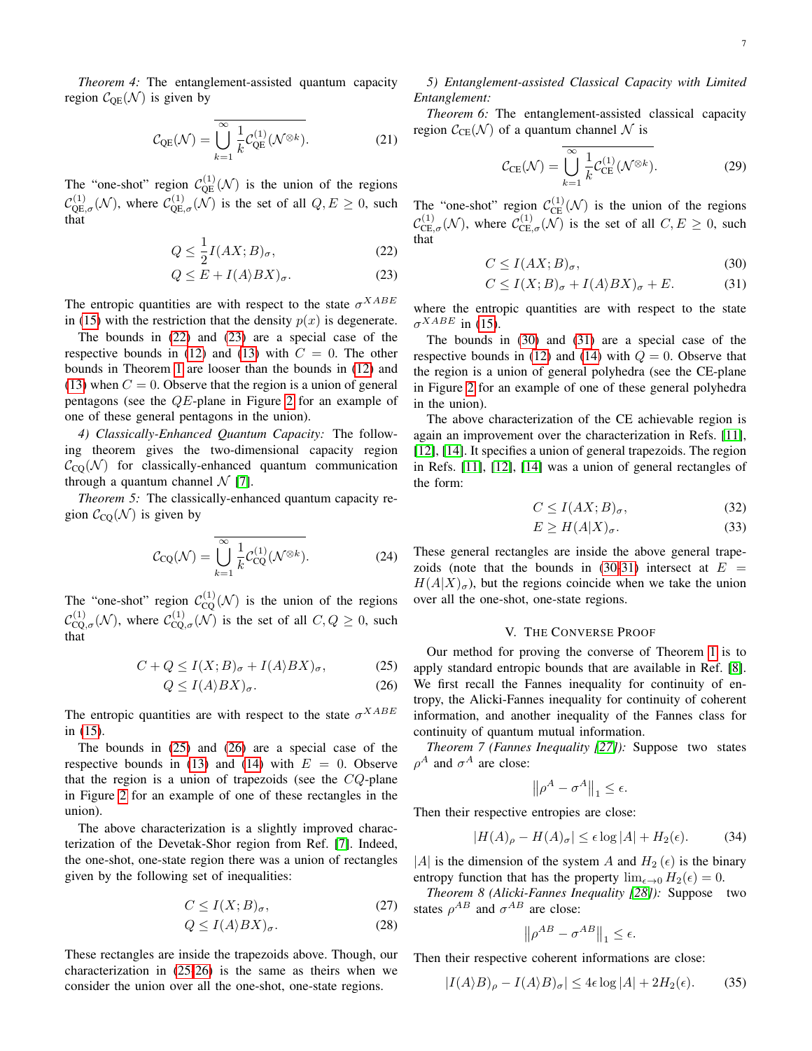*Theorem 4:* The entanglement-assisted quantum capacity region $\mathcal{C}_{\text{QE}}(\mathcal{N})$ is given by

$$\mathcal{C}_{\text{QE}}(\mathcal{N}) = \overline{\bigcup_{k=1}^{\infty} \frac{1}{k} \mathcal{C}_{\text{QE}}^{(1)}(\mathcal{N}^{\otimes k})}. \tag{21}$$

The "one-shot" region $\mathcal{C}_{\text{QE}}^{(1)}(\mathcal{N})$ is the union of the regions $\mathcal{C}_{\text{QE},\sigma}^{(1)}(\mathcal{N})$, where $\mathcal{C}_{\text{QE},\sigma}^{(1)}(\mathcal{N})$ is the set of all $Q, E \geq 0$, such that

$$Q \leq \frac{1}{2} I(AX;B)_{\sigma}, \tag{22}$$

$$Q \leq E + I(A\rangle BX)_{\sigma}. \tag{23}$$

The entropic quantities are with respect to the state $\sigma^{XABE}$ in (15) with the restriction that the density $p(x)$ is degenerate.

The bounds in (22) and (23) are a special case of the respective bounds in (12) and (13) with $C = 0$. The other bounds in Theorem 1 are looser than the bounds in (12) and (13) when $C = 0$. Observe that the region is a union of general pentagons (see the $QE$-plane in Figure 2 for an example of one of these general pentagons in the union).

*4) Classically-Enhanced Quantum Capacity:* The following theorem gives the two-dimensional capacity region $\mathcal{C}_{\text{CQ}}(\mathcal{N})$ for classically-enhanced quantum communication through a quantum channel $\mathcal{N}$ [7].

*Theorem 5:* The classically-enhanced quantum capacity region $\mathcal{C}_{\text{CQ}}(\mathcal{N})$ is given by

$$\mathcal{C}_{\text{CQ}}(\mathcal{N}) = \overline{\bigcup_{k=1}^{\infty} \frac{1}{k} \mathcal{C}_{\text{CQ}}^{(1)}(\mathcal{N}^{\otimes k})}. \tag{24}$$

The "one-shot" region $\mathcal{C}_{\text{CQ}}^{(1)}(\mathcal{N})$ is the union of the regions $\mathcal{C}_{\text{CQ},\sigma}^{(1)}(\mathcal{N})$, where $\mathcal{C}_{\text{CQ},\sigma}^{(1)}(\mathcal{N})$ is the set of all $C, Q \geq 0$, such that

$$C + Q \leq I(X;B)_{\sigma} + I(A\rangle BX)_{\sigma}, \tag{25}$$

$$Q \leq I(A\rangle BX)_{\sigma}. \tag{26}$$

The entropic quantities are with respect to the state $\sigma^{XABE}$ in (15).

The bounds in (25) and (26) are a special case of the respective bounds in (13) and (14) with $E = 0$. Observe that the region is a union of trapezoids (see the $CQ$-plane in Figure 2 for an example of one of these rectangles in the union).

The above characterization is a slightly improved characterization of the Devetak-Shor region from Ref. [7]. Indeed, the one-shot, one-state region there was a union of rectangles given by the following set of inequalities:

$$C \leq I(X;B)_{\sigma}, \tag{27}$$

$$Q \leq I(A\rangle BX)_{\sigma}. \tag{28}$$

These rectangles are inside the trapezoids above. Though, our characterization in (25-26) is the same as theirs when we consider the union over all the one-shot, one-state regions.

*5) Entanglement-assisted Classical Capacity with Limited Entanglement:*

*Theorem 6:* The entanglement-assisted classical capacity region $\mathcal{C}_{\text{CE}}(\mathcal{N})$ of a quantum channel $\mathcal{N}$ is

$$\mathcal{C}_{\text{CE}}(\mathcal{N}) = \overline{\bigcup_{k=1}^{\infty} \frac{1}{k} \mathcal{C}_{\text{CE}}^{(1)}(\mathcal{N}^{\otimes k})}. \tag{29}$$

The "one-shot" region $\mathcal{C}_{\text{CE}}^{(1)}(\mathcal{N})$ is the union of the regions $\mathcal{C}_{\text{CE},\sigma}^{(1)}(\mathcal{N})$, where $\mathcal{C}_{\text{CE},\sigma}^{(1)}(\mathcal{N})$ is the set of all $C, E \geq 0$, such that

$$C \leq I(AX;B)_{\sigma}, \tag{30}$$

$$C \leq I(X;B)_{\sigma} + I(A\rangle BX)_{\sigma} + E. \tag{31}$$

where the entropic quantities are with respect to the state $\sigma^{XABE}$ in (15).

The bounds in (30) and (31) are a special case of the respective bounds in (12) and (14) with $Q = 0$. Observe that the region is a union of general polyhedra (see the CE-plane in Figure 2 for an example of one of these general polyhedra in the union).

The above characterization of the CE achievable region is again an improvement over the characterization in Refs. [11], [12], [14]. It specifies a union of general trapezoids. The region in Refs. [11], [12], [14] was a union of general rectangles of the form:

$$C \leq I(AX;B)_{\sigma}, \tag{32}$$

$$E \geq H(A|X)_{\sigma}. \tag{33}$$

These general rectangles are inside the above general trapezoids (note that the bounds in (30-31) intersect at $E = H(A|X)_{\sigma}$), but the regions coincide when we take the union over all the one-shot, one-state regions.

## V. The Converse Proof

Our method for proving the converse of Theorem 1 is to apply standard entropic bounds that are available in Ref. [8]. We first recall the Fannes inequality for continuity of entropy, the Alicki-Fannes inequality for continuity of coherent information, and another inequality of the Fannes class for continuity of quantum mutual information.

*Theorem 7 (Fannes Inequality [27]):* Suppose two states $\rho^A$ and $\sigma^A$ are close:

$$\left\|\rho^A - \sigma^A\right\|_1 \leq \epsilon.$$

Then their respective entropies are close:

$$|H(A)_{\rho} - H(A)_{\sigma}| \leq \epsilon \log|A| + H_2(\epsilon). \tag{34}$$

$|A|$ is the dimension of the system $A$ and $H_2(\epsilon)$ is the binary entropy function that has the property $\lim_{\epsilon \to 0} H_2(\epsilon) = 0$.

*Theorem 8 (Alicki-Fannes Inequality [28]):* Suppose two states $\rho^{AB}$ and $\sigma^{AB}$ are close:

$$\left\|\rho^{AB} - \sigma^{AB}\right\|_1 \leq \epsilon.$$

Then their respective coherent informations are close:

$$|I(A\rangle B)_{\rho} - I(A\rangle B)_{\sigma}| \leq 4\epsilon \log|A| + 2H_2(\epsilon). \tag{35}$$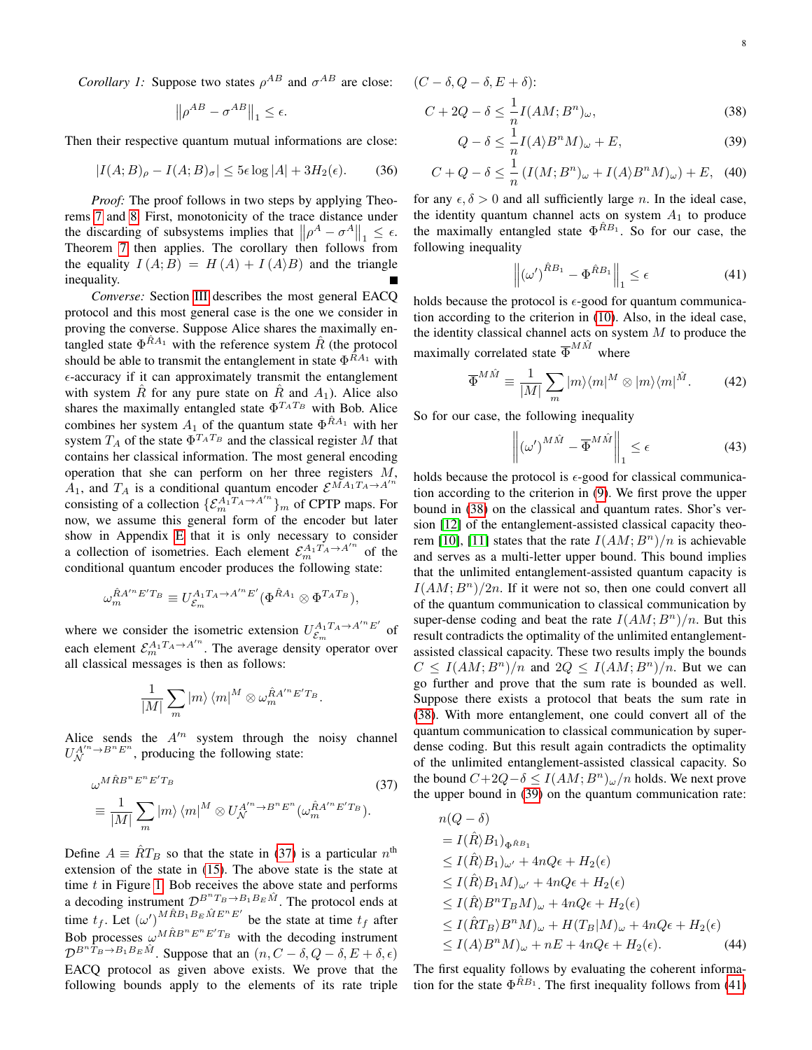*Corollary 1:* Suppose two states $\rho^{AB}$ and $\sigma^{AB}$ are close:

$$\left\|\rho^{AB} - \sigma^{AB}\right\|_1 \leq \epsilon.$$

Then their respective quantum mutual informations are close:

$$|I(A;B)_\rho - I(A;B)_\sigma| \leq 5\epsilon \log |A| + 3H_2(\epsilon). \tag{36}$$

*Proof:* The proof follows in two steps by applying Theorems 7 and 8. First, monotonicity of the trace distance under the discarding of subsystems implies that $\left\|\rho^{A} - \sigma^{A}\right\|_1 \leq \epsilon$. Theorem 7 then applies. The corollary then follows from the equality $I(A;B) = H(A) + I(A\rangle B)$ and the triangle inequality. ∎

*Converse:* Section III describes the most general EACQ protocol and this most general case is the one we consider in proving the converse. Suppose Alice shares the maximally entangled state $\Phi^{\hat{R}A_1}$ with the reference system $\hat{R}$ (the protocol should be able to transmit the entanglement in state $\Phi^{\hat{R}A_1}$ with $\epsilon$-accuracy if it can approximately transmit the entanglement with system $\hat{R}$ for any pure state on $\hat{R}$ and $A_1$). Alice also shares the maximally entangled state $\Phi^{T_A T_B}$ with Bob. Alice combines her system $A_1$ of the quantum state $\Phi^{\hat{R}A_1}$ with her system $T_A$ of the state $\Phi^{T_A T_B}$ and the classical register $M$ that contains her classical information. The most general encoding operation that she can perform on her three registers $M$, $A_1$, and $T_A$ is a conditional quantum encoder $\mathcal{E}^{MA_1T_A\rightarrow A'^n}$ consisting of a collection $\{\mathcal{E}_m^{A_1T_A\rightarrow A'^n}\}_m$ of CPTP maps. For now, we assume this general form of the encoder but later show in Appendix E that it is only necessary to consider a collection of isometries. Each element $\mathcal{E}_m^{A_1T_A\rightarrow A'^n}$ of the conditional quantum encoder produces the following state:

$$\omega_m^{\hat{R}A'^n E' T_B} \equiv U_{\mathcal{E}_m}^{A_1T_A\rightarrow A'^n E'}(\Phi^{\hat{R}A_1} \otimes \Phi^{T_A T_B}),$$

where we consider the isometric extension $U_{\mathcal{E}_m}^{A_1T_A\rightarrow A'^n E'}$ of each element $\mathcal{E}_m^{A_1T_A\rightarrow A'^n}$. The average density operator over all classical messages is then as follows:

$$\frac{1}{|M|}\sum_m |m\rangle\langle m|^M \otimes \omega_m^{\hat{R}A'^n E' T_B}.$$

Alice sends the $A'^n$ system through the noisy channel $U_{\mathcal{N}}^{A'^n\rightarrow B^n E^n}$, producing the following state:

$$\begin{aligned} &\omega^{M\hat{R}B^nE^nE'T_B} \\ &\equiv \frac{1}{|M|}\sum_m |m\rangle\langle m|^M \otimes U_{\mathcal{N}}^{A'^n\rightarrow B^nE^n}(\omega_m^{\hat{R}A'^nE'T_B}). \end{aligned} \tag{37}$$

Define $A \equiv \hat{R}T_B$ so that the state in (37) is a particular $n^{\text{th}}$ extension of the state in (15). The above state is the state at time $t$ in Figure 1. Bob receives the above state and performs a decoding instrument $\mathcal{D}^{B^nT_B\rightarrow B_1B_E\hat{M}}$. The protocol ends at time $t_f$. Let $(\omega')^{M\hat{R}B_1B_E\hat{M}E^nE'}$ be the state at time $t_f$ after Bob processes $\omega^{M\hat{R}B^nE^nE'T_B}$ with the decoding instrument $\mathcal{D}^{B^nT_B\rightarrow B_1B_E\hat{M}}$. Suppose that an $(n, C-\delta, Q-\delta, E+\delta, \epsilon)$ EACQ protocol as given above exists. We prove that the following bounds apply to the elements of its rate triple $(C-\delta, Q-\delta, E+\delta)$:

$$C + 2Q - \delta \leq \frac{1}{n} I(AM;B^n)_\omega, \tag{38}$$

$$Q - \delta \leq \frac{1}{n} I(A\rangle B^nM)_\omega + E, \tag{39}$$

$$C + Q - \delta \leq \frac{1}{n}\left(I(M;B^n)_\omega + I(A\rangle B^nM)_\omega\right) + E, \tag{40}$$

for any $\epsilon, \delta > 0$ and all sufficiently large $n$. In the ideal case, the identity quantum channel acts on system $A_1$ to produce the maximally entangled state $\Phi^{\hat{R}B_1}$. So for our case, the following inequality

$$\left\|(\omega')^{\hat{R}B_1} - \Phi^{\hat{R}B_1}\right\|_1 \leq \epsilon \tag{41}$$

holds because the protocol is $\epsilon$-good for quantum communication according to the criterion in (10). Also, in the ideal case, the identity classical channel acts on system $M$ to produce the maximally correlated state $\overline{\Phi}^{M\hat{M}}$ where

$$\overline{\Phi}^{M\hat{M}} \equiv \frac{1}{|M|}\sum_m |m\rangle\langle m|^M \otimes |m\rangle\langle m|^{\hat{M}}. \tag{42}$$

So for our case, the following inequality

$$\left\|(\omega')^{M\hat{M}} - \overline{\Phi}^{M\hat{M}}\right\|_1 \leq \epsilon \tag{43}$$

holds because the protocol is $\epsilon$-good for classical communication according to the criterion in (9). We first prove the upper bound in (38) on the classical and quantum rates. Shor's version [12] of the entanglement-assisted classical capacity theorem [10], [11] states that the rate $I(AM;B^n)/n$ is achievable and serves as a multi-letter upper bound. This bound implies that the unlimited entanglement-assisted quantum capacity is $I(AM;B^n)/2n$. If it were not so, then one could convert all of the quantum communication to classical communication by super-dense coding and beat the rate $I(AM;B^n)/n$. But this result contradicts the optimality of the unlimited entanglement-assisted classical capacity. These two results imply the bounds $C \leq I(AM;B^n)/n$ and $2Q \leq I(AM;B^n)/n$. But we can go further and prove that the sum rate is bounded as well. Suppose there exists a protocol that beats the sum rate in (38). With more entanglement, one could convert all of the quantum communication to classical communication by super-dense coding. But this result again contradicts the optimality of the unlimited entanglement-assisted classical capacity. So the bound $C + 2Q - \delta \leq I(AM;B^n)_\omega/n$ holds. We next prove the upper bound in (39) on the quantum communication rate:

$$\begin{aligned} &n(Q-\delta) \\ &= I(\hat{R}\rangle B_1)_{\Phi^{\hat{R}B_1}} \\ &\leq I(\hat{R}\rangle B_1)_{\omega'} + 4nQ\epsilon + H_2(\epsilon) \\ &\leq I(\hat{R}\rangle B_1M)_{\omega'} + 4nQ\epsilon + H_2(\epsilon) \\ &\leq I(\hat{R}\rangle B^nT_BM)_\omega + 4nQ\epsilon + H_2(\epsilon) \\ &\leq I(\hat{R}T_B\rangle B^nM)_\omega + H(T_B|M)_\omega + 4nQ\epsilon + H_2(\epsilon) \\ &\leq I(A\rangle B^nM)_\omega + nE + 4nQ\epsilon + H_2(\epsilon). \end{aligned} \tag{44}$$

The first equality follows by evaluating the coherent information for the state $\Phi^{\hat{R}B_1}$. The first inequality follows from (41)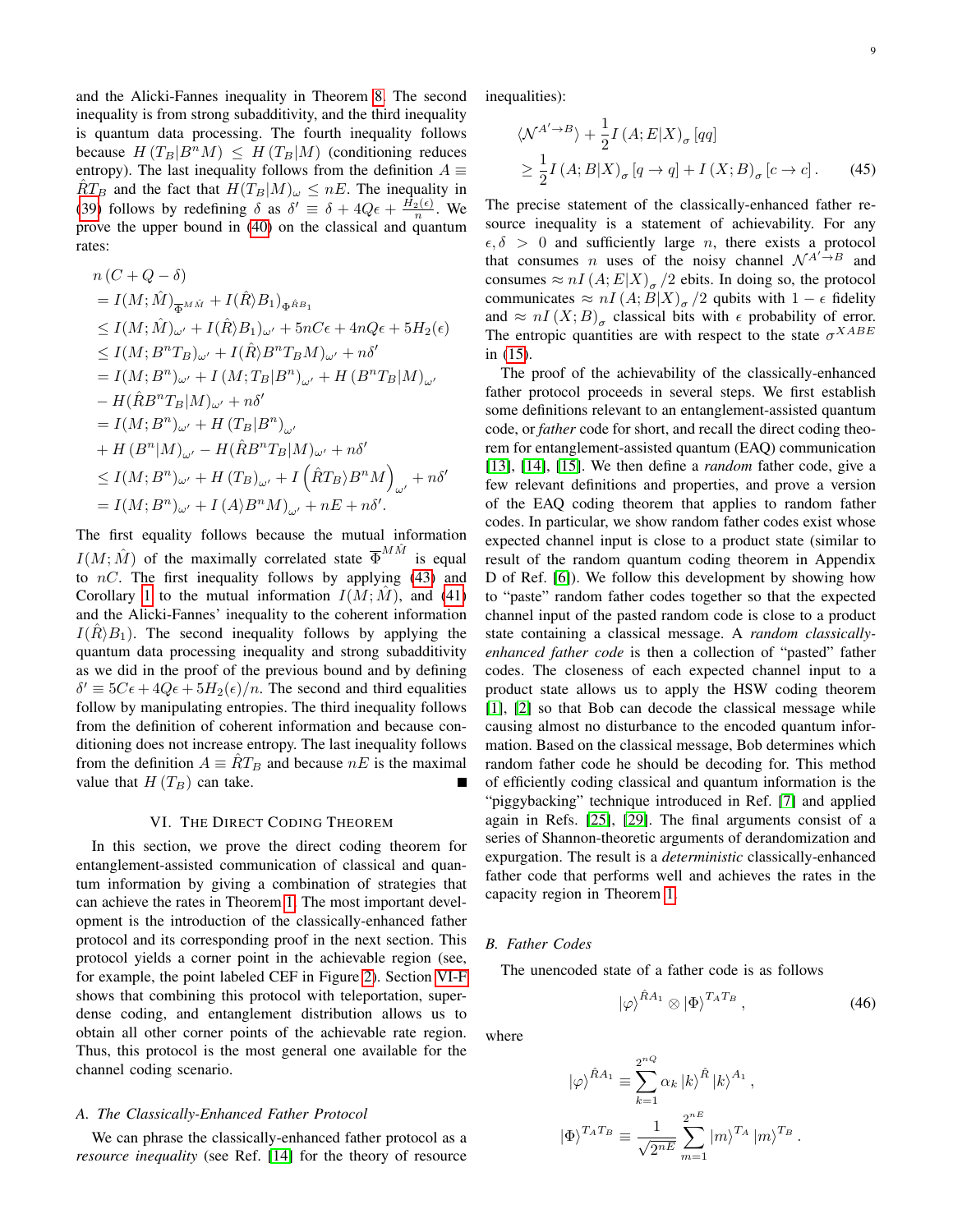and the Alicki-Fannes inequality in Theorem 8. The second inequality is from strong subadditivity, and the third inequality is quantum data processing. The fourth inequality follows because $H(T_B|B^n M) \leq H(T_B|M)$ (conditioning reduces entropy). The last inequality follows from the definition $A \equiv \hat{R}T_B$ and the fact that $H(T_B|M)_\omega \leq nE$. The inequality in (39) follows by redefining $\delta$ as $\delta' \equiv \delta + 4Q\epsilon + \frac{H_2(\epsilon)}{n}$. We prove the upper bound in (40) on the classical and quantum rates:

$$
\begin{aligned}
& n(C + Q - \delta) \\
&= I(M;\hat{M})_{\overline{\Phi}^{M\hat{M}}} + I(\hat{R}\rangle B_1)_{\Phi^{\hat{R}B_1}} \\
&\leq I(M;\hat{M})_{\omega'} + I(\hat{R}\rangle B_1)_{\omega'} + 5nC\epsilon + 4nQ\epsilon + 5H_2(\epsilon) \\
&\leq I(M;B^n T_B)_{\omega'} + I(\hat{R}\rangle B^n T_B M)_{\omega'} + n\delta' \\
&= I(M;B^n)_{\omega'} + I(M;T_B|B^n)_{\omega'} + H(B^n T_B|M)_{\omega'} \\
&\quad - H(\hat{R}B^n T_B|M)_{\omega'} + n\delta' \\
&= I(M;B^n)_{\omega'} + H(T_B|B^n)_{\omega'} \\
&\quad + H(B^n|M)_{\omega'} - H(\hat{R}B^n T_B|M)_{\omega'} + n\delta' \\
&\leq I(M;B^n)_{\omega'} + H(T_B)_{\omega'} + I\left(\hat{R}T_B\rangle B^n M\right)_{\omega'} + n\delta' \\
&= I(M;B^n)_{\omega'} + I(A\rangle B^n M)_{\omega'} + nE + n\delta'.
\end{aligned}
$$

The first equality follows because the mutual information $I(M;\hat{M})$ of the maximally correlated state $\overline{\Phi}^{M\hat{M}}$ is equal to $nC$. The first inequality follows by applying (43) and Corollary 1 to the mutual information $I(M;\hat{M})$, and (41) and the Alicki-Fannes' inequality to the coherent information $I(\hat{R}\rangle B_1)$. The second inequality follows by applying the quantum data processing inequality and strong subadditivity as we did in the proof of the previous bound and by defining $\delta' \equiv 5C\epsilon + 4Q\epsilon + 5H_2(\epsilon)/n$. The second and third equalities follow by manipulating entropies. The third inequality follows from the definition of coherent information and because conditioning does not increase entropy. The last inequality follows from the definition $A \equiv \hat{R}T_B$ and because $nE$ is the maximal value that $H(T_B)$ can take. ∎

## VI. The Direct Coding Theorem

In this section, we prove the direct coding theorem for entanglement-assisted communication of classical and quantum information by giving a combination of strategies that can achieve the rates in Theorem 1. The most important development is the introduction of the classically-enhanced father protocol and its corresponding proof in the next section. This protocol yields a corner point in the achievable region (see, for example, the point labeled CEF in Figure 2). Section VI-F shows that combining this protocol with teleportation, super-dense coding, and entanglement distribution allows us to obtain all other corner points of the achievable rate region. Thus, this protocol is the most general one available for the channel coding scenario.

### A. The Classically-Enhanced Father Protocol

We can phrase the classically-enhanced father protocol as a *resource inequality* (see Ref. [14] for the theory of resource inequalities):

$$
\begin{aligned}
&\langle \mathcal{N}^{A' \to B} \rangle + \frac{1}{2} I(A;E|X)_\sigma [qq] \\
&\geq \frac{1}{2} I(A;B|X)_\sigma [q \to q] + I(X;B)_\sigma [c \to c]. \qquad (45)
\end{aligned}
$$

The precise statement of the classically-enhanced father resource inequality is a statement of achievability. For any $\epsilon, \delta > 0$ and sufficiently large $n$, there exists a protocol that consumes $n$ uses of the noisy channel $\mathcal{N}^{A' \to B}$ and consumes $\approx nI(A;E|X)_\sigma/2$ ebits. In doing so, the protocol communicates $\approx nI(A;B|X)_\sigma/2$ qubits with $1-\epsilon$ fidelity and $\approx nI(X;B)_\sigma$ classical bits with $\epsilon$ probability of error. The entropic quantities are with respect to the state $\sigma^{XABE}$ in (15).

The proof of the achievability of the classically-enhanced father protocol proceeds in several steps. We first establish some definitions relevant to an entanglement-assisted quantum code, or *father* code for short, and recall the direct coding theorem for entanglement-assisted quantum (EAQ) communication [13], [14], [15]. We then define a *random* father code, give a few relevant definitions and properties, and prove a version of the EAQ coding theorem that applies to random father codes. In particular, we show random father codes exist whose expected channel input is close to a product state (similar to result of the random quantum coding theorem in Appendix D of Ref. [6]). We follow this development by showing how to "paste" random father codes together so that the expected channel input of the pasted random code is close to a product state containing a classical message. A *random classically-enhanced father code* is then a collection of "pasted" father codes. The closeness of each expected channel input to a product state allows us to apply the HSW coding theorem [1], [2] so that Bob can decode the classical message while causing almost no disturbance to the encoded quantum information. Based on the classical message, Bob determines which random father code he should be decoding for. This method of efficiently coding classical and quantum information is the "piggybacking" technique introduced in Ref. [7] and applied again in Refs. [25], [29]. The final arguments consist of a series of Shannon-theoretic arguments of derandomization and expurgation. The result is a *deterministic* classically-enhanced father code that performs well and achieves the rates in the capacity region in Theorem 1.

### B. Father Codes

The unencoded state of a father code is as follows

$$
|\varphi\rangle^{\hat{R}A_1} \otimes |\Phi\rangle^{T_A T_B}, \qquad (46)
$$

where

$$
|\varphi\rangle^{\hat{R}A_1} \equiv \sum_{k=1}^{2^{nQ}} \alpha_k |k\rangle^{\hat{R}} |k\rangle^{A_1},
$$

$$
|\Phi\rangle^{T_A T_B} \equiv \frac{1}{\sqrt{2^{nE}}} \sum_{m=1}^{2^{nE}} |m\rangle^{T_A} |m\rangle^{T_B}.
$$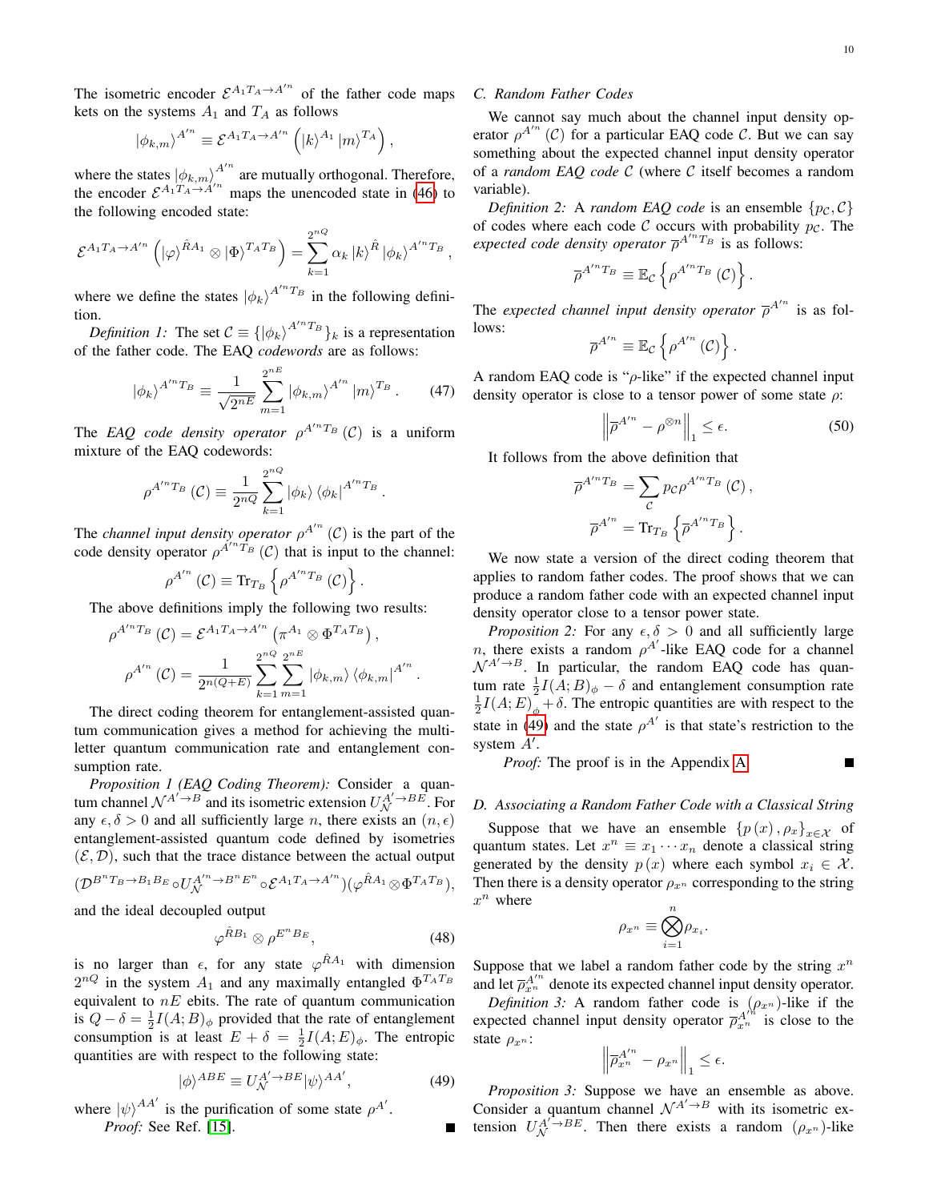The isometric encoder $\mathcal{E}^{A_1 T_A \to A'^n}$ of the father code maps kets on the systems $A_1$ and $T_A$ as follows

$$|\phi_{k,m}\rangle^{A'^n} \equiv \mathcal{E}^{A_1 T_A \to A'^n}\left(|k\rangle^{A_1}|m\rangle^{T_A}\right),$$

where the states $|\phi_{k,m}\rangle^{A'^n}$ are mutually orthogonal. Therefore, the encoder $\mathcal{E}^{A_1 T_A \to A'^n}$ maps the unencoded state in (46) to the following encoded state:

$$\mathcal{E}^{A_1 T_A \to A'^n}\left(|\varphi\rangle^{\hat{R}A_1} \otimes |\Phi\rangle^{T_A T_B}\right) = \sum_{k=1}^{2^{nQ}} \alpha_k |k\rangle^{\hat{R}} |\phi_k\rangle^{A'^n T_B},$$

where we define the states $|\phi_k\rangle^{A'^n T_B}$ in the following definition.

*Definition 1:* The set $\mathcal{C} \equiv \{|\phi_k\rangle^{A'^n T_B}\}_k$ is a representation of the father code. The EAQ *codewords* are as follows:

$$|\phi_k\rangle^{A'^n T_B} \equiv \frac{1}{\sqrt{2^{nE}}} \sum_{m=1}^{2^{nE}} |\phi_{k,m}\rangle^{A'^n} |m\rangle^{T_B}. \quad (47)$$

The *EAQ code density operator* $\rho^{A'^n T_B}(\mathcal{C})$ is a uniform mixture of the EAQ codewords:

$$\rho^{A'^n T_B}(\mathcal{C}) \equiv \frac{1}{2^{nQ}} \sum_{k=1}^{2^{nQ}} |\phi_k\rangle\langle\phi_k|^{A'^n T_B}.$$

The *channel input density operator* $\rho^{A'^n}(\mathcal{C})$ is the part of the code density operator $\rho^{A'^n T_B}(\mathcal{C})$ that is input to the channel:

$$\rho^{A'^n}(\mathcal{C}) \equiv \text{Tr}_{T_B}\left\{\rho^{A'^n T_B}(\mathcal{C})\right\}.$$

The above definitions imply the following two results:

$$\rho^{A'^n T_B}(\mathcal{C}) = \mathcal{E}^{A_1 T_A \to A'^n}\left(\pi^{A_1} \otimes \Phi^{T_A T_B}\right),$$

$$\rho^{A'^n}(\mathcal{C}) = \frac{1}{2^{n(Q+E)}} \sum_{k=1}^{2^{nQ}} \sum_{m=1}^{2^{nE}} |\phi_{k,m}\rangle\langle\phi_{k,m}|^{A'^n}.$$

The direct coding theorem for entanglement-assisted quantum communication gives a method for achieving the multi-letter quantum communication rate and entanglement consumption rate.

*Proposition 1 (EAQ Coding Theorem):* Consider a quantum channel $\mathcal{N}^{A' \to B}$ and its isometric extension $U_{\mathcal{N}}^{A' \to BE}$. For any $\epsilon, \delta > 0$ and all sufficiently large $n$, there exists an $(n, \epsilon)$ entanglement-assisted quantum code defined by isometries $(\mathcal{E}, \mathcal{D})$, such that the trace distance between the actual output $(\mathcal{D}^{B^n T_B \to B_1 B_E} \circ U_{\mathcal{N}}^{A'^n \to B^n E^n} \circ \mathcal{E}^{A_1 T_A \to A'^n})(\varphi^{\hat{R}A_1} \otimes \Phi^{T_A T_B})$, and the ideal decoupled output

$$\varphi^{\hat{R}B_1} \otimes \rho^{E^n B_E}, \quad (48)$$

is no larger than $\epsilon$, for any state $\varphi^{\hat{R}A_1}$ with dimension $2^{nQ}$ in the system $A_1$ and any maximally entangled $\Phi^{T_A T_B}$ equivalent to $nE$ ebits. The rate of quantum communication is $Q - \delta = \frac{1}{2}I(A;B)_\phi$ provided that the rate of entanglement consumption is at least $E + \delta = \frac{1}{2}I(A;E)_\phi$. The entropic quantities are with respect to the following state:

$$|\phi\rangle^{ABE} \equiv U_{\mathcal{N}}^{A' \to BE}|\psi\rangle^{AA'}, \quad (49)$$

where $|\psi\rangle^{AA'}$ is the purification of some state $\rho^{A'}$.

*Proof:* See Ref. [15]. ∎

### C. Random Father Codes

We cannot say much about the channel input density operator $\rho^{A'^n}(\mathcal{C})$ for a particular EAQ code $\mathcal{C}$. But we can say something about the expected channel input density operator of a *random EAQ code* $\mathcal{C}$ (where $\mathcal{C}$ itself becomes a random variable).

*Definition 2:* A *random EAQ code* is an ensemble $\{p_{\mathcal{C}}, \mathcal{C}\}$ of codes where each code $\mathcal{C}$ occurs with probability $p_{\mathcal{C}}$. The *expected code density operator* $\overline{\rho}^{A'^n T_B}$ is as follows:

$$\overline{\rho}^{A'^n T_B} \equiv \mathbb{E}_{\mathcal{C}}\left\{\rho^{A'^n T_B}(\mathcal{C})\right\}.$$

The *expected channel input density operator* $\overline{\rho}^{A'^n}$ is as follows:

$$\overline{\rho}^{A'^n} \equiv \mathbb{E}_{\mathcal{C}}\left\{\rho^{A'^n}(\mathcal{C})\right\}.$$

A random EAQ code is "$\rho$-like" if the expected channel input density operator is close to a tensor power of some state $\rho$:

$$\left\|\overline{\rho}^{A'^n} - \rho^{\otimes n}\right\|_1 \leq \epsilon. \quad (50)$$

It follows from the above definition that

$$\overline{\rho}^{A'^n T_B} = \sum_{\mathcal{C}} p_{\mathcal{C}} \rho^{A'^n T_B}(\mathcal{C}),$$

$$\overline{\rho}^{A'^n} = \text{Tr}_{T_B}\left\{\overline{\rho}^{A'^n T_B}\right\}.$$

We now state a version of the direct coding theorem that applies to random father codes. The proof shows that we can produce a random father code with an expected channel input density operator close to a tensor power state.

*Proposition 2:* For any $\epsilon, \delta > 0$ and all sufficiently large $n$, there exists a random $\rho^{A'}$-like EAQ code for a channel $\mathcal{N}^{A' \to B}$. In particular, the random EAQ code has quantum rate $\frac{1}{2}I(A;B)_\phi - \delta$ and entanglement consumption rate $\frac{1}{2}I(A;E)_\phi + \delta$. The entropic quantities are with respect to the state in (49) and the state $\rho^{A'}$ is that state's restriction to the system $A'$.

*Proof:* The proof is in the Appendix A. ∎

### D. Associating a Random Father Code with a Classical String

Suppose that we have an ensemble $\{p(x), \rho_x\}_{x \in \mathcal{X}}$ of quantum states. Let $x^n \equiv x_1 \cdots x_n$ denote a classical string generated by the density $p(x)$ where each symbol $x_i \in \mathcal{X}$. Then there is a density operator $\rho_{x^n}$ corresponding to the string $x^n$ where

$$\rho_{x^n} \equiv \bigotimes_{i=1}^{n} \rho_{x_i}.$$

Suppose that we label a random father code by the string $x^n$ and let $\overline{\rho}_{x^n}^{A'^n}$ denote its expected channel input density operator.

*Definition 3:* A random father code is $(\rho_{x^n})$-like if the expected channel input density operator $\overline{\rho}_{x^n}^{A'^n}$ is close to the state $\rho_{x^n}$:

$$\left\|\overline{\rho}_{x^n}^{A'^n} - \rho_{x^n}\right\|_1 \leq \epsilon.$$

*Proposition 3:* Suppose we have an ensemble as above. Consider a quantum channel $\mathcal{N}^{A' \to B}$ with its isometric extension $U_{\mathcal{N}}^{A' \to BE}$. Then there exists a random $(\rho_{x^n})$-like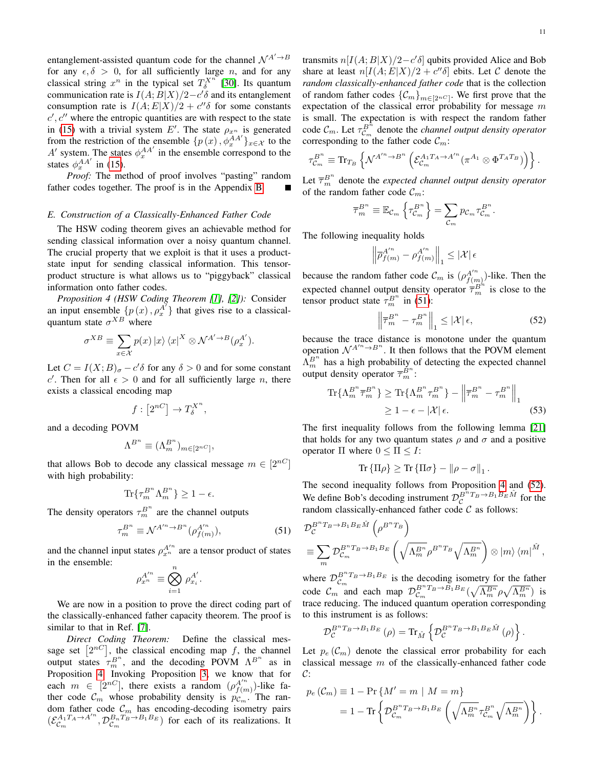entanglement-assisted quantum code for the channel $\mathcal{N}^{A'\to B}$ for any $\epsilon, \delta > 0$, for all sufficiently large $n$, and for any classical string $x^n$ in the typical set $T_\delta^{X^n}$ [30]. Its quantum communication rate is $I(A;B|X)/2 - c'\delta$ and its entanglement consumption rate is $I(A;E|X)/2 + c''\delta$ for some constants $c', c''$ where the entropic quantities are with respect to the state in (15) with a trivial system $E'$. The state $\rho_{x^n}$ is generated from the restriction of the ensemble $\{p(x), \phi_x^{AA'}\}_{x\in\mathcal{X}}$ to the $A'$ system. The states $\phi_x^{AA'}$ in the ensemble correspond to the states $\phi_x^{AA'}$ in (15).

*Proof:* The method of proof involves "pasting" random father codes together. The proof is in the Appendix B. ∎

## E. Construction of a Classically-Enhanced Father Code

The HSW coding theorem gives an achievable method for sending classical information over a noisy quantum channel. The crucial property that we exploit is that it uses a product-state input for sending classical information. This tensor-product structure is what allows us to "piggyback" classical information onto father codes.

*Proposition 4 (HSW Coding Theorem [1], [2]):* Consider an input ensemble $\{p(x), \rho_x^{A'}\}$ that gives rise to a classical-quantum state $\sigma^{XB}$ where

$$\sigma^{XB} \equiv \sum_{x\in\mathcal{X}} p(x) \left|x\right\rangle \left\langle x\right|^X \otimes \mathcal{N}^{A'\to B}(\rho_x^{A'}).$$

Let $C = I(X;B)_\sigma - c'\delta$ for any $\delta > 0$ and for some constant $c'$. Then for all $\epsilon > 0$ and for all sufficiently large $n$, there exists a classical encoding map

$$f : \left[2^{nC}\right] \to T_\delta^{X^n},$$

and a decoding POVM

$$\Lambda^{B^n} \equiv (\Lambda_m^{B^n})_{m\in[2^{nC}]},$$

that allows Bob to decode any classical message $m \in \left[2^{nC}\right]$ with high probability:

$$\text{Tr}\{\tau_m^{B^n} \Lambda_m^{B^n}\} \geq 1 - \epsilon.$$

The density operators $\tau_m^{B^n}$ are the channel outputs

$$\tau_m^{B^n} \equiv \mathcal{N}^{A'^n\to B^n}(\rho_{f(m)}^{A'^n}), \tag{51}$$

and the channel input states $\rho_{x^n}^{A'^n}$ are a tensor product of states in the ensemble:

$$\rho_{x^n}^{A'^n} \equiv \bigotimes_{i=1}^{n} \rho_{x_i}^{A'}.$$

We are now in a position to prove the direct coding part of the classically-enhanced father capacity theorem. The proof is similar to that in Ref. [7].

*Direct Coding Theorem:* Define the classical message set $\left[2^{nC}\right]$, the classical encoding map $f$, the channel output states $\tau_m^{B^n}$, and the decoding POVM $\Lambda^{B^n}$ as in Proposition 4. Invoking Proposition 3, we know that for each $m \in \left[2^{nC}\right]$, there exists a random $(\rho_{f(m)}^{A'^n})$-like father code $\mathcal{C}_m$ whose probability density is $p_{\mathcal{C}_m}$. The random father code $\mathcal{C}_m$ has encoding-decoding isometry pairs $(\mathcal{E}_{\mathcal{C}_m}^{A_1 T_A\to A'^n}, \mathcal{D}_{\mathcal{C}_m}^{B_n T_B\to B_1 B_E})$ for each of its realizations. It transmits $n[I(A;B|X)/2 - c'\delta]$ qubits provided Alice and Bob share at least $n[I(A;E|X)/2 + c''\delta]$ ebits. Let $\mathcal{C}$ denote the *random classically-enhanced father code* that is the collection of random father codes $\{\mathcal{C}_m\}_{m\in[2^{nC}]}$. We first prove that the expectation of the classical error probability for message $m$ is small. The expectation is with respect the random father code $\mathcal{C}_m$. Let $\tau_{\mathcal{C}_m}^{B^n}$ denote the *channel output density operator* corresponding to the father code $\mathcal{C}_m$:

$$\tau_{\mathcal{C}_m}^{B^n} \equiv \text{Tr}_{T_B}\left\{\mathcal{N}^{A'^n\to B^n}\left(\mathcal{E}_{\mathcal{C}_m}^{A_1 T_A\to A'^n}(\pi^{A_1}\otimes \Phi^{T_A T_B})\right)\right\}.$$

Let $\overline{\tau}_m^{B^n}$ denote the *expected channel output density operator* of the random father code $\mathcal{C}_m$:

$$\overline{\tau}_m^{B^n} \equiv \mathbb{E}_{\mathcal{C}_m}\left\{\tau_{\mathcal{C}_m}^{B^n}\right\} = \sum_{\mathcal{C}_m} p_{\mathcal{C}_m} \tau_{\mathcal{C}_m}^{B^n}.$$

The following inequality holds

$$\left\|\overline{\rho}_{f(m)}^{A'^n} - \rho_{f(m)}^{A'^n}\right\|_1 \leq |\mathcal{X}|\,\epsilon$$

because the random father code $\mathcal{C}_m$ is $(\rho_{f(m)}^{A'^n})$-like. Then the expected channel output density operator $\overline{\tau}_m^{B^n}$ is close to the tensor product state $\tau_m^{B^n}$ in (51):

$$\left\|\overline{\tau}_m^{B^n} - \tau_m^{B^n}\right\|_1 \leq |\mathcal{X}|\,\epsilon, \tag{52}$$

because the trace distance is monotone under the quantum operation $\mathcal{N}^{A'^n\to B^n}$. It then follows that the POVM element $\Lambda_m^{B^n}$ has a high probability of detecting the expected channel output density operator $\overline{\tau}_m^{B^n}$:

$$\begin{aligned}\text{Tr}\{\Lambda_m^{B^n}\overline{\tau}_m^{B^n}\} &\geq \text{Tr}\{\Lambda_m^{B^n}\tau_m^{B^n}\} - \left\|\overline{\tau}_m^{B^n} - \tau_m^{B^n}\right\|_1 \\ &\geq 1 - \epsilon - |\mathcal{X}|\,\epsilon. \end{aligned} \tag{53}$$

The first inequality follows from the following lemma [21] that holds for any two quantum states $\rho$ and $\sigma$ and a positive operator $\Pi$ where $0 \leq \Pi \leq I$:

$$\text{Tr}\{\Pi\rho\} \geq \text{Tr}\{\Pi\sigma\} - \|\rho - \sigma\|_1.$$

The second inequality follows from Proposition 4 and (52). We define Bob's decoding instrument $\mathcal{D}_{\mathcal{C}}^{B^n T_B\to B_1 B_E \hat{M}}$ for the random classically-enhanced father code $\mathcal{C}$ as follows:

$$\begin{aligned}&\mathcal{D}_{\mathcal{C}}^{B^n T_B\to B_1 B_E \hat{M}}\left(\rho^{B^n T_B}\right) \\ &\equiv \sum_m \mathcal{D}_{\mathcal{C}_m}^{B^n T_B\to B_1 B_E}\left(\sqrt{\Lambda_m^{B^n}}\rho^{B^n T_B}\sqrt{\Lambda_m^{B^n}}\right)\otimes \left|m\right\rangle\left\langle m\right|^{\hat{M}},\end{aligned}$$

where $\mathcal{D}_{\mathcal{C}_m}^{B^n T_B\to B_1 B_E}$ is the decoding isometry for the father code $\mathcal{C}_m$ and each map $\mathcal{D}_{\mathcal{C}_m}^{B^n T_B\to B_1 B_E}(\sqrt{\Lambda_m^{B^n}}\rho\sqrt{\Lambda_m^{B^n}})$ is trace reducing. The induced quantum operation corresponding to this instrument is as follows:

$$\mathcal{D}_{\mathcal{C}}^{B^n T_B\to B_1 B_E}(\rho) = \text{Tr}_{\hat{M}}\left\{\mathcal{D}_{\mathcal{C}}^{B^n T_B\to B_1 B_E \hat{M}}(\rho)\right\}.$$

Let $p_e(\mathcal{C}_m)$ denote the classical error probability for each classical message $m$ of the classically-enhanced father code $\mathcal{C}$:

$$\begin{aligned}p_e(\mathcal{C}_m) &\equiv 1 - \Pr\{M' = m \mid M = m\} \\ &= 1 - \text{Tr}\left\{\mathcal{D}_{\mathcal{C}_m}^{B^n T_B\to B_1 B_E}\left(\sqrt{\Lambda_m^{B^n}}\tau_{\mathcal{C}_m}^{B^n}\sqrt{\Lambda_m^{B^n}}\right)\right\}.\end{aligned}$$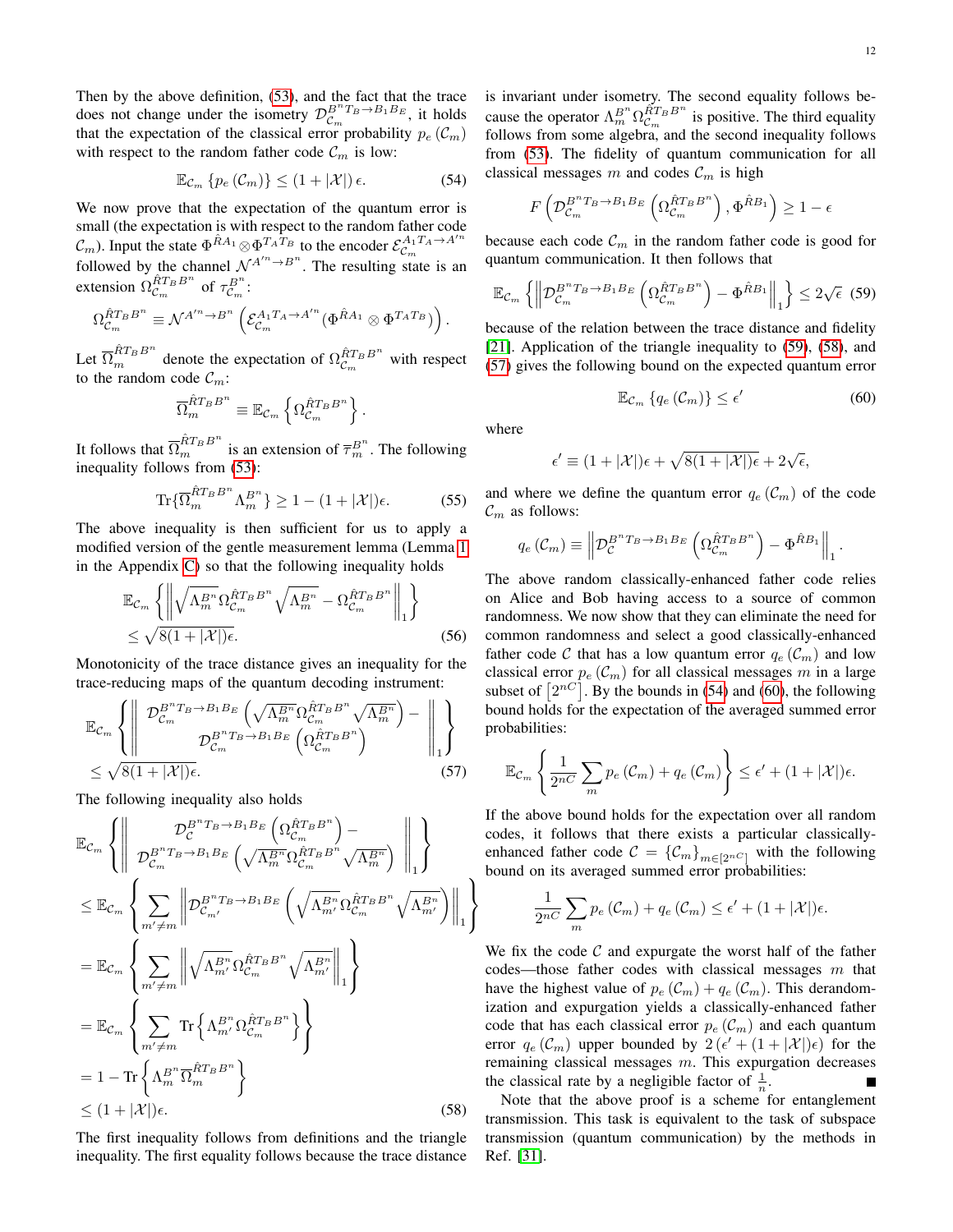Then by the above definition, (53), and the fact that the trace does not change under the isometry $\mathcal{D}_{\mathcal{C}_m}^{B^n T_B \to B_1 B_E}$, it holds that the expectation of the classical error probability $p_e(\mathcal{C}_m)$ with respect to the random father code $\mathcal{C}_m$ is low:

$$\mathbb{E}_{\mathcal{C}_m}\{p_e(\mathcal{C}_m)\} \leq (1+|\mathcal{X}|)\epsilon. \tag{54}$$

We now prove that the expectation of the quantum error is small (the expectation is with respect to the random father code $\mathcal{C}_m$). Input the state $\Phi^{\hat{R}A_1} \otimes \Phi^{T_A T_B}$ to the encoder $\mathcal{E}_{\mathcal{C}_m}^{A_1 T_A \to A'^n}$ followed by the channel $\mathcal{N}^{A'^n \to B^n}$. The resulting state is an extension $\Omega_{\mathcal{C}_m}^{\hat{R}T_B B^n}$ of $\tau_{\mathcal{C}_m}^{B^n}$:

$$\Omega_{\mathcal{C}_m}^{\hat{R}T_B B^n} \equiv \mathcal{N}^{A'^n \to B^n}\left(\mathcal{E}_{\mathcal{C}_m}^{A_1 T_A \to A'^n}(\Phi^{\hat{R}A_1} \otimes \Phi^{T_A T_B})\right).$$

Let $\overline{\Omega}_m^{\hat{R}T_B B^n}$ denote the expectation of $\Omega_{\mathcal{C}_m}^{\hat{R}T_B B^n}$ with respect to the random code $\mathcal{C}_m$:

$$\overline{\Omega}_m^{\hat{R}T_B B^n} \equiv \mathbb{E}_{\mathcal{C}_m}\left\{\Omega_{\mathcal{C}_m}^{\hat{R}T_B B^n}\right\}.$$

It follows that $\overline{\Omega}_m^{\hat{R}T_B B^n}$ is an extension of $\overline{\tau}_m^{B^n}$. The following inequality follows from (53):

$$\mathrm{Tr}\{\overline{\Omega}_m^{\hat{R}T_B B^n} \Lambda_m^{B^n}\} \geq 1-(1+|\mathcal{X}|)\epsilon. \tag{55}$$

The above inequality is then sufficient for us to apply a modified version of the gentle measurement lemma (Lemma 1 in the Appendix C) so that the following inequality holds

$$\mathbb{E}_{\mathcal{C}_m}\left\{\left\|\sqrt{\Lambda_m^{B^n}}\Omega_{\mathcal{C}_m}^{\hat{R}T_B B^n}\sqrt{\Lambda_m^{B^n}} - \Omega_{\mathcal{C}_m}^{\hat{R}T_B B^n}\right\|_1\right\} \leq \sqrt{8(1+|\mathcal{X}|)\epsilon}. \tag{56}$$

Monotonicity of the trace distance gives an inequality for the trace-reducing maps of the quantum decoding instrument:

$$\mathbb{E}_{\mathcal{C}_m}\left\{\left\|\begin{array}{c}\mathcal{D}_{\mathcal{C}_m}^{B^n T_B \to B_1 B_E}\left(\sqrt{\Lambda_m^{B^n}}\Omega_{\mathcal{C}_m}^{\hat{R}T_B B^n}\sqrt{\Lambda_m^{B^n}}\right) - \\ \mathcal{D}_{\mathcal{C}_m}^{B^n T_B \to B_1 B_E}\left(\Omega_{\mathcal{C}_m}^{\hat{R}T_B B^n}\right)\end{array}\right\|_1\right\} \leq \sqrt{8(1+|\mathcal{X}|)\epsilon}. \tag{57}$$

The following inequality also holds

$$\begin{aligned}
&\mathbb{E}_{\mathcal{C}_m}\left\{\left\|\begin{array}{c}\mathcal{D}_{\mathcal{C}}^{B^n T_B \to B_1 B_E}\left(\Omega_{\mathcal{C}_m}^{\hat{R}T_B B^n}\right) - \\ \mathcal{D}_{\mathcal{C}_m}^{B^n T_B \to B_1 B_E}\left(\sqrt{\Lambda_m^{B^n}}\Omega_{\mathcal{C}_m}^{\hat{R}T_B B^n}\sqrt{\Lambda_m^{B^n}}\right)\end{array}\right\|_1\right\} \\
&\leq \mathbb{E}_{\mathcal{C}_m}\left\{\sum_{m'\neq m}\left\|\mathcal{D}_{\mathcal{C}_{m'}}^{B^n T_B \to B_1 B_E}\left(\sqrt{\Lambda_{m'}^{B^n}}\Omega_{\mathcal{C}_m}^{\hat{R}T_B B^n}\sqrt{\Lambda_{m'}^{B^n}}\right)\right\|_1\right\} \\
&= \mathbb{E}_{\mathcal{C}_m}\left\{\sum_{m'\neq m}\left\|\sqrt{\Lambda_{m'}^{B^n}}\Omega_{\mathcal{C}_m}^{\hat{R}T_B B^n}\sqrt{\Lambda_{m'}^{B^n}}\right\|_1\right\} \\
&= \mathbb{E}_{\mathcal{C}_m}\left\{\sum_{m'\neq m}\mathrm{Tr}\left\{\Lambda_{m'}^{B^n}\Omega_{\mathcal{C}_m}^{\hat{R}T_B B^n}\right\}\right\} \\
&= 1-\mathrm{Tr}\left\{\Lambda_m^{B^n}\overline{\Omega}_m^{\hat{R}T_B B^n}\right\} \\
&\leq (1+|\mathcal{X}|)\epsilon.
\end{aligned} \tag{58}$$

The first inequality follows from definitions and the triangle inequality. The first equality follows because the trace distance is invariant under isometry. The second equality follows because the operator $\Lambda_m^{B^n}\Omega_{\mathcal{C}_m}^{\hat{R}T_B B^n}$ is positive. The third equality follows from some algebra, and the second inequality follows from (53). The fidelity of quantum communication for all classical messages $m$ and codes $\mathcal{C}_m$ is high

$$F\left(\mathcal{D}_{\mathcal{C}_m}^{B^n T_B \to B_1 B_E}\left(\Omega_{\mathcal{C}_m}^{\hat{R}T_B B^n}\right), \Phi^{\hat{R}B_1}\right) \geq 1-\epsilon$$

because each code $\mathcal{C}_m$ in the random father code is good for quantum communication. It then follows that

$$\mathbb{E}_{\mathcal{C}_m}\left\{\left\|\mathcal{D}_{\mathcal{C}_m}^{B^n T_B \to B_1 B_E}\left(\Omega_{\mathcal{C}_m}^{\hat{R}T_B B^n}\right) - \Phi^{\hat{R}B_1}\right\|_1\right\} \leq 2\sqrt{\epsilon} \tag{59}$$

because of the relation between the trace distance and fidelity [21]. Application of the triangle inequality to (59), (58), and (57) gives the following bound on the expected quantum error

$$\mathbb{E}_{\mathcal{C}_m}\{q_e(\mathcal{C}_m)\} \leq \epsilon' \tag{60}$$

where

$$\epsilon' \equiv (1+|\mathcal{X}|)\epsilon + \sqrt{8(1+|\mathcal{X}|)\epsilon} + 2\sqrt{\epsilon},$$

and where we define the quantum error $q_e(\mathcal{C}_m)$ of the code $\mathcal{C}_m$ as follows:

$$q_e(\mathcal{C}_m) \equiv \left\|\mathcal{D}_{\mathcal{C}}^{B^n T_B \to B_1 B_E}\left(\Omega_{\mathcal{C}_m}^{\hat{R}T_B B^n}\right) - \Phi^{\hat{R}B_1}\right\|_1.$$

The above random classically-enhanced father code relies on Alice and Bob having access to a source of common randomness. We now show that they can eliminate the need for common randomness and select a good classically-enhanced father code $\mathcal{C}$ that has a low quantum error $q_e(\mathcal{C}_m)$ and low classical error $p_e(\mathcal{C}_m)$ for all classical messages $m$ in a large subset of $[2^{nC}]$. By the bounds in (54) and (60), the following bound holds for the expectation of the averaged summed error probabilities:

$$\mathbb{E}_{\mathcal{C}_m}\left\{\frac{1}{2^{nC}}\sum_m p_e(\mathcal{C}_m) + q_e(\mathcal{C}_m)\right\} \leq \epsilon' + (1+|\mathcal{X}|)\epsilon.$$

If the above bound holds for the expectation over all random codes, it follows that there exists a particular classically-enhanced father code $\mathcal{C} = \{\mathcal{C}_m\}_{m\in[2^{nC}]}$ with the following bound on its averaged summed error probabilities:

$$\frac{1}{2^{nC}}\sum_m p_e(\mathcal{C}_m) + q_e(\mathcal{C}_m) \leq \epsilon' + (1+|\mathcal{X}|)\epsilon.$$

We fix the code $\mathcal{C}$ and expurgate the worst half of the father codes—those father codes with classical messages $m$ that have the highest value of $p_e(\mathcal{C}_m) + q_e(\mathcal{C}_m)$. This derandomization and expurgation yields a classically-enhanced father code that has each classical error $p_e(\mathcal{C}_m)$ and each quantum error $q_e(\mathcal{C}_m)$ upper bounded by $2(\epsilon' + (1+|\mathcal{X}|)\epsilon)$ for the remaining classical messages $m$. This expurgation decreases the classical rate by a negligible factor of $\frac{1}{n}$. ■

Note that the above proof is a scheme for entanglement transmission. This task is equivalent to the task of subspace transmission (quantum communication) by the methods in Ref. [31].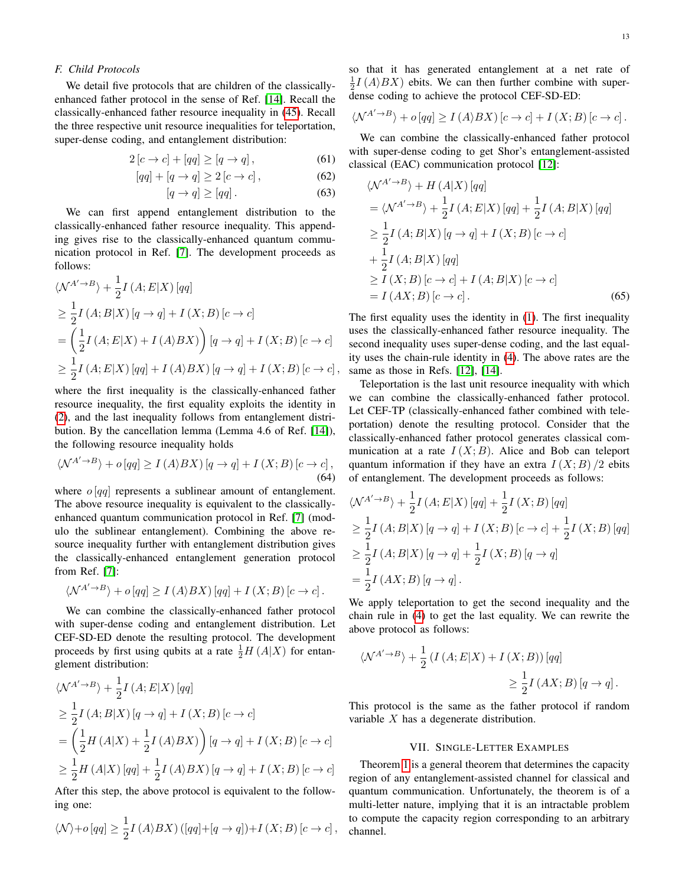### F. Child Protocols

We detail five protocols that are children of the classically-enhanced father protocol in the sense of Ref. [14]. Recall the classically-enhanced father resource inequality in (45). Recall the three respective unit resource inequalities for teleportation, super-dense coding, and entanglement distribution:

$$2\,[c \to c] + [qq] \geq [q \to q]\,, \tag{61}$$

$$[qq] + [q \to q] \geq 2\,[c \to c]\,, \tag{62}$$

$$[q \to q] \geq [qq]\,. \tag{63}$$

We can first append entanglement distribution to the classically-enhanced father resource inequality. This appending gives rise to the classically-enhanced quantum communication protocol in Ref. [7]. The development proceeds as follows:

$$\begin{aligned}
&\langle \mathcal{N}^{A' \to B} \rangle + \frac{1}{2} I(A;E|X)\,[qq] \\
&\geq \frac{1}{2} I(A;B|X)\,[q \to q] + I(X;B)\,[c \to c] \\
&= \left( \frac{1}{2} I(A;E|X) + I(A\rangle BX) \right) [q \to q] + I(X;B)\,[c \to c] \\
&\geq \frac{1}{2} I(A;E|X)\,[qq] + I(A\rangle BX)\,[q \to q] + I(X;B)\,[c \to c]\,,
\end{aligned}$$

where the first inequality is the classically-enhanced father resource inequality, the first equality exploits the identity in (2), and the last inequality follows from entanglement distribution. By the cancellation lemma (Lemma 4.6 of Ref. [14]), the following resource inequality holds

$$\langle \mathcal{N}^{A' \to B} \rangle + o\,[qq] \geq I(A\rangle BX)\,[q \to q] + I(X;B)\,[c \to c]\,, \tag{64}$$

where $o\,[qq]$ represents a sublinear amount of entanglement. The above resource inequality is equivalent to the classically-enhanced quantum communication protocol in Ref. [7] (modulo the sublinear entanglement). Combining the above resource inequality further with entanglement distribution gives the classically-enhanced entanglement generation protocol from Ref. [7]:

$$\langle \mathcal{N}^{A' \to B} \rangle + o\,[qq] \geq I(A\rangle BX)\,[qq] + I(X;B)\,[c \to c]\,.$$

We can combine the classically-enhanced father protocol with super-dense coding and entanglement distribution. Let CEF-SD-ED denote the resulting protocol. The development proceeds by first using qubits at a rate $\frac{1}{2} H(A|X)$ for entanglement distribution:

$$\begin{aligned}
&\langle \mathcal{N}^{A' \to B} \rangle + \frac{1}{2} I(A;E|X)\,[qq] \\
&\geq \frac{1}{2} I(A;B|X)\,[q \to q] + I(X;B)\,[c \to c] \\
&= \left( \frac{1}{2} H(A|X) + \frac{1}{2} I(A\rangle BX) \right) [q \to q] + I(X;B)\,[c \to c] \\
&\geq \frac{1}{2} H(A|X)\,[qq] + \frac{1}{2} I(A\rangle BX)\,[q \to q] + I(X;B)\,[c \to c]
\end{aligned}$$

After this step, the above protocol is equivalent to the following one:

$$\langle \mathcal{N} \rangle + o\,[qq] \geq \frac{1}{2} I(A\rangle BX)\,([qq] + [q \to q]) + I(X;B)\,[c \to c]\,,$$

so that it has generated entanglement at a net rate of $\frac{1}{2} I(A\rangle BX)$ ebits. We can then further combine with super-dense coding to achieve the protocol CEF-SD-ED:

$$\langle \mathcal{N}^{A' \to B} \rangle + o\,[qq] \geq I(A\rangle BX)\,[c \to c] + I(X;B)\,[c \to c]\,.$$

We can combine the classically-enhanced father protocol with super-dense coding to get Shor's entanglement-assisted classical (EAC) communication protocol [12]:

$$\begin{aligned}
&\langle \mathcal{N}^{A' \to B} \rangle + H(A|X)\,[qq] \\
&= \langle \mathcal{N}^{A' \to B} \rangle + \frac{1}{2} I(A;E|X)\,[qq] + \frac{1}{2} I(A;B|X)\,[qq] \\
&\geq \frac{1}{2} I(A;B|X)\,[q \to q] + I(X;B)\,[c \to c] \\
&\quad + \frac{1}{2} I(A;B|X)\,[qq] \\
&\geq I(X;B)\,[c \to c] + I(A;B|X)\,[c \to c] \\
&= I(AX;B)\,[c \to c]\,.
\end{aligned} \tag{65}$$

The first equality uses the identity in (1). The first inequality uses the classically-enhanced father resource inequality. The second inequality uses super-dense coding, and the last equality uses the chain-rule identity in (4). The above rates are the same as those in Refs. [12], [14].

Teleportation is the last unit resource inequality with which we can combine the classically-enhanced father protocol. Let CEF-TP (classically-enhanced father combined with teleportation) denote the resulting protocol. Consider that the classically-enhanced father protocol generates classical communication at a rate $I(X;B)$. Alice and Bob can teleport quantum information if they have an extra $I(X;B)/2$ ebits of entanglement. The development proceeds as follows:

$$\begin{aligned}
&\langle \mathcal{N}^{A' \to B} \rangle + \frac{1}{2} I(A;E|X)\,[qq] + \frac{1}{2} I(X;B)\,[qq] \\
&\geq \frac{1}{2} I(A;B|X)\,[q \to q] + I(X;B)\,[c \to c] + \frac{1}{2} I(X;B)\,[qq] \\
&\geq \frac{1}{2} I(A;B|X)\,[q \to q] + \frac{1}{2} I(X;B)\,[q \to q] \\
&= \frac{1}{2} I(AX;B)\,[q \to q]\,.
\end{aligned}$$

We apply teleportation to get the second inequality and the chain rule in (4) to get the last equality. We can rewrite the above protocol as follows:

$$\langle \mathcal{N}^{A' \to B} \rangle + \frac{1}{2} \left( I(A;E|X) + I(X;B) \right) [qq] \geq \frac{1}{2} I(AX;B)\,[q \to q]\,.$$

This protocol is the same as the father protocol if random variable $X$ has a degenerate distribution.

## VII. Single-Letter Examples

Theorem 1 is a general theorem that determines the capacity region of any entanglement-assisted channel for classical and quantum communication. Unfortunately, the theorem is of a multi-letter nature, implying that it is an intractable problem to compute the capacity region corresponding to an arbitrary channel.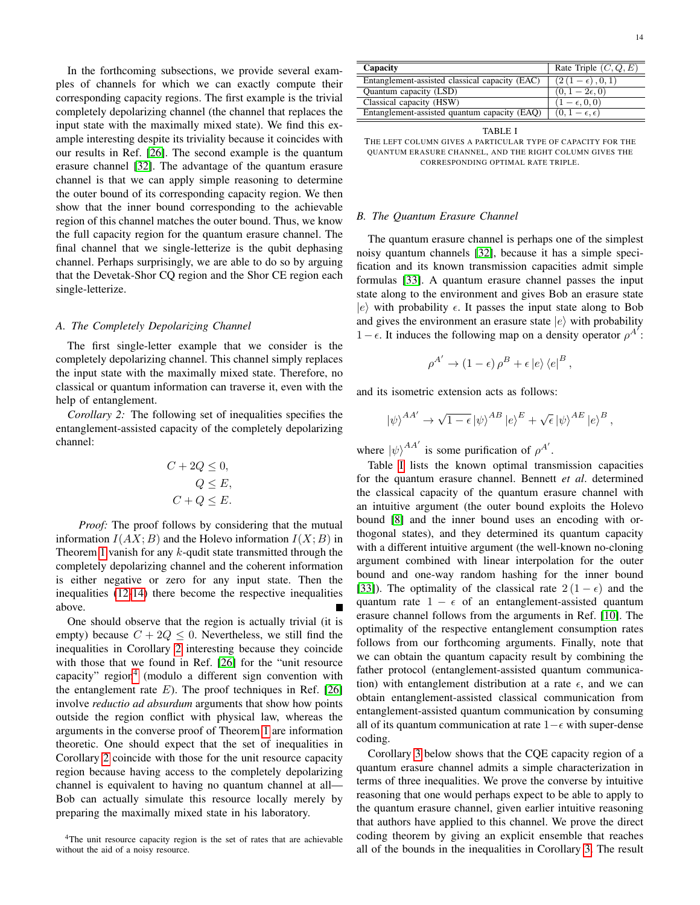In the forthcoming subsections, we provide several examples of channels for which we can exactly compute their corresponding capacity regions. The first example is the trivial completely depolarizing channel (the channel that replaces the input state with the maximally mixed state). We find this example interesting despite its triviality because it coincides with our results in Ref. [26]. The second example is the quantum erasure channel [32]. The advantage of the quantum erasure channel is that we can apply simple reasoning to determine the outer bound of its corresponding capacity region. We then show that the inner bound corresponding to the achievable region of this channel matches the outer bound. Thus, we know the full capacity region for the quantum erasure channel. The final channel that we single-letterize is the qubit dephasing channel. Perhaps surprisingly, we are able to do so by arguing that the Devetak-Shor CQ region and the Shor CE region each single-letterize.

### A. The Completely Depolarizing Channel

The first single-letter example that we consider is the completely depolarizing channel. This channel simply replaces the input state with the maximally mixed state. Therefore, no classical or quantum information can traverse it, even with the help of entanglement.

*Corollary 2:* The following set of inequalities specifies the entanglement-assisted capacity of the completely depolarizing channel:

$$
\begin{aligned}
C + 2Q &\leq 0, \\
Q &\leq E, \\
C + Q &\leq E.
\end{aligned}
$$

*Proof:* The proof follows by considering that the mutual information $I(AX;B)$ and the Holevo information $I(X;B)$ in Theorem 1 vanish for any $k$-qudit state transmitted through the completely depolarizing channel and the coherent information is either negative or zero for any input state. Then the inequalities (12-14) there become the respective inequalities above. ■

One should observe that the region is actually trivial (it is empty) because $C + 2Q \leq 0$. Nevertheless, we still find the inequalities in Corollary 2 interesting because they coincide with those that we found in Ref. [26] for the "unit resource capacity" region[4] (modulo a different sign convention with the entanglement rate $E$). The proof techniques in Ref. [26] involve *reductio ad absurdum* arguments that show how points outside the region conflict with physical law, whereas the arguments in the converse proof of Theorem 1 are information theoretic. One should expect that the set of inequalities in Corollary 2 coincide with those for the unit resource capacity region because having access to the completely depolarizing channel is equivalent to having no quantum channel at all—Bob can actually simulate this resource locally merely by preparing the maximally mixed state in his laboratory.

[4]The unit resource capacity region is the set of rates that are achievable without the aid of a noisy resource.

| Capacity | Rate Triple $(C, Q, E)$ |
|---|---|
| Entanglement-assisted classical capacity (EAC) | $(2(1-\epsilon), 0, 1)$ |
| Quantum capacity (LSD) | $(0, 1-2\epsilon, 0)$ |
| Classical capacity (HSW) | $(1-\epsilon, 0, 0)$ |
| Entanglement-assisted quantum capacity (EAQ) | $(0, 1-\epsilon, \epsilon)$ |

TABLE I
THE LEFT COLUMN GIVES A PARTICULAR TYPE OF CAPACITY FOR THE QUANTUM ERASURE CHANNEL, AND THE RIGHT COLUMN GIVES THE CORRESPONDING OPTIMAL RATE TRIPLE.

### B. The Quantum Erasure Channel

The quantum erasure channel is perhaps one of the simplest noisy quantum channels [32], because it has a simple specification and its known transmission capacities admit simple formulas [33]. A quantum erasure channel passes the input state along to the environment and gives Bob an erasure state $|e\rangle$ with probability $\epsilon$. It passes the input state along to Bob and gives the environment an erasure state $|e\rangle$ with probability $1-\epsilon$. It induces the following map on a density operator $\rho^{A'}$:

$$
\rho^{A'} \rightarrow (1-\epsilon)\,\rho^{B} + \epsilon\,|e\rangle\langle e|^{B},
$$

and its isometric extension acts as follows:

$$
|\psi\rangle^{AA'} \rightarrow \sqrt{1-\epsilon}\,|\psi\rangle^{AB}\,|e\rangle^{E} + \sqrt{\epsilon}\,|\psi\rangle^{AE}\,|e\rangle^{B},
$$

where $|\psi\rangle^{AA'}$ is some purification of $\rho^{A'}$.

Table I lists the known optimal transmission capacities for the quantum erasure channel. Bennett *et al*. determined the classical capacity of the quantum erasure channel with an intuitive argument (the outer bound exploits the Holevo bound [8] and the inner bound uses an encoding with orthogonal states), and they determined its quantum capacity with a different intuitive argument (the well-known no-cloning argument combined with linear interpolation for the outer bound and one-way random hashing for the inner bound [33]). The optimality of the classical rate $2(1-\epsilon)$ and the quantum rate $1-\epsilon$ of an entanglement-assisted quantum erasure channel follows from the arguments in Ref. [10]. The optimality of the respective entanglement consumption rates follows from our forthcoming arguments. Finally, note that we can obtain the quantum capacity result by combining the father protocol (entanglement-assisted quantum communication) with entanglement distribution at a rate $\epsilon$, and we can obtain entanglement-assisted classical communication from entanglement-assisted quantum communication by consuming all of its quantum communication at rate $1-\epsilon$ with super-dense coding.

Corollary 3 below shows that the CQE capacity region of a quantum erasure channel admits a simple characterization in terms of three inequalities. We prove the converse by intuitive reasoning that one would perhaps expect to be able to apply to the quantum erasure channel, given earlier intuitive reasoning that authors have applied to this channel. We prove the direct coding theorem by giving an explicit ensemble that reaches all of the bounds in the inequalities in Corollary 3. The result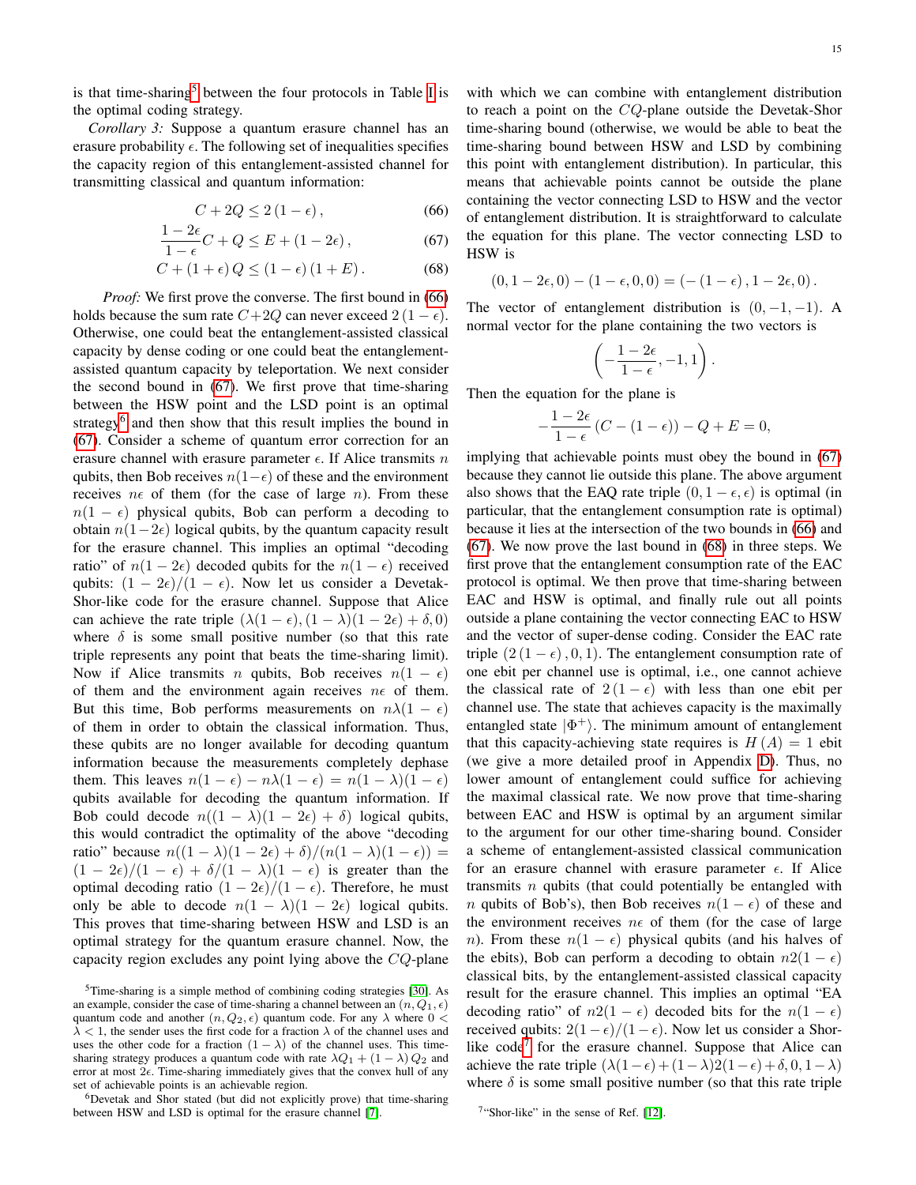is that time-sharing[5] between the four protocols in Table I is the optimal coding strategy.

*Corollary 3:* Suppose a quantum erasure channel has an erasure probability $\epsilon$. The following set of inequalities specifies the capacity region of this entanglement-assisted channel for transmitting classical and quantum information:

$$C + 2Q \leq 2(1-\epsilon), \tag{66}$$

$$\frac{1-2\epsilon}{1-\epsilon} C + Q \leq E + (1-2\epsilon), \tag{67}$$

$$C + (1+\epsilon) Q \leq (1-\epsilon)(1+E). \tag{68}$$

*Proof:* We first prove the converse. The first bound in (66) holds because the sum rate $C+2Q$ can never exceed $2(1-\epsilon)$. Otherwise, one could beat the entanglement-assisted classical capacity by dense coding or one could beat the entanglement-assisted quantum capacity by teleportation. We next consider the second bound in (67). We first prove that time-sharing between the HSW point and the LSD point is an optimal strategy[6] and then show that this result implies the bound in (67). Consider a scheme of quantum error correction for an erasure channel with erasure parameter $\epsilon$. If Alice transmits $n$ qubits, then Bob receives $n(1-\epsilon)$ of these and the environment receives $n\epsilon$ of them (for the case of large $n$). From these $n(1-\epsilon)$ physical qubits, Bob can perform a decoding to obtain $n(1-2\epsilon)$ logical qubits, by the quantum capacity result for the erasure channel. This implies an optimal "decoding ratio" of $n(1-2\epsilon)$ decoded qubits for the $n(1-\epsilon)$ received qubits: $(1-2\epsilon)/(1-\epsilon)$. Now let us consider a Devetak-Shor-like code for the erasure channel. Suppose that Alice can achieve the rate triple $(\lambda(1-\epsilon), (1-\lambda)(1-2\epsilon)+\delta, 0)$ where $\delta$ is some small positive number (so that this rate triple represents any point that beats the time-sharing limit). Now if Alice transmits $n$ qubits, Bob receives $n(1-\epsilon)$ of them and the environment again receives $n\epsilon$ of them. But this time, Bob performs measurements on $n\lambda(1-\epsilon)$ of them in order to obtain the classical information. Thus, these qubits are no longer available for decoding quantum information because the measurements completely dephase them. This leaves $n(1-\epsilon) - n\lambda(1-\epsilon) = n(1-\lambda)(1-\epsilon)$ qubits available for decoding the quantum information. If Bob could decode $n((1-\lambda)(1-2\epsilon)+\delta)$ logical qubits, this would contradict the optimality of the above "decoding ratio" because $n((1-\lambda)(1-2\epsilon)+\delta)/(n(1-\lambda)(1-\epsilon)) = (1-2\epsilon)/(1-\epsilon) + \delta/(1-\lambda)(1-\epsilon)$ is greater than the optimal decoding ratio $(1-2\epsilon)/(1-\epsilon)$. Therefore, he must only be able to decode $n(1-\lambda)(1-2\epsilon)$ logical qubits. This proves that time-sharing between HSW and LSD is an optimal strategy for the quantum erasure channel. Now, the capacity region excludes any point lying above the $CQ$-plane with which we can combine with entanglement distribution to reach a point on the $CQ$-plane outside the Devetak-Shor time-sharing bound (otherwise, we would be able to beat the time-sharing bound between HSW and LSD by combining this point with entanglement distribution). In particular, this means that achievable points cannot be outside the plane containing the vector connecting LSD to HSW and the vector of entanglement distribution. It is straightforward to calculate the equation for this plane. The vector connecting LSD to HSW is

$$(0, 1-2\epsilon, 0) - (1-\epsilon, 0, 0) = (-(1-\epsilon), 1-2\epsilon, 0).$$

The vector of entanglement distribution is $(0, -1, -1)$. A normal vector for the plane containing the two vectors is

$$\left(-\frac{1-2\epsilon}{1-\epsilon}, -1, 1\right).$$

Then the equation for the plane is

$$-\frac{1-2\epsilon}{1-\epsilon}(C - (1-\epsilon)) - Q + E = 0,$$

implying that achievable points must obey the bound in (67) because they cannot lie outside this plane. The above argument also shows that the EAQ rate triple $(0, 1-\epsilon, \epsilon)$ is optimal (in particular, that the entanglement consumption rate is optimal) because it lies at the intersection of the two bounds in (66) and (67). We now prove the last bound in (68) in three steps. We first prove that the entanglement consumption rate of the EAC protocol is optimal. We then prove that time-sharing between EAC and HSW is optimal, and finally rule out all points outside a plane containing the vector connecting EAC to HSW and the vector of super-dense coding. Consider the EAC rate triple $(2(1-\epsilon), 0, 1)$. The entanglement consumption rate of one ebit per channel use is optimal, i.e., one cannot achieve the classical rate of $2(1-\epsilon)$ with less than one ebit per channel use. The state that achieves capacity is the maximally entangled state $|\Phi^+\rangle$. The minimum amount of entanglement that this capacity-achieving state requires is $H(A) = 1$ ebit (we give a more detailed proof in Appendix D). Thus, no lower amount of entanglement could suffice for achieving the maximal classical rate. We now prove that time-sharing between EAC and HSW is optimal by an argument similar to the argument for our other time-sharing bound. Consider a scheme of entanglement-assisted classical communication for an erasure channel with erasure parameter $\epsilon$. If Alice transmits $n$ qubits (that could potentially be entangled with $n$ qubits of Bob's), then Bob receives $n(1-\epsilon)$ of these and the environment receives $n\epsilon$ of them (for the case of large $n$). From these $n(1-\epsilon)$ physical qubits (and his halves of the ebits), Bob can perform a decoding to obtain $n2(1-\epsilon)$ classical bits, by the entanglement-assisted classical capacity result for the erasure channel. This implies an optimal "EA decoding ratio" of $n2(1-\epsilon)$ decoded bits for the $n(1-\epsilon)$ received qubits: $2(1-\epsilon)/(1-\epsilon)$. Now let us consider a Shor-like code[7] for the erasure channel. Suppose that Alice can achieve the rate triple $(\lambda(1-\epsilon)+(1-\lambda)2(1-\epsilon)+\delta, 0, 1-\lambda)$ where $\delta$ is some small positive number (so that this rate triple

---

[5] Time-sharing is a simple method of combining coding strategies [30]. As an example, consider the case of time-sharing a channel between an $(n, Q_1, \epsilon)$ quantum code and another $(n, Q_2, \epsilon)$ quantum code. For any $\lambda$ where $0 < \lambda < 1$, the sender uses the first code for a fraction $\lambda$ of the channel uses and uses the other code for a fraction $(1-\lambda)$ of the channel uses. This time-sharing strategy produces a quantum code with rate $\lambda Q_1 + (1-\lambda) Q_2$ and error at most $2\epsilon$. Time-sharing immediately gives that the convex hull of any set of achievable points is an achievable region.

[6] Devetak and Shor stated (but did not explicitly prove) that time-sharing between HSW and LSD is optimal for the erasure channel [7].

[7] "Shor-like" in the sense of Ref. [12].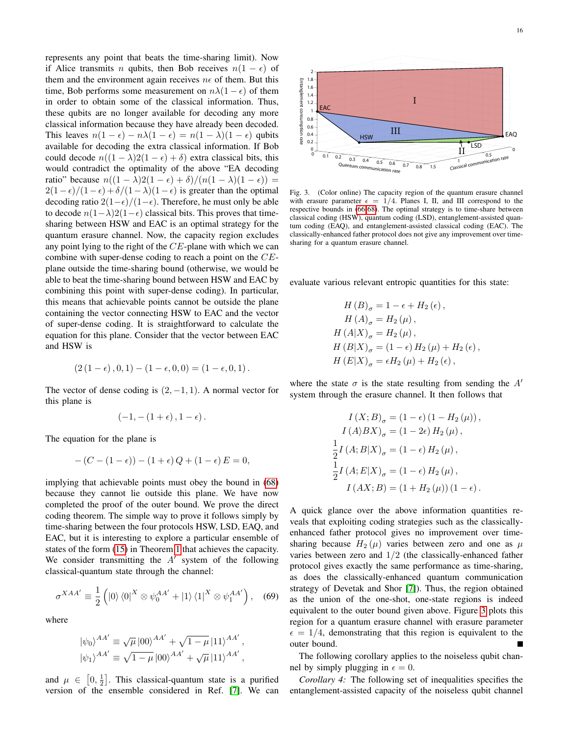represents any point that beats the time-sharing limit). Now if Alice transmits $n$ qubits, then Bob receives $n(1-\epsilon)$ of them and the environment again receives $n\epsilon$ of them. But this time, Bob performs some measurement on $n\lambda(1-\epsilon)$ of them in order to obtain some of the classical information. Thus, these qubits are no longer available for decoding any more classical information because they have already been decoded. This leaves $n(1-\epsilon) - n\lambda(1-\epsilon) = n(1-\lambda)(1-\epsilon)$ qubits available for decoding the extra classical information. If Bob could decode $n((1-\lambda)2(1-\epsilon)+\delta)$ extra classical bits, this would contradict the optimality of the above "EA decoding ratio" because $n((1-\lambda)2(1-\epsilon)+\delta)/(n(1-\lambda)(1-\epsilon)) = 2(1-\epsilon)/(1-\epsilon)+\delta/(1-\lambda)(1-\epsilon)$ is greater than the optimal decoding ratio $2(1-\epsilon)/(1-\epsilon)$. Therefore, he must only be able to decode $n(1-\lambda)2(1-\epsilon)$ classical bits. This proves that time-sharing between HSW and EAC is an optimal strategy for the quantum erasure channel. Now, the capacity region excludes any point lying to the right of the $CE$-plane with which we can combine with super-dense coding to reach a point on the $CE$-plane outside the time-sharing bound (otherwise, we would be able to beat the time-sharing bound between HSW and EAC by combining this point with super-dense coding). In particular, this means that achievable points cannot be outside the plane containing the vector connecting HSW to EAC and the vector of super-dense coding. It is straightforward to calculate the equation for this plane. Consider that the vector between EAC and HSW is

$$(2(1-\epsilon), 0, 1) - (1-\epsilon, 0, 0) = (1-\epsilon, 0, 1).$$

The vector of dense coding is $(2, -1, 1)$. A normal vector for this plane is

$$(-1, -(1+\epsilon), 1-\epsilon).$$

The equation for the plane is

$$-(C-(1-\epsilon)) - (1+\epsilon)Q + (1-\epsilon)E = 0,$$

implying that achievable points must obey the bound in (68) because they cannot lie outside this plane. We have now completed the proof of the outer bound. We prove the direct coding theorem. The simple way to prove it follows simply by time-sharing between the four protocols HSW, LSD, EAQ, and EAC, but it is interesting to explore a particular ensemble of states of the form (15) in Theorem 1 that achieves the capacity. We consider transmitting the $A'$ system of the following classical-quantum state through the channel:

$$\sigma^{XAA'} \equiv \frac{1}{2}\left(|0\rangle\langle 0|^{X} \otimes \psi_0^{AA'} + |1\rangle\langle 1|^{X} \otimes \psi_1^{AA'}\right), \quad (69)$$

where

$$|\psi_0\rangle^{AA'} \equiv \sqrt{\mu}\,|00\rangle^{AA'} + \sqrt{1-\mu}\,|11\rangle^{AA'},$$
$$|\psi_1\rangle^{AA'} \equiv \sqrt{1-\mu}\,|00\rangle^{AA'} + \sqrt{\mu}\,|11\rangle^{AA'},$$

and $\mu \in \left[0, \frac{1}{2}\right]$. This classical-quantum state is a purified version of the ensemble considered in Ref. [7]. We can

2
1.8
1.6
1.4
1.2
1
0.8
0.6
0.4
0.2
0
Entanglement consumption rate
EAC
HSW
III
I
II
LSD
EAQ
0 0.1 0.2 0.3 0.4 0.5 0.6 0.7 0.8
Quantum communication rate
1.5 1 0.5 0
Classical communication rate

Fig. 3. (Color online) The capacity region of the quantum erasure channel with erasure parameter $\epsilon = 1/4$. Planes I, II, and III correspond to the respective bounds in (66-68). The optimal strategy is to time-share between classical coding (HSW), quantum coding (LSD), entanglement-assisted quantum coding (EAQ), and entanglement-assisted classical coding (EAC). The classically-enhanced father protocol does not give any improvement over time-sharing for a quantum erasure channel.

evaluate various relevant entropic quantities for this state:

$$H(B)_\sigma = 1-\epsilon+H_2(\epsilon),$$
$$H(A)_\sigma = H_2(\mu),$$
$$H(A|X)_\sigma = H_2(\mu),$$
$$H(B|X)_\sigma = (1-\epsilon)H_2(\mu) + H_2(\epsilon),$$
$$H(E|X)_\sigma = \epsilon H_2(\mu) + H_2(\epsilon),$$

where the state $\sigma$ is the state resulting from sending the $A'$ system through the erasure channel. It then follows that

$$I(X;B)_\sigma = (1-\epsilon)(1-H_2(\mu)),$$
$$I(A\rangle BX)_\sigma = (1-2\epsilon)H_2(\mu),$$
$$\frac{1}{2}I(A;B|X)_\sigma = (1-\epsilon)H_2(\mu),$$
$$\frac{1}{2}I(A;E|X)_\sigma = (1-\epsilon)H_2(\mu),$$
$$I(AX;B) = (1+H_2(\mu))(1-\epsilon).$$

A quick glance over the above information quantities reveals that exploiting coding strategies such as the classically-enhanced father protocol gives no improvement over time-sharing because $H_2(\mu)$ varies between zero and one as $\mu$ varies between zero and $1/2$ (the classically-enhanced father protocol gives exactly the same performance as time-sharing, as does the classically-enhanced quantum communication strategy of Devetak and Shor [7]). Thus, the region obtained as the union of the one-shot, one-state regions is indeed equivalent to the outer bound given above. Figure 3 plots this region for a quantum erasure channel with erasure parameter $\epsilon = 1/4$, demonstrating that this region is equivalent to the outer bound. ■

The following corollary applies to the noiseless qubit channel by simply plugging in $\epsilon = 0$.

*Corollary 4:* The following set of inequalities specifies the entanglement-assisted capacity of the noiseless qubit channel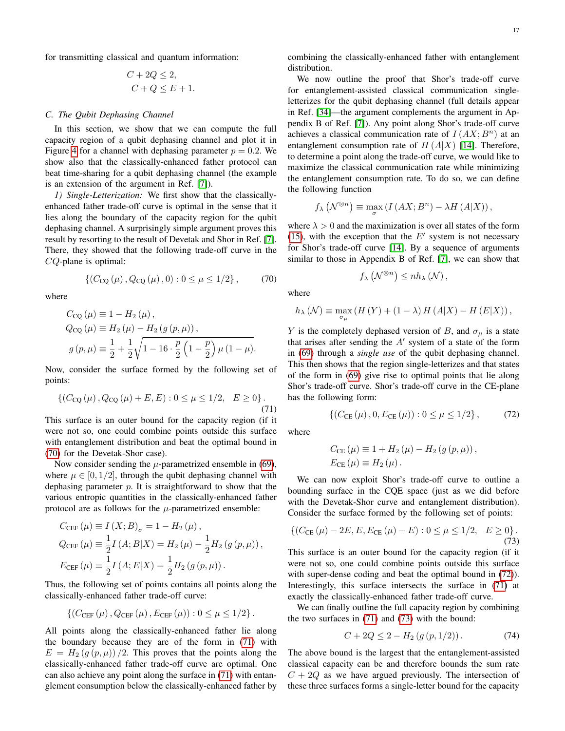for transmitting classical and quantum information:

$$C + 2Q \leq 2,$$
$$C + Q \leq E + 1.$$

### C. The Qubit Dephasing Channel

In this section, we show that we can compute the full capacity region of a qubit dephasing channel and plot it in Figure 4 for a channel with dephasing parameter $p = 0.2$. We show also that the classically-enhanced father protocol can beat time-sharing for a qubit dephasing channel (the example is an extension of the argument in Ref. [7]).

*1) Single-Letterization:* We first show that the classically-enhanced father trade-off curve is optimal in the sense that it lies along the boundary of the capacity region for the qubit dephasing channel. A surprisingly simple argument proves this result by resorting to the result of Devetak and Shor in Ref. [7]. There, they showed that the following trade-off curve in the $CQ$-plane is optimal:

$$\left\{ \left( C_{\text{CQ}}(\mu), Q_{\text{CQ}}(\mu), 0 \right) : 0 \leq \mu \leq 1/2 \right\}, \tag{70}$$

where

$$C_{\text{CQ}}(\mu) \equiv 1 - H_2(\mu),$$
$$Q_{\text{CQ}}(\mu) \equiv H_2(\mu) - H_2(g(p, \mu)),$$
$$g(p, \mu) \equiv \frac{1}{2} + \frac{1}{2}\sqrt{1 - 16 \cdot \frac{p}{2}\left(1 - \frac{p}{2}\right)\mu(1 - \mu)}.$$

Now, consider the surface formed by the following set of points:

$$\left\{ \left( C_{\text{CQ}}(\mu), Q_{\text{CQ}}(\mu) + E, E \right) : 0 \leq \mu \leq 1/2, \quad E \geq 0 \right\}. \tag{71}$$

This surface is an outer bound for the capacity region (if it were not so, one could combine points outside this surface with entanglement distribution and beat the optimal bound in (70) for the Devetak-Shor case).

Now consider sending the $\mu$-parametrized ensemble in (69), where $\mu \in [0, 1/2]$, through the qubit dephasing channel with dephasing parameter $p$. It is straightforward to show that the various entropic quantities in the classically-enhanced father protocol are as follows for the $\mu$-parametrized ensemble:

$$C_{\text{CEF}}(\mu) \equiv I(X; B)_{\sigma} = 1 - H_2(\mu),$$
$$Q_{\text{CEF}}(\mu) \equiv \frac{1}{2} I(A; B|X) = H_2(\mu) - \frac{1}{2} H_2(g(p, \mu)),$$
$$E_{\text{CEF}}(\mu) \equiv \frac{1}{2} I(A; E|X) = \frac{1}{2} H_2(g(p, \mu)).$$

Thus, the following set of points contains all points along the classically-enhanced father trade-off curve:

$$\left\{ \left( C_{\text{CEF}}(\mu), Q_{\text{CEF}}(\mu), E_{\text{CEF}}(\mu) \right) : 0 \leq \mu \leq 1/2 \right\}.$$

All points along the classically-enhanced father lie along the boundary because they are of the form in (71) with $E = H_2(g(p, \mu))/2$. This proves that the points along the classically-enhanced father trade-off curve are optimal. One can also achieve any point along the surface in (71) with entanglement consumption below the classically-enhanced father by combining the classically-enhanced father with entanglement distribution.

We now outline the proof that Shor's trade-off curve for entanglement-assisted classical communication single-letterizes for the qubit dephasing channel (full details appear in Ref. [34]—the argument complements the argument in Appendix B of Ref. [7]). Any point along Shor's trade-off curve achieves a classical communication rate of $I(AX; B^n)$ at an entanglement consumption rate of $H(A|X)$ [14]. Therefore, to determine a point along the trade-off curve, we would like to maximize the classical communication rate while minimizing the entanglement consumption rate. To do so, we can define the following function

$$f_{\lambda}\left(\mathcal{N}^{\otimes n}\right) \equiv \max_{\sigma} \left( I(AX; B^n) - \lambda H(A|X) \right),$$

where $\lambda > 0$ and the maximization is over all states of the form (15), with the exception that the $E'$ system is not necessary for Shor's trade-off curve [14]. By a sequence of arguments similar to those in Appendix B of Ref. [7], we can show that

$$f_{\lambda}\left(\mathcal{N}^{\otimes n}\right) \leq n h_{\lambda}(\mathcal{N}),$$

where

$$h_{\lambda}(\mathcal{N}) \equiv \max_{\sigma_{\mu}} \left( H(Y) + (1 - \lambda) H(A|X) - H(E|X) \right),$$

$Y$ is the completely dephased version of $B$, and $\sigma_{\mu}$ is a state that arises after sending the $A'$ system of a state of the form in (69) through a *single use* of the qubit dephasing channel. This then shows that the region single-letterizes and that states of the form in (69) give rise to optimal points that lie along Shor's trade-off curve. Shor's trade-off curve in the CE-plane has the following form:

$$\left\{ \left( C_{\text{CE}}(\mu), 0, E_{\text{CE}}(\mu) \right) : 0 \leq \mu \leq 1/2 \right\}, \tag{72}$$

where

$$C_{\text{CE}}(\mu) \equiv 1 + H_2(\mu) - H_2(g(p, \mu)),$$
$$E_{\text{CE}}(\mu) \equiv H_2(\mu).$$

We can now exploit Shor's trade-off curve to outline a bounding surface in the CQE space (just as we did before with the Devetak-Shor curve and entanglement distribution). Consider the surface formed by the following set of points:

$$\left\{ \left( C_{\text{CE}}(\mu) - 2E, E, E_{\text{CE}}(\mu) - E \right) : 0 \leq \mu \leq 1/2, \quad E \geq 0 \right\}. \tag{73}$$

This surface is an outer bound for the capacity region (if it were not so, one could combine points outside this surface with super-dense coding and beat the optimal bound in (72)). Interestingly, this surface intersects the surface in (71) at exactly the classically-enhanced father trade-off curve.

We can finally outline the full capacity region by combining the two surfaces in (71) and (73) with the bound:

$$C + 2Q \leq 2 - H_2(g(p, 1/2)). \tag{74}$$

The above bound is the largest that the entanglement-assisted classical capacity can be and therefore bounds the sum rate $C + 2Q$ as we have argued previously. The intersection of these three surfaces forms a single-letter bound for the capacity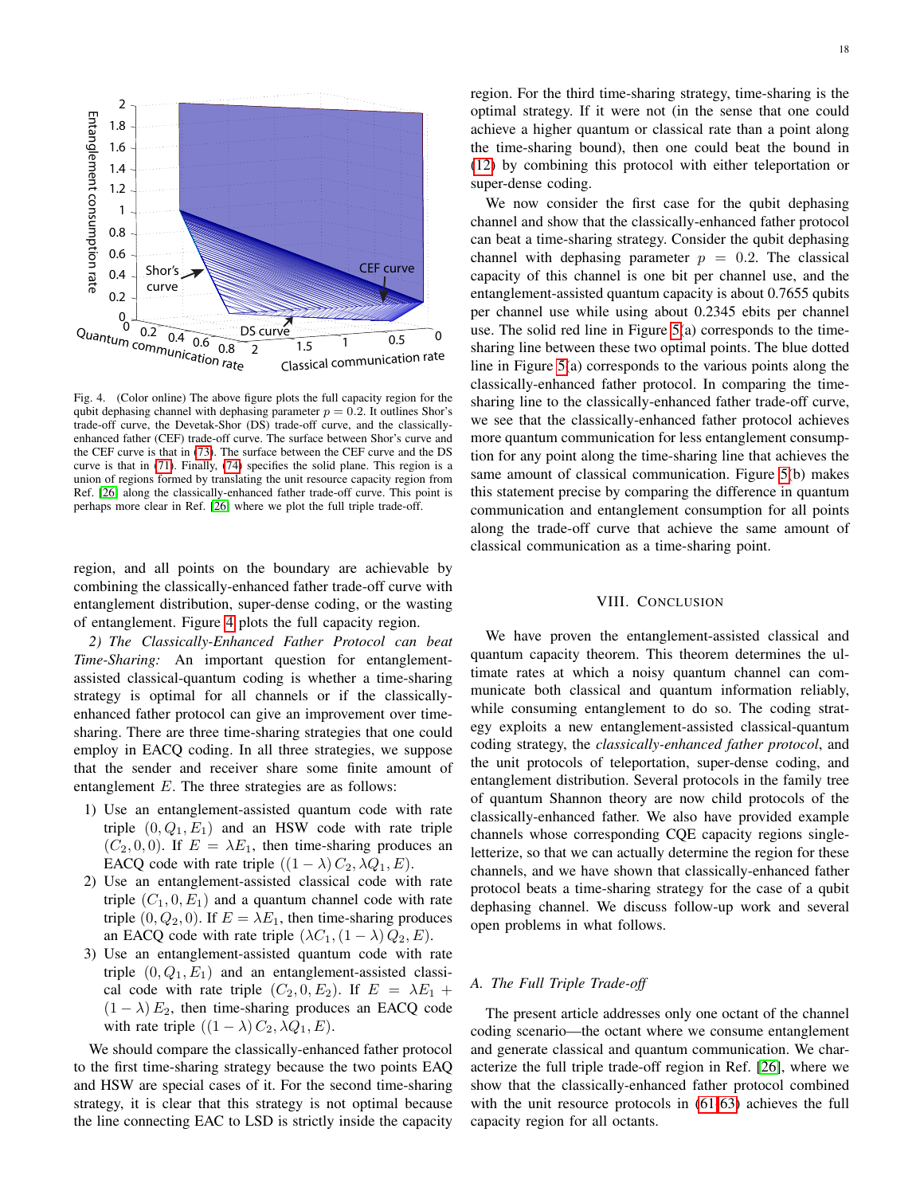2
1.8
1.6
1.4
1.2
1
0.8
0.6
0.4
0.2
0
Entanglement consumption rate
0
0.2
0.4
0.6
0.8
Quantum communication rate
2
1.5
1
0.5
0
Classical communication rate
Shor's curve
CEF curve
DS curve

Fig. 4. (Color online) The above figure plots the full capacity region for the qubit dephasing channel with dephasing parameter $p = 0.2$. It outlines Shor's trade-off curve, the Devetak-Shor (DS) trade-off curve, and the classically-enhanced father (CEF) trade-off curve. The surface between Shor's curve and the CEF curve is that in (73). The surface between the CEF curve and the DS curve is that in (71). Finally, (74) specifies the solid plane. This region is a union of regions formed by translating the unit resource capacity region from Ref. [26] along the classically-enhanced father trade-off curve. This point is perhaps more clear in Ref. [26] where we plot the full triple trade-off.

region, and all points on the boundary are achievable by combining the classically-enhanced father trade-off curve with entanglement distribution, super-dense coding, or the wasting of entanglement. Figure 4 plots the full capacity region.

*2) The Classically-Enhanced Father Protocol can beat Time-Sharing:* An important question for entanglement-assisted classical-quantum coding is whether a time-sharing strategy is optimal for all channels or if the classically-enhanced father protocol can give an improvement over time-sharing. There are three time-sharing strategies that one could employ in EACQ coding. In all three strategies, we suppose that the sender and receiver share some finite amount of entanglement $E$. The three strategies are as follows:

1) Use an entanglement-assisted quantum code with rate triple $(0, Q_1, E_1)$ and an HSW code with rate triple $(C_2, 0, 0)$. If $E = \lambda E_1$, then time-sharing produces an EACQ code with rate triple $((1-\lambda) C_2, \lambda Q_1, E)$.
2) Use an entanglement-assisted classical code with rate triple $(C_1, 0, E_1)$ and a quantum channel code with rate triple $(0, Q_2, 0)$. If $E = \lambda E_1$, then time-sharing produces an EACQ code with rate triple $(\lambda C_1, (1-\lambda) Q_2, E)$.
3) Use an entanglement-assisted quantum code with rate triple $(0, Q_1, E_1)$ and an entanglement-assisted classical code with rate triple $(C_2, 0, E_2)$. If $E = \lambda E_1 + (1-\lambda) E_2$, then time-sharing produces an EACQ code with rate triple $((1-\lambda) C_2, \lambda Q_1, E)$.

We should compare the classically-enhanced father protocol to the first time-sharing strategy because the two points EAQ and HSW are special cases of it. For the second time-sharing strategy, it is clear that this strategy is not optimal because the line connecting EAC to LSD is strictly inside the capacity region. For the third time-sharing strategy, time-sharing is the optimal strategy. If it were not (in the sense that one could achieve a higher quantum or classical rate than a point along the time-sharing bound), then one could beat the bound in (12) by combining this protocol with either teleportation or super-dense coding.

We now consider the first case for the qubit dephasing channel and show that the classically-enhanced father protocol can beat a time-sharing strategy. Consider the qubit dephasing channel with dephasing parameter $p = 0.2$. The classical capacity of this channel is one bit per channel use, and the entanglement-assisted quantum capacity is about 0.7655 qubits per channel use while using about 0.2345 ebits per channel use. The solid red line in Figure 5(a) corresponds to the time-sharing line between these two optimal points. The blue dotted line in Figure 5(a) corresponds to the various points along the classically-enhanced father protocol. In comparing the time-sharing line to the classically-enhanced father trade-off curve, we see that the classically-enhanced father protocol achieves more quantum communication for less entanglement consumption for any point along the time-sharing line that achieves the same amount of classical communication. Figure 5(b) makes this statement precise by comparing the difference in quantum communication and entanglement consumption for all points along the trade-off curve that achieve the same amount of classical communication as a time-sharing point.

## VIII. Conclusion

We have proven the entanglement-assisted classical and quantum capacity theorem. This theorem determines the ultimate rates at which a noisy quantum channel can communicate both classical and quantum information reliably, while consuming entanglement to do so. The coding strategy exploits a new entanglement-assisted classical-quantum coding strategy, the *classically-enhanced father protocol*, and the unit protocols of teleportation, super-dense coding, and entanglement distribution. Several protocols in the family tree of quantum Shannon theory are now child protocols of the classically-enhanced father. We also have provided example channels whose corresponding CQE capacity regions single-letterize, so that we can actually determine the region for these channels, and we have shown that classically-enhanced father protocol beats a time-sharing strategy for the case of a qubit dephasing channel. We discuss follow-up work and several open problems in what follows.

### A. The Full Triple Trade-off

The present article addresses only one octant of the channel coding scenario—the octant where we consume entanglement and generate classical and quantum communication. We characterize the full triple trade-off region in Ref. [26], where we show that the classically-enhanced father protocol combined with the unit resource protocols in (61-63) achieves the full capacity region for all octants.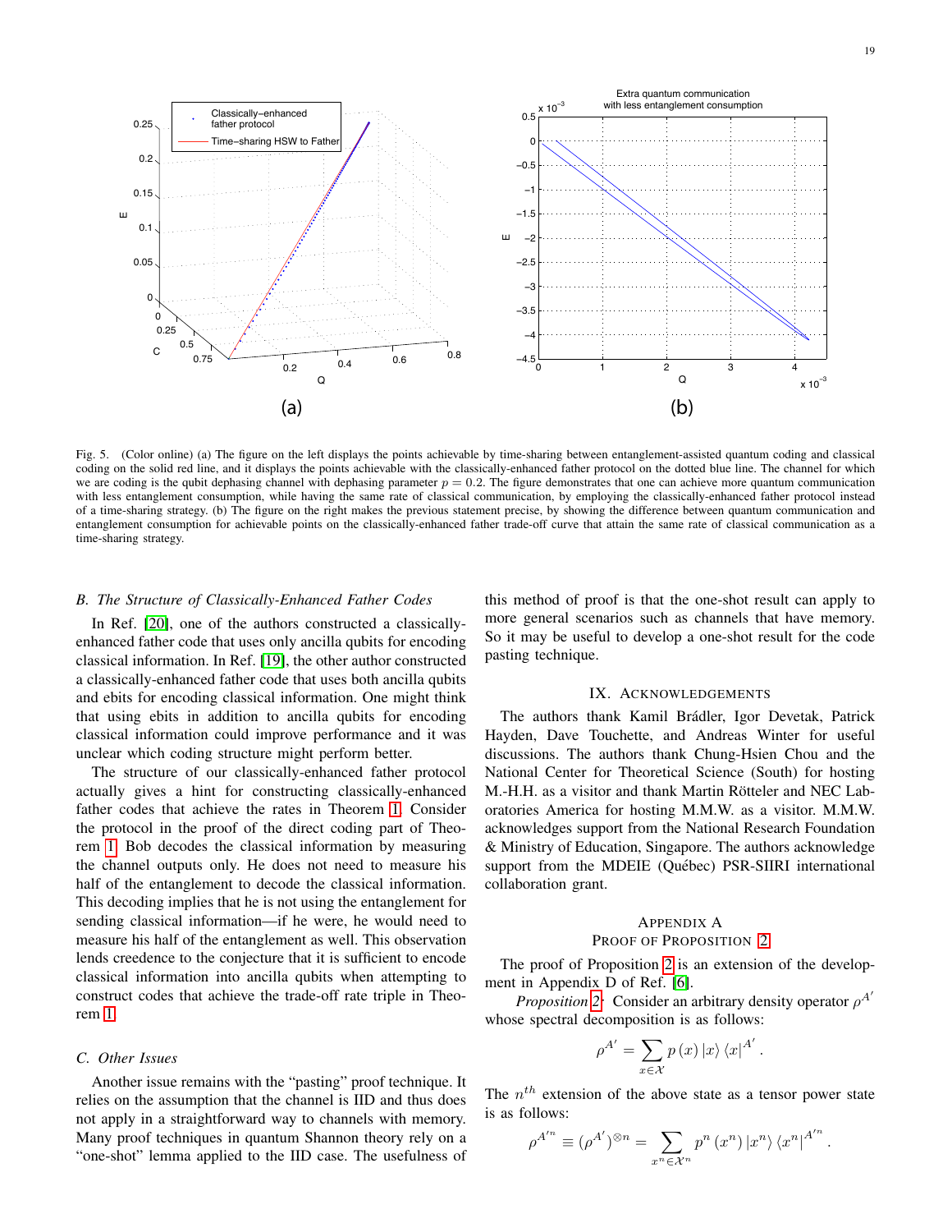Classically–enhanced father protocol

Time–sharing HSW to Father

0.25

0.2

0.15

E

0.1

0.05

0

0

0.25

C

0.5

0.75

0.2

0.4

0.6

0.8

Q

(a)

Extra quantum communication with less entanglement consumption

x $10^{-3}$

0.5

0

−0.5

−1

−1.5

E

−2

−2.5

−3

−3.5

−4

−4.5

0

1

2

3

4

Q

x $10^{-3}$

(b)

Fig. 5. (Color online) (a) The figure on the left displays the points achievable by time-sharing between entanglement-assisted quantum coding and classical coding on the solid red line, and it displays the points achievable with the classically-enhanced father protocol on the dotted blue line. The channel for which we are coding is the qubit dephasing channel with dephasing parameter $p = 0.2$. The figure demonstrates that one can achieve more quantum communication with less entanglement consumption, while having the same rate of classical communication, by employing the classically-enhanced father protocol instead of a time-sharing strategy. (b) The figure on the right makes the previous statement precise, by showing the difference between quantum communication and entanglement consumption for achievable points on the classically-enhanced father trade-off curve that attain the same rate of classical communication as a time-sharing strategy.

### B. The Structure of Classically-Enhanced Father Codes

In Ref. [20], one of the authors constructed a classically-enhanced father code that uses only ancilla qubits for encoding classical information. In Ref. [19], the other author constructed a classically-enhanced father code that uses both ancilla qubits and ebits for encoding classical information. One might think that using ebits in addition to ancilla qubits for encoding classical information could improve performance and it was unclear which coding structure might perform better.

The structure of our classically-enhanced father protocol actually gives a hint for constructing classically-enhanced father codes that achieve the rates in Theorem 1. Consider the protocol in the proof of the direct coding part of Theorem 1. Bob decodes the classical information by measuring the channel outputs only. He does not need to measure his half of the entanglement to decode the classical information. This decoding implies that he is not using the entanglement for sending classical information—if he were, he would need to measure his half of the entanglement as well. This observation lends creedence to the conjecture that it is sufficient to encode classical information into ancilla qubits when attempting to construct codes that achieve the trade-off rate triple in Theorem 1.

### C. Other Issues

Another issue remains with the "pasting" proof technique. It relies on the assumption that the channel is IID and thus does not apply in a straightforward way to channels with memory. Many proof techniques in quantum Shannon theory rely on a "one-shot" lemma applied to the IID case. The usefulness of this method of proof is that the one-shot result can apply to more general scenarios such as channels that have memory. So it may be useful to develop a one-shot result for the code pasting technique.

## IX. Acknowledgements

The authors thank Kamil Brádler, Igor Devetak, Patrick Hayden, Dave Touchette, and Andreas Winter for useful discussions. The authors thank Chung-Hsien Chou and the National Center for Theoretical Science (South) for hosting M.-H.H. as a visitor and thank Martin Rötteler and NEC Laboratories America for hosting M.M.W. as a visitor. M.M.W. acknowledges support from the National Research Foundation & Ministry of Education, Singapore. The authors acknowledge support from the MDEIE (Québec) PSR-SIIRI international collaboration grant.

## Appendix A
## Proof of Proposition 2

The proof of Proposition 2 is an extension of the development in Appendix D of Ref. [6].

*Proposition 2:* Consider an arbitrary density operator $\rho^{A'}$ whose spectral decomposition is as follows:

$$\rho^{A'} = \sum_{x\in\mathcal{X}} p\left(x\right) \left|x\right\rangle \left\langle x\right|^{A'}.$$

The $n^{th}$ extension of the above state as a tensor power state is as follows:

$$\rho^{A'^n} \equiv \left(\rho^{A'}\right)^{\otimes n} = \sum_{x^n\in\mathcal{X}^n} p^n\left(x^n\right) \left|x^n\right\rangle \left\langle x^n\right|^{A'^n}.$$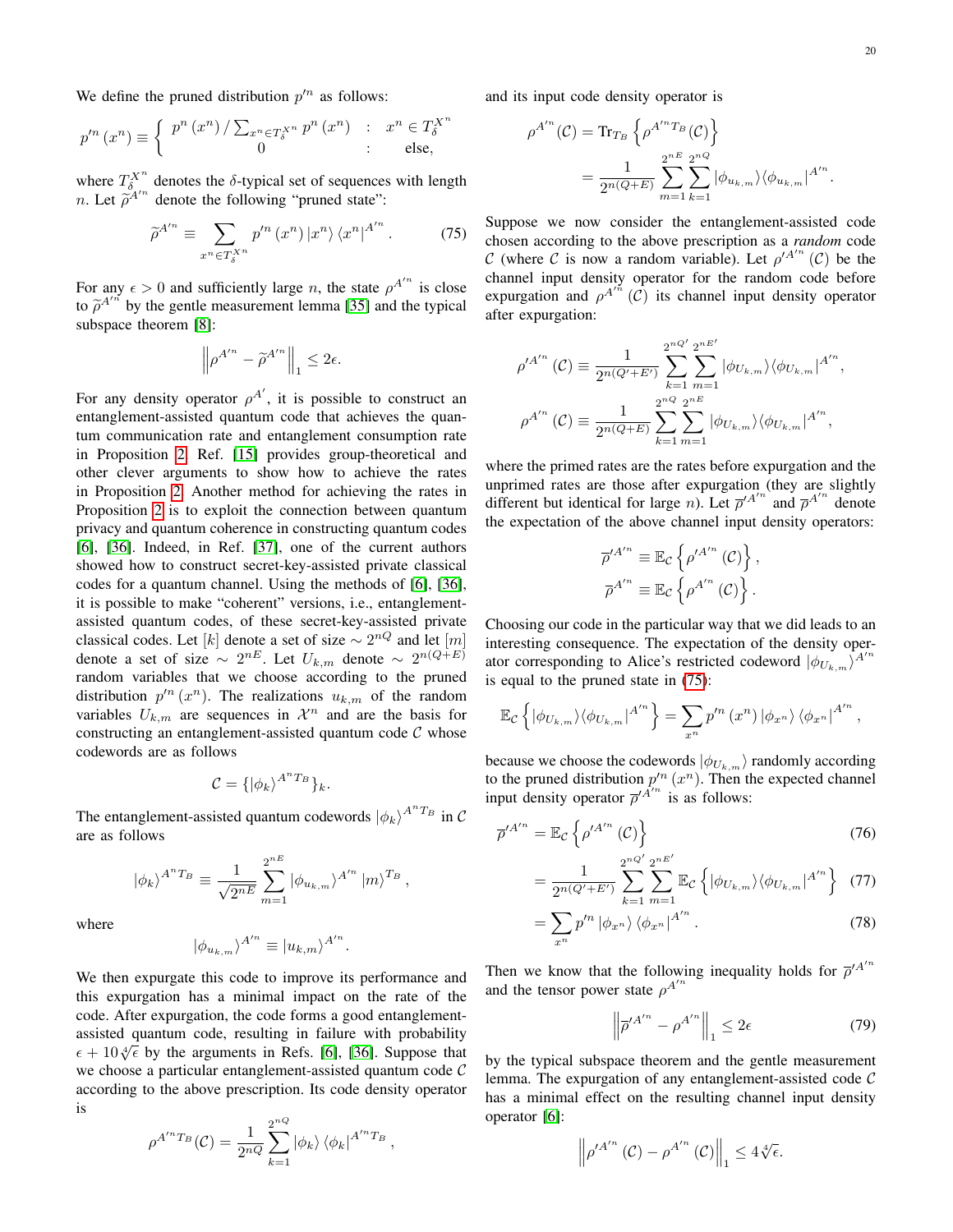We define the pruned distribution $p'^n$ as follows:

$$p'^n(x^n) \equiv \begin{cases} p^n(x^n) / \sum_{x^n \in T_\delta^{X^n}} p^n(x^n) & : \quad x^n \in T_\delta^{X^n} \\ 0 & : \quad \text{else}, \end{cases}$$

where $T_\delta^{X^n}$ denotes the $\delta$-typical set of sequences with length $n$. Let $\widetilde{\rho}^{A'^n}$ denote the following "pruned state":

$$\widetilde{\rho}^{A'^n} \equiv \sum_{x^n \in T_\delta^{X^n}} p'^n(x^n) |x^n\rangle \langle x^n|^{A'^n}. \tag{75}$$

For any $\epsilon > 0$ and sufficiently large $n$, the state $\rho^{A'^n}$ is close to $\widetilde{\rho}^{A'^n}$ by the gentle measurement lemma [35] and the typical subspace theorem [8]:

$$\left\| \rho^{A'^n} - \widetilde{\rho}^{A'^n} \right\|_1 \leq 2\epsilon.$$

For any density operator $\rho^{A'}$, it is possible to construct an entanglement-assisted quantum code that achieves the quantum communication rate and entanglement consumption rate in Proposition 2. Ref. [15] provides group-theoretical and other clever arguments to show how to achieve the rates in Proposition 2. Another method for achieving the rates in Proposition 2 is to exploit the connection between quantum privacy and quantum coherence in constructing quantum codes [6], [36]. Indeed, in Ref. [37], one of the current authors showed how to construct secret-key-assisted private classical codes for a quantum channel. Using the methods of [6], [36], it is possible to make "coherent" versions, i.e., entanglement-assisted quantum codes, of these secret-key-assisted private classical codes. Let $[k]$ denote a set of size $\sim 2^{nQ}$ and let $[m]$ denote a set of size $\sim 2^{nE}$. Let $U_{k,m}$ denote $\sim 2^{n(Q+E)}$ random variables that we choose according to the pruned distribution $p'^n(x^n)$. The realizations $u_{k,m}$ of the random variables $U_{k,m}$ are sequences in $\mathcal{X}^n$ and are the basis for constructing an entanglement-assisted quantum code $\mathcal{C}$ whose codewords are as follows

$$\mathcal{C} = \{|\phi_k\rangle^{A^n T_B}\}_k.$$

The entanglement-assisted quantum codewords $|\phi_k\rangle^{A^n T_B}$ in $\mathcal{C}$ are as follows

$$|\phi_k\rangle^{A^n T_B} \equiv \frac{1}{\sqrt{2^{nE}}} \sum_{m=1}^{2^{nE}} |\phi_{u_{k,m}}\rangle^{A'^n} |m\rangle^{T_B},$$

where

$$|\phi_{u_{k,m}}\rangle^{A'^n} \equiv |u_{k,m}\rangle^{A'^n}.$$

We then expurgate this code to improve its performance and this expurgation has a minimal impact on the rate of the code. After expurgation, the code forms a good entanglement-assisted quantum code, resulting in failure with probability $\epsilon + 10\sqrt[4]{\epsilon}$ by the arguments in Refs. [6], [36]. Suppose that we choose a particular entanglement-assisted quantum code $\mathcal{C}$ according to the above prescription. Its code density operator is

$$\rho^{A'^n T_B}(\mathcal{C}) = \frac{1}{2^{nQ}} \sum_{k=1}^{2^{nQ}} |\phi_k\rangle \langle \phi_k|^{A'^n T_B},$$

and its input code density operator is

$$\rho^{A'^n}(\mathcal{C}) = \text{Tr}_{T_B}\left\{ \rho^{A'^n T_B}(\mathcal{C}) \right\}$$
$$= \frac{1}{2^{n(Q+E)}} \sum_{m=1}^{2^{nE}} \sum_{k=1}^{2^{nQ}} |\phi_{u_{k,m}}\rangle\langle\phi_{u_{k,m}}|^{A'^n}.$$

Suppose we now consider the entanglement-assisted code chosen according to the above prescription as a *random* code $\mathcal{C}$ (where $\mathcal{C}$ is now a random variable). Let $\rho'^{A'^n}(\mathcal{C})$ be the channel input density operator for the random code before expurgation and $\rho^{A'^n}(\mathcal{C})$ its channel input density operator after expurgation:

$$\rho'^{A'^n}(\mathcal{C}) \equiv \frac{1}{2^{n(Q'+E')}} \sum_{k=1}^{2^{nQ'}} \sum_{m=1}^{2^{nE'}} |\phi_{U_{k,m}}\rangle\langle\phi_{U_{k,m}}|^{A'^n},$$

$$\rho^{A'^n}(\mathcal{C}) \equiv \frac{1}{2^{n(Q+E)}} \sum_{k=1}^{2^{nQ}} \sum_{m=1}^{2^{nE}} |\phi_{U_{k,m}}\rangle\langle\phi_{U_{k,m}}|^{A'^n},$$

where the primed rates are the rates before expurgation and the unprimed rates are those after expurgation (they are slightly different but identical for large $n$). Let $\overline{\rho}'^{A'^n}$ and $\overline{\rho}^{A'^n}$ denote the expectation of the above channel input density operators:

$$\overline{\rho}'^{A'^n} \equiv \mathbb{E}_{\mathcal{C}}\left\{ \rho'^{A'^n}(\mathcal{C}) \right\},$$
$$\overline{\rho}^{A'^n} \equiv \mathbb{E}_{\mathcal{C}}\left\{ \rho^{A'^n}(\mathcal{C}) \right\}.$$

Choosing our code in the particular way that we did leads to an interesting consequence. The expectation of the density operator corresponding to Alice's restricted codeword $|\phi_{U_{k,m}}\rangle^{A'^n}$ is equal to the pruned state in (75):

$$\mathbb{E}_{\mathcal{C}}\left\{ |\phi_{U_{k,m}}\rangle\langle\phi_{U_{k,m}}|^{A'^n} \right\} = \sum_{x^n} p'^n(x^n) |\phi_{x^n}\rangle \langle \phi_{x^n}|^{A'^n},$$

because we choose the codewords $|\phi_{U_{k,m}}\rangle$ randomly according to the pruned distribution $p'^n(x^n)$. Then the expected channel input density operator $\overline{\rho}'^{A'^n}$ is as follows:

$$\overline{\rho}'^{A'^n} = \mathbb{E}_{\mathcal{C}}\left\{ \rho'^{A'^n}(\mathcal{C}) \right\} \tag{76}$$
$$= \frac{1}{2^{n(Q'+E')}} \sum_{k=1}^{2^{nQ'}} \sum_{m=1}^{2^{nE'}} \mathbb{E}_{\mathcal{C}}\left\{ |\phi_{U_{k,m}}\rangle\langle\phi_{U_{k,m}}|^{A'^n} \right\} \tag{77}$$
$$= \sum_{x^n} p'^n |\phi_{x^n}\rangle \langle \phi_{x^n}|^{A'^n}. \tag{78}$$

Then we know that the following inequality holds for $\overline{\rho}'^{A'^n}$ and the tensor power state $\rho^{A'^n}$

$$\left\| \overline{\rho}'^{A'^n} - \rho^{A'^n} \right\|_1 \leq 2\epsilon \tag{79}$$

by the typical subspace theorem and the gentle measurement lemma. The expurgation of any entanglement-assisted code $\mathcal{C}$ has a minimal effect on the resulting channel input density operator [6]:

$$\left\| \rho'^{A'^n}(\mathcal{C}) - \rho^{A'^n}(\mathcal{C}) \right\|_1 \leq 4\sqrt[4]{\epsilon}.$$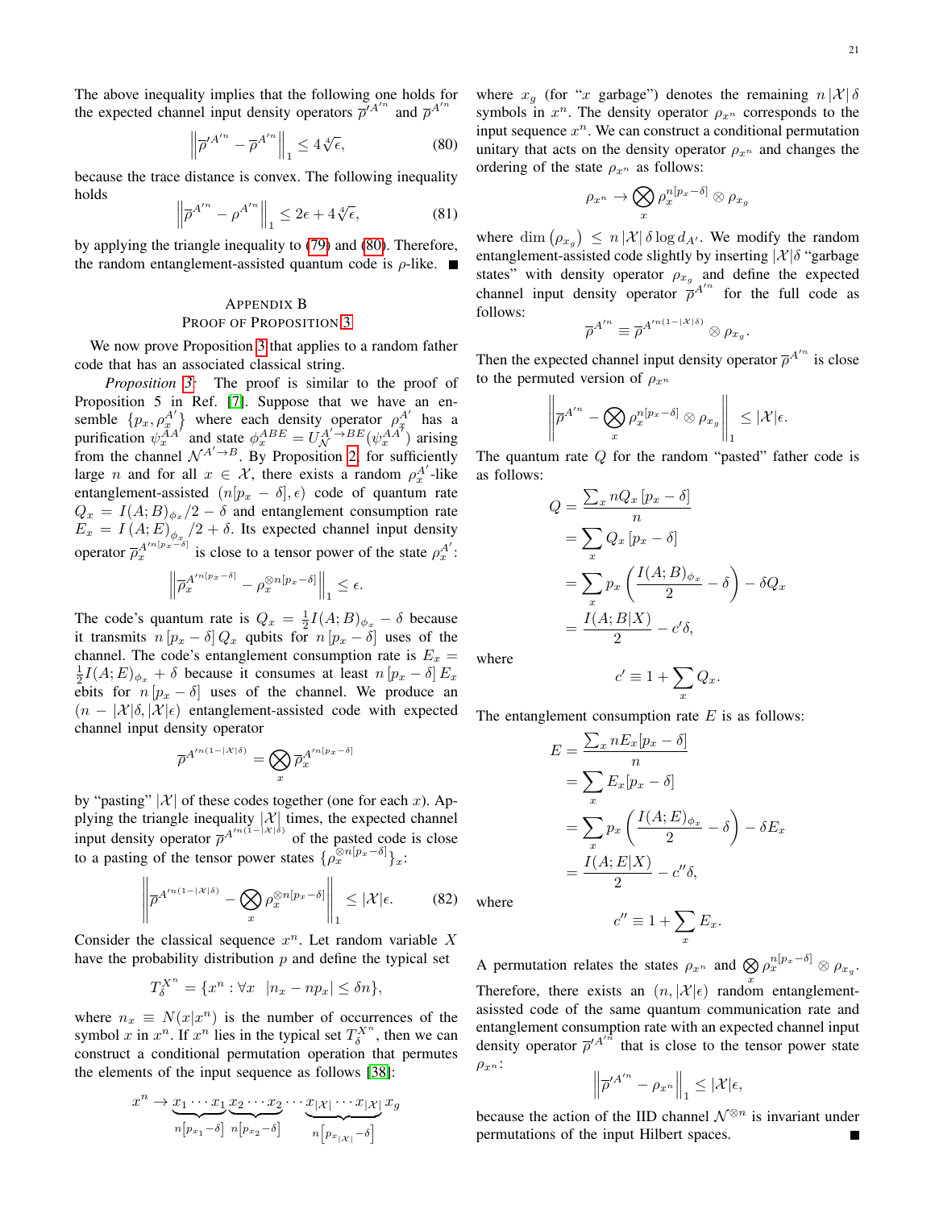The above inequality implies that the following one holds for the expected channel input density operators $\overline{\rho}'^{A'^n}$ and $\overline{\rho}^{A'^n}$

$$\left\| \overline{\rho}'^{A'^n} - \overline{\rho}^{A'^n} \right\|_1 \leq 4\sqrt[4]{\epsilon}, \tag{80}$$

because the trace distance is convex. The following inequality holds

$$\left\| \overline{\rho}^{A'^n} - \rho^{A'^n} \right\|_1 \leq 2\epsilon + 4\sqrt[4]{\epsilon}, \tag{81}$$

by applying the triangle inequality to (79) and (80). Therefore, the random entanglement-assisted quantum code is $\rho$-like. ■

## Appendix B
## Proof of Proposition 3

We now prove Proposition 3 that applies to a random father code that has an associated classical string.

*Proposition 3:* The proof is similar to the proof of Proposition 5 in Ref. [7]. Suppose that we have an ensemble $\{p_x, \rho_x^{A'}\}$ where each density operator $\rho_x^{A'}$ has a purification $\psi_x^{AA'}$ and state $\phi_x^{ABE} = U_{\mathcal{N}}^{A' \to BE}(\psi_x^{AA'})$ arising from the channel $\mathcal{N}^{A' \to B}$. By Proposition 2, for sufficiently large $n$ and for all $x \in \mathcal{X}$, there exists a random $\rho_x^{A'}$-like entanglement-assisted $(n[p_x - \delta], \epsilon)$ code of quantum rate $Q_x = I(A;B)_{\phi_x}/2 - \delta$ and entanglement consumption rate $E_x = I(A;E)_{\phi_x}/2 + \delta$. Its expected channel input density operator $\overline{\rho}_x^{A'^n[p_x - \delta]}$ is close to a tensor power of the state $\rho_x^{A'}$:

$$\left\| \overline{\rho}_x^{A'^n[p_x - \delta]} - \rho_x^{\otimes n[p_x - \delta]} \right\|_1 \leq \epsilon.$$

The code's quantum rate is $Q_x = \frac{1}{2} I(A;B)_{\phi_x} - \delta$ because it transmits $n[p_x - \delta] Q_x$ qubits for $n[p_x - \delta]$ uses of the channel. The code's entanglement consumption rate is $E_x = \frac{1}{2} I(A;E)_{\phi_x} + \delta$ because it consumes at least $n[p_x - \delta] E_x$ ebits for $n[p_x - \delta]$ uses of the channel. We produce an $(n - |\mathcal{X}|\delta, |\mathcal{X}|\epsilon)$ entanglement-assisted code with expected channel input density operator

$$\overline{\rho}^{A'^{n(1-|\mathcal{X}|\delta)}} = \bigotimes_x \overline{\rho}_x^{A'^n[p_x - \delta]}$$

by "pasting" $|\mathcal{X}|$ of these codes together (one for each $x$). Applying the triangle inequality $|\mathcal{X}|$ times, the expected channel input density operator $\overline{\rho}^{A'^{n(1-|\mathcal{X}|\delta)}}$ of the pasted code is close to a pasting of the tensor power states $\{\rho_x^{\otimes n[p_x - \delta]}\}_x$:

$$\left\| \overline{\rho}^{A'^{n(1-|\mathcal{X}|\delta)}} - \bigotimes_x \rho_x^{\otimes n[p_x - \delta]} \right\|_1 \leq |\mathcal{X}|\epsilon. \tag{82}$$

Consider the classical sequence $x^n$. Let random variable $X$ have the probability distribution $p$ and define the typical set

$$T_\delta^{X^n} = \{x^n : \forall x \ \ |n_x - np_x| \leq \delta n\},$$

where $n_x \equiv N(x|x^n)$ is the number of occurrences of the symbol $x$ in $x^n$. If $x^n$ lies in the typical set $T_\delta^{X^n}$, then we can construct a conditional permutation operation that permutes the elements of the input sequence as follows [38]:

$$x^n \to \underbrace{x_1 \cdots x_1}_{n[p_{x_1} - \delta]} \underbrace{x_2 \cdots x_2}_{n[p_{x_2} - \delta]} \cdots \underbrace{x_{|\mathcal{X}|} \cdots x_{|\mathcal{X}|}}_{n\left[p_{x_{|\mathcal{X}|}} - \delta\right]} x_g$$

where $x_g$ (for "$x$ garbage") denotes the remaining $n|\mathcal{X}|\delta$ symbols in $x^n$. The density operator $\rho_{x^n}$ corresponds to the input sequence $x^n$. We can construct a conditional permutation unitary that acts on the density operator $\rho_{x^n}$ and changes the ordering of the state $\rho_{x^n}$ as follows:

$$\rho_{x^n} \to \bigotimes_x \rho_x^{n[p_x - \delta]} \otimes \rho_{x_g}$$

where $\dim(\rho_{x_g}) \leq n|\mathcal{X}|\delta \log d_{A'}$. We modify the random entanglement-assisted code slightly by inserting $|\mathcal{X}|\delta$ "garbage states" with density operator $\rho_{x_g}$ and define the expected channel input density operator $\overline{\rho}^{A'^n}$ for the full code as follows:

$$\overline{\rho}^{A'^n} \equiv \overline{\rho}^{A'^{n(1-|\mathcal{X}|\delta)}} \otimes \rho_{x_g}.$$

Then the expected channel input density operator $\overline{\rho}^{A'^n}$ is close to the permuted version of $\rho_{x^n}$

$$\left\| \overline{\rho}^{A'^n} - \bigotimes_x \rho_x^{n[p_x - \delta]} \otimes \rho_{x_g} \right\|_1 \leq |\mathcal{X}|\epsilon.$$

The quantum rate $Q$ for the random "pasted" father code is as follows:

$$\begin{aligned}
Q &= \frac{\sum_x nQ_x [p_x - \delta]}{n} \\
&= \sum_x Q_x [p_x - \delta] \\
&= \sum_x p_x \left( \frac{I(A;B)_{\phi_x}}{2} - \delta \right) - \delta Q_x \\
&= \frac{I(A;B|X)}{2} - c'\delta,
\end{aligned}$$

where

$$c' \equiv 1 + \sum_x Q_x.$$

The entanglement consumption rate $E$ is as follows:

$$\begin{aligned}
E &= \frac{\sum_x nE_x [p_x - \delta]}{n} \\
&= \sum_x E_x [p_x - \delta] \\
&= \sum_x p_x \left( \frac{I(A;E)_{\phi_x}}{2} - \delta \right) - \delta E_x \\
&= \frac{I(A;E|X)}{2} - c''\delta,
\end{aligned}$$

where

$$c'' \equiv 1 + \sum_x E_x.$$

A permutation relates the states $\rho_{x^n}$ and $\bigotimes_x \rho_x^{n[p_x - \delta]} \otimes \rho_{x_g}$. Therefore, there exists an $(n, |\mathcal{X}|\epsilon)$ random entanglement-asissted code of the same quantum communication rate and entanglement consumption rate with an expected channel input density operator $\overline{\rho}'^{A'^n}$ that is close to the tensor power state $\rho_{x^n}$:

$$\left\| \overline{\rho}'^{A'^n} - \rho_{x^n} \right\|_1 \leq |\mathcal{X}|\epsilon,$$

because the action of the IID channel $\mathcal{N}^{\otimes n}$ is invariant under permutations of the input Hilbert spaces. ■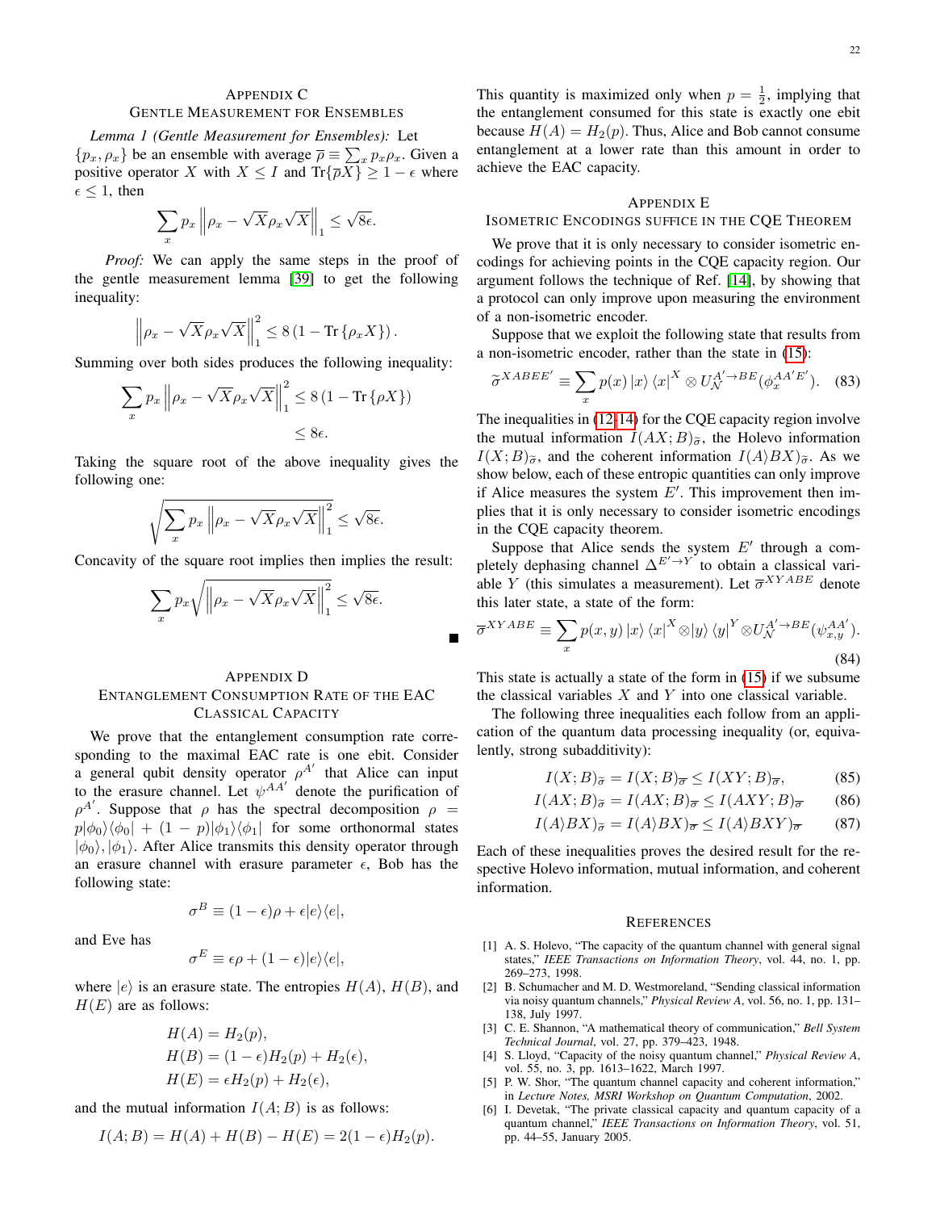## APPENDIX C
## GENTLE MEASUREMENT FOR ENSEMBLES

*Lemma 1 (Gentle Measurement for Ensembles):* Let $\{p_x, \rho_x\}$ be an ensemble with average $\overline{\rho} \equiv \sum_x p_x \rho_x$. Given a positive operator $X$ with $X \leq I$ and $\text{Tr}\{\overline{\rho} X\} \geq 1 - \epsilon$ where $\epsilon \leq 1$, then

$$\sum_x p_x \left\| \rho_x - \sqrt{X} \rho_x \sqrt{X} \right\|_1 \leq \sqrt{8\epsilon}.$$

*Proof:* We can apply the same steps in the proof of the gentle measurement lemma [39] to get the following inequality:

$$\left\| \rho_x - \sqrt{X} \rho_x \sqrt{X} \right\|_1^2 \leq 8 \left(1 - \text{Tr}\left\{\rho_x X\right\}\right).$$

Summing over both sides produces the following inequality:

$$\sum_x p_x \left\| \rho_x - \sqrt{X} \rho_x \sqrt{X} \right\|_1^2 \leq 8 \left(1 - \text{Tr}\left\{\rho X\right\}\right) \leq 8\epsilon.$$

Taking the square root of the above inequality gives the following one:

$$\sqrt{\sum_x p_x \left\| \rho_x - \sqrt{X} \rho_x \sqrt{X} \right\|_1^2} \leq \sqrt{8\epsilon}.$$

Concavity of the square root implies then implies the result:

$$\sum_x p_x \sqrt{\left\| \rho_x - \sqrt{X} \rho_x \sqrt{X} \right\|_1^2} \leq \sqrt{8\epsilon}.$$

■

## APPENDIX D
## ENTANGLEMENT CONSUMPTION RATE OF THE EAC CLASSICAL CAPACITY

We prove that the entanglement consumption rate corresponding to the maximal EAC rate is one ebit. Consider a general qubit density operator $\rho^{A'}$ that Alice can input to the erasure channel. Let $\psi^{AA'}$ denote the purification of $\rho^{A'}$. Suppose that $\rho$ has the spectral decomposition $\rho = p|\phi_0\rangle\langle\phi_0| + (1-p)|\phi_1\rangle\langle\phi_1|$ for some orthonormal states $|\phi_0\rangle, |\phi_1\rangle$. After Alice transmits this density operator through an erasure channel with erasure parameter $\epsilon$, Bob has the following state:

$$\sigma^B \equiv (1-\epsilon)\rho + \epsilon|e\rangle\langle e|,$$

and Eve has

$$\sigma^E \equiv \epsilon\rho + (1-\epsilon)|e\rangle\langle e|,$$

where $|e\rangle$ is an erasure state. The entropies $H(A)$, $H(B)$, and $H(E)$ are as follows:

$$H(A) = H_2(p),$$
$$H(B) = (1-\epsilon)H_2(p) + H_2(\epsilon),$$
$$H(E) = \epsilon H_2(p) + H_2(\epsilon),$$

and the mutual information $I(A;B)$ is as follows:

$$I(A;B) = H(A) + H(B) - H(E) = 2(1-\epsilon)H_2(p).$$

This quantity is maximized only when $p = \frac{1}{2}$, implying that the entanglement consumed for this state is exactly one ebit because $H(A) = H_2(p)$. Thus, Alice and Bob cannot consume entanglement at a lower rate than this amount in order to achieve the EAC capacity.

## APPENDIX E
## ISOMETRIC ENCODINGS SUFFICE IN THE CQE THEOREM

We prove that it is only necessary to consider isometric encodings for achieving points in the CQE capacity region. Our argument follows the technique of Ref. [14], by showing that a protocol can only improve upon measuring the environment of a non-isometric encoder.

Suppose that we exploit the following state that results from a non-isometric encoder, rather than the state in (15):

$$\widetilde{\sigma}^{XABEE'} \equiv \sum_x p(x) \left|x\right\rangle \left\langle x\right|^X \otimes U_{\mathcal{N}}^{A' \to BE}(\phi_x^{AA'E'}). \quad (83)$$

The inequalities in (12-14) for the CQE capacity region involve the mutual information $I(AX;B)_{\widetilde{\sigma}}$, the Holevo information $I(X;B)_{\widetilde{\sigma}}$, and the coherent information $I(A\rangle BX)_{\widetilde{\sigma}}$. As we show below, each of these entropic quantities can only improve if Alice measures the system $E'$. This improvement then implies that it is only necessary to consider isometric encodings in the CQE capacity theorem.

Suppose that Alice sends the system $E'$ through a completely dephasing channel $\Delta^{E' \to Y}$ to obtain a classical variable $Y$ (this simulates a measurement). Let $\overline{\sigma}^{XYABE}$ denote this later state, a state of the form:

$$\overline{\sigma}^{XYABE} \equiv \sum_x p(x,y) \left|x\right\rangle \left\langle x\right|^X \otimes \left|y\right\rangle \left\langle y\right|^Y \otimes U_{\mathcal{N}}^{A' \to BE}(\psi_{x,y}^{AA'}). \quad (84)$$

This state is actually a state of the form in (15) if we subsume the classical variables $X$ and $Y$ into one classical variable.

The following three inequalities each follow from an application of the quantum data processing inequality (or, equivalently, strong subadditivity):

$$I(X;B)_{\widetilde{\sigma}} = I(X;B)_{\overline{\sigma}} \leq I(XY;B)_{\overline{\sigma}}, \quad (85)$$
$$I(AX;B)_{\widetilde{\sigma}} = I(AX;B)_{\overline{\sigma}} \leq I(AXY;B)_{\overline{\sigma}} \quad (86)$$
$$I(A\rangle BX)_{\widetilde{\sigma}} = I(A\rangle BX)_{\overline{\sigma}} \leq I(A\rangle BXY)_{\overline{\sigma}} \quad (87)$$

Each of these inequalities proves the desired result for the respective Holevo information, mutual information, and coherent information.

## REFERENCES

[1] A. S. Holevo, "The capacity of the quantum channel with general signal states," *IEEE Transactions on Information Theory*, vol. 44, no. 1, pp. 269–273, 1998.

[2] B. Schumacher and M. D. Westmoreland, "Sending classical information via noisy quantum channels," *Physical Review A*, vol. 56, no. 1, pp. 131–138, July 1997.

[3] C. E. Shannon, "A mathematical theory of communication," *Bell System Technical Journal*, vol. 27, pp. 379–423, 1948.

[4] S. Lloyd, "Capacity of the noisy quantum channel," *Physical Review A*, vol. 55, no. 3, pp. 1613–1622, March 1997.

[5] P. W. Shor, "The quantum channel capacity and coherent information," in *Lecture Notes, MSRI Workshop on Quantum Computation*, 2002.

[6] I. Devetak, "The private classical capacity and quantum capacity of a quantum channel," *IEEE Transactions on Information Theory*, vol. 51, pp. 44–55, January 2005.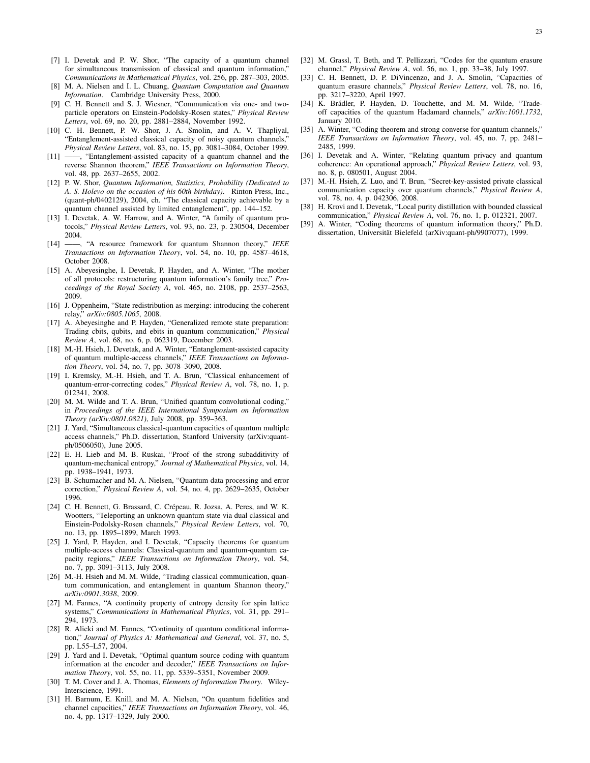[7] I. Devetak and P. W. Shor, "The capacity of a quantum channel for simultaneous transmission of classical and quantum information," *Communications in Mathematical Physics*, vol. 256, pp. 287–303, 2005.

[8] M. A. Nielsen and I. L. Chuang, *Quantum Computation and Quantum Information*. Cambridge University Press, 2000.

[9] C. H. Bennett and S. J. Wiesner, "Communication via one- and two-particle operators on Einstein-Podolsky-Rosen states," *Physical Review Letters*, vol. 69, no. 20, pp. 2881–2884, November 1992.

[10] C. H. Bennett, P. W. Shor, J. A. Smolin, and A. V. Thapliyal, "Entanglement-assisted classical capacity of noisy quantum channels," *Physical Review Letters*, vol. 83, no. 15, pp. 3081–3084, October 1999.

[11] ——, "Entanglement-assisted capacity of a quantum channel and the reverse Shannon theorem," *IEEE Transactions on Information Theory*, vol. 48, pp. 2637–2655, 2002.

[12] P. W. Shor, *Quantum Information, Statistics, Probability (Dedicated to A. S. Holevo on the occasion of his 60th birthday)*. Rinton Press, Inc., (quant-ph/0402129), 2004, ch. "The classical capacity achievable by a quantum channel assisted by limited entanglement", pp. 144–152.

[13] I. Devetak, A. W. Harrow, and A. Winter, "A family of quantum protocols," *Physical Review Letters*, vol. 93, no. 23, p. 230504, December 2004.

[14] ——, "A resource framework for quantum Shannon theory," *IEEE Transactions on Information Theory*, vol. 54, no. 10, pp. 4587–4618, October 2008.

[15] A. Abeyesinghe, I. Devetak, P. Hayden, and A. Winter, "The mother of all protocols: restructuring quantum information's family tree," *Proceedings of the Royal Society A*, vol. 465, no. 2108, pp. 2537–2563, 2009.

[16] J. Oppenheim, "State redistribution as merging: introducing the coherent relay," *arXiv:0805.1065*, 2008.

[17] A. Abeyesinghe and P. Hayden, "Generalized remote state preparation: Trading cbits, qubits, and ebits in quantum communication," *Physical Review A*, vol. 68, no. 6, p. 062319, December 2003.

[18] M.-H. Hsieh, I. Devetak, and A. Winter, "Entanglement-assisted capacity of quantum multiple-access channels," *IEEE Transactions on Information Theory*, vol. 54, no. 7, pp. 3078–3090, 2008.

[19] I. Kremsky, M.-H. Hsieh, and T. A. Brun, "Classical enhancement of quantum-error-correcting codes," *Physical Review A*, vol. 78, no. 1, p. 012341, 2008.

[20] M. M. Wilde and T. A. Brun, "Unified quantum convolutional coding," in *Proceedings of the IEEE International Symposium on Information Theory (arXiv:0801.0821)*, July 2008, pp. 359–363.

[21] J. Yard, "Simultaneous classical-quantum capacities of quantum multiple access channels," Ph.D. dissertation, Stanford University (arXiv:quant-ph/0506050), June 2005.

[22] E. H. Lieb and M. B. Ruskai, "Proof of the strong subadditivity of quantum-mechanical entropy," *Journal of Mathematical Physics*, vol. 14, pp. 1938–1941, 1973.

[23] B. Schumacher and M. A. Nielsen, "Quantum data processing and error correction," *Physical Review A*, vol. 54, no. 4, pp. 2629–2635, October 1996.

[24] C. H. Bennett, G. Brassard, C. Crépeau, R. Jozsa, A. Peres, and W. K. Wootters, "Teleporting an unknown quantum state via dual classical and Einstein-Podolsky-Rosen channels," *Physical Review Letters*, vol. 70, no. 13, pp. 1895–1899, March 1993.

[25] J. Yard, P. Hayden, and I. Devetak, "Capacity theorems for quantum multiple-access channels: Classical-quantum and quantum-quantum capacity regions," *IEEE Transactions on Information Theory*, vol. 54, no. 7, pp. 3091–3113, July 2008.

[26] M.-H. Hsieh and M. M. Wilde, "Trading classical communication, quantum communication, and entanglement in quantum Shannon theory," *arXiv:0901.3038*, 2009.

[27] M. Fannes, "A continuity property of entropy density for spin lattice systems," *Communications in Mathematical Physics*, vol. 31, pp. 291–294, 1973.

[28] R. Alicki and M. Fannes, "Continuity of quantum conditional information," *Journal of Physics A: Mathematical and General*, vol. 37, no. 5, pp. L55–L57, 2004.

[29] J. Yard and I. Devetak, "Optimal quantum source coding with quantum information at the encoder and decoder," *IEEE Transactions on Information Theory*, vol. 55, no. 11, pp. 5339–5351, November 2009.

[30] T. M. Cover and J. A. Thomas, *Elements of Information Theory*. Wiley-Interscience, 1991.

[31] H. Barnum, E. Knill, and M. A. Nielsen, "On quantum fidelities and channel capacities," *IEEE Transactions on Information Theory*, vol. 46, no. 4, pp. 1317–1329, July 2000.

[32] M. Grassl, T. Beth, and T. Pellizzari, "Codes for the quantum erasure channel," *Physical Review A*, vol. 56, no. 1, pp. 33–38, July 1997.

[33] C. H. Bennett, D. P. DiVincenzo, and J. A. Smolin, "Capacities of quantum erasure channels," *Physical Review Letters*, vol. 78, no. 16, pp. 3217–3220, April 1997.

[34] K. Brádler, P. Hayden, D. Touchette, and M. M. Wilde, "Trade-off capacities of the quantum Hadamard channels," *arXiv:1001.1732*, January 2010.

[35] A. Winter, "Coding theorem and strong converse for quantum channels," *IEEE Transactions on Information Theory*, vol. 45, no. 7, pp. 2481–2485, 1999.

[36] I. Devetak and A. Winter, "Relating quantum privacy and quantum coherence: An operational approach," *Physical Review Letters*, vol. 93, no. 8, p. 080501, August 2004.

[37] M.-H. Hsieh, Z. Luo, and T. Brun, "Secret-key-assisted private classical communication capacity over quantum channels," *Physical Review A*, vol. 78, no. 4, p. 042306, 2008.

[38] H. Krovi and I. Devetak, "Local purity distillation with bounded classical communication," *Physical Review A*, vol. 76, no. 1, p. 012321, 2007.

[39] A. Winter, "Coding theorems of quantum information theory," Ph.D. dissertation, Universität Bielefeld (arXiv:quant-ph/9907077), 1999.